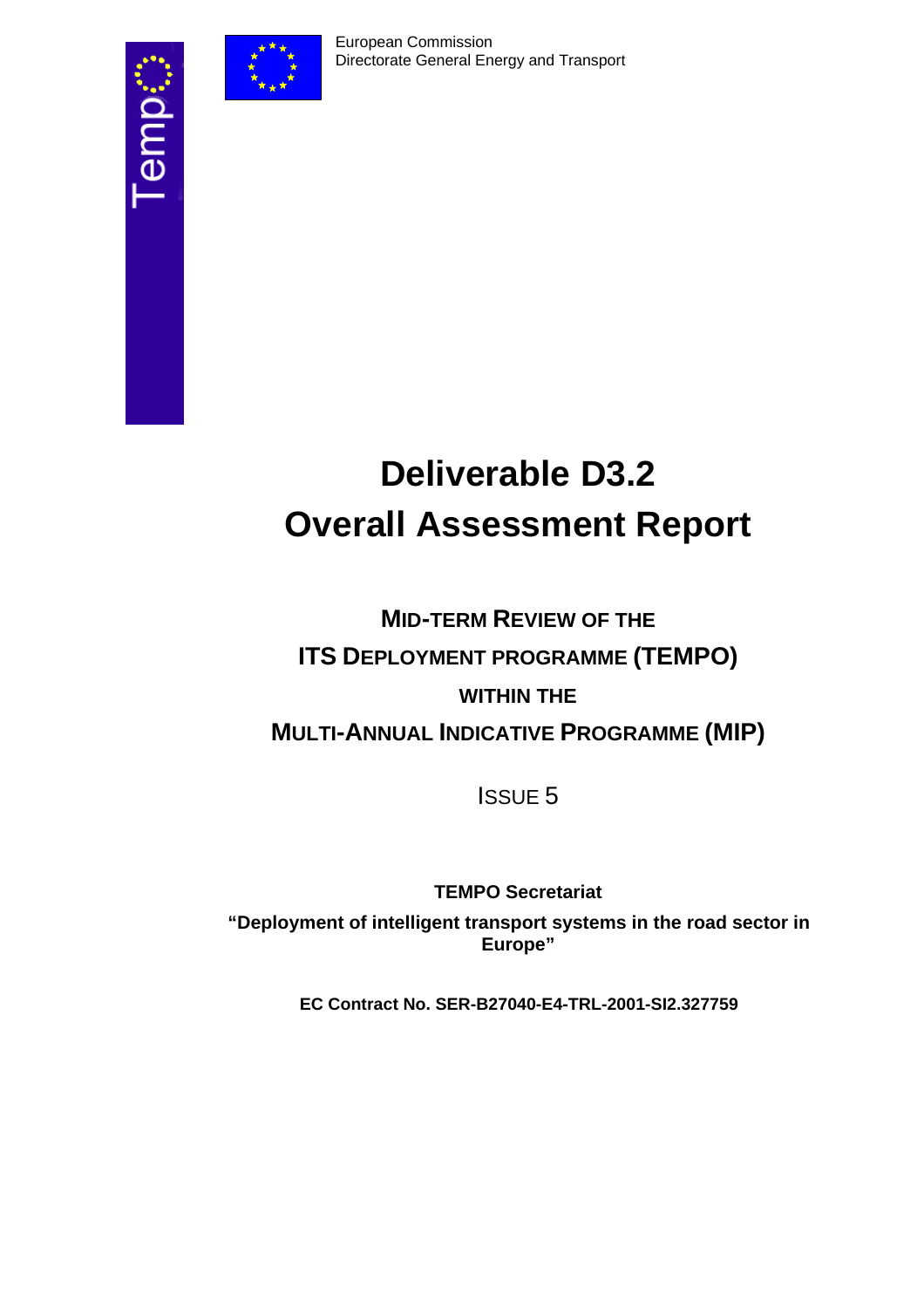European Commission
Directorate General Energy and Transport

# Deliverable D3.2
# Overall Assessment Report

## MID-TERM REVIEW OF THE ITS DEPLOYMENT PROGRAMME (TEMPO) WITHIN THE MULTI-ANNUAL INDICATIVE PROGRAMME (MIP)

ISSUE 5

**TEMPO Secretariat**

**"Deployment of intelligent transport systems in the road sector in Europe"**

**EC Contract No. SER-B27040-E4-TRL-2001-SI2.327759**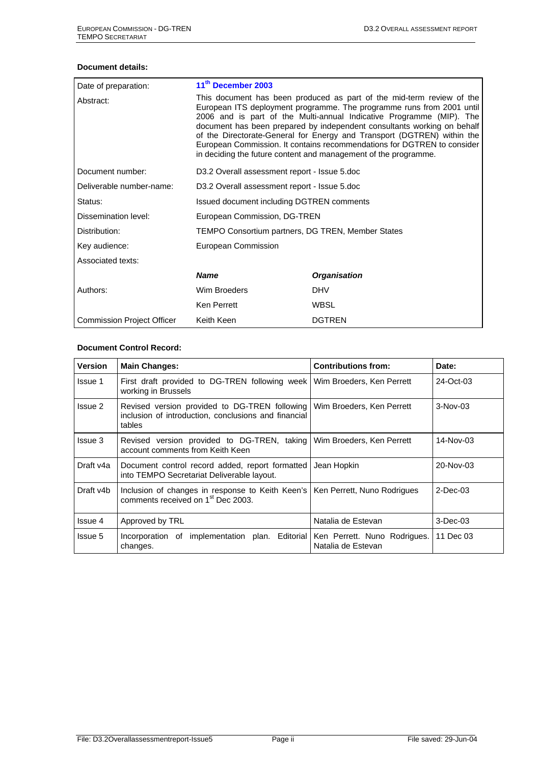**Document details:**

| | | |
|---|---|---|
| Date of preparation: | **11th December 2003** | |
| Abstract: | This document has been produced as part of the mid-term review of the European ITS deployment programme. The programme runs from 2001 until 2006 and is part of the Multi-annual Indicative Programme (MIP). The document has been prepared by independent consultants working on behalf of the Directorate-General for Energy and Transport (DGTREN) within the European Commission. It contains recommendations for DGTREN to consider in deciding the future content and management of the programme. | |
| Document number: | D3.2 Overall assessment report - Issue 5.doc | |
| Deliverable number-name: | D3.2 Overall assessment report - Issue 5.doc | |
| Status: | Issued document including DGTREN comments | |
| Dissemination level: | European Commission, DG-TREN | |
| Distribution: | TEMPO Consortium partners, DG TREN, Member States | |
| Key audience: | European Commission | |
| Associated texts: | | |
| | ***Name*** | ***Organisation*** |
| Authors: | Wim Broeders | DHV |
| | Ken Perrett | WBSL |
| Commission Project Officer | Keith Keen | DGTREN |

**Document Control Record:**

| **Version** | **Main Changes:** | **Contributions from:** | **Date:** |
|---|---|---|---|
| Issue 1 | First draft provided to DG-TREN following week working in Brussels | Wim Broeders, Ken Perrett | 24-Oct-03 |
| Issue 2 | Revised version provided to DG-TREN following inclusion of introduction, conclusions and financial tables | Wim Broeders, Ken Perrett | 3-Nov-03 |
| Issue 3 | Revised version provided to DG-TREN, taking account comments from Keith Keen | Wim Broeders, Ken Perrett | 14-Nov-03 |
| Draft v4a | Document control record added, report formatted into TEMPO Secretariat Deliverable layout. | Jean Hopkin | 20-Nov-03 |
| Draft v4b | Inclusion of changes in response to Keith Keen's comments received on 1st Dec 2003. | Ken Perrett, Nuno Rodrigues | 2-Dec-03 |
| Issue 4 | Approved by TRL | Natalia de Estevan | 3-Dec-03 |
| Issue 5 | Incorporation of implementation plan. Editorial changes. | Ken Perrett. Nuno Rodrigues. Natalia de Estevan | 11 Dec 03 |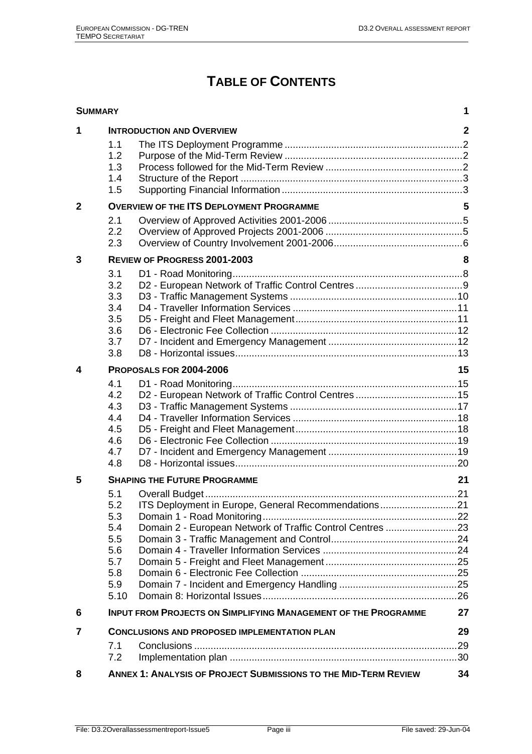# TABLE OF CONTENTS

**SUMMARY** 1

**1 INTRODUCTION AND OVERVIEW** 2

- 1.1 The ITS Deployment Programme ... 2
- 1.2 Purpose of the Mid-Term Review ... 2
- 1.3 Process followed for the Mid-Term Review ... 2
- 1.4 Structure of the Report ... 3
- 1.5 Supporting Financial Information ... 3

**2 OVERVIEW OF THE ITS DEPLOYMENT PROGRAMME** 5

- 2.1 Overview of Approved Activities 2001-2006 ... 5
- 2.2 Overview of Approved Projects 2001-2006 ... 5
- 2.3 Overview of Country Involvement 2001-2006 ... 6

**3 REVIEW OF PROGRESS 2001-2003** 8

- 3.1 D1 - Road Monitoring ... 8
- 3.2 D2 - European Network of Traffic Control Centres ... 9
- 3.3 D3 - Traffic Management Systems ... 10
- 3.4 D4 - Traveller Information Services ... 11
- 3.5 D5 - Freight and Fleet Management ... 11
- 3.6 D6 - Electronic Fee Collection ... 12
- 3.7 D7 - Incident and Emergency Management ... 12
- 3.8 D8 - Horizontal issues ... 13

**4 PROPOSALS FOR 2004-2006** 15

- 4.1 D1 - Road Monitoring ... 15
- 4.2 D2 - European Network of Traffic Control Centres ... 15
- 4.3 D3 - Traffic Management Systems ... 17
- 4.4 D4 - Traveller Information Services ... 18
- 4.5 D5 - Freight and Fleet Management ... 18
- 4.6 D6 - Electronic Fee Collection ... 19
- 4.7 D7 - Incident and Emergency Management ... 19
- 4.8 D8 - Horizontal issues ... 20

**5 SHAPING THE FUTURE PROGRAMME** 21

- 5.1 Overall Budget ... 21
- 5.2 ITS Deployment in Europe, General Recommendations ... 21
- 5.3 Domain 1 - Road Monitoring ... 22
- 5.4 Domain 2 - European Network of Traffic Control Centres ... 23
- 5.5 Domain 3 - Traffic Management and Control ... 24
- 5.6 Domain 4 - Traveller Information Services ... 24
- 5.7 Domain 5 - Freight and Fleet Management ... 25
- 5.8 Domain 6 - Electronic Fee Collection ... 25
- 5.9 Domain 7 - Incident and Emergency Handling ... 25
- 5.10 Domain 8: Horizontal Issues ... 26

**6 INPUT FROM PROJECTS ON SIMPLIFYING MANAGEMENT OF THE PROGRAMME** 27

**7 CONCLUSIONS AND PROPOSED IMPLEMENTATION PLAN** 29

- 7.1 Conclusions ... 29
- 7.2 Implementation plan ... 30

**8 ANNEX 1: ANALYSIS OF PROJECT SUBMISSIONS TO THE MID-TERM REVIEW** 34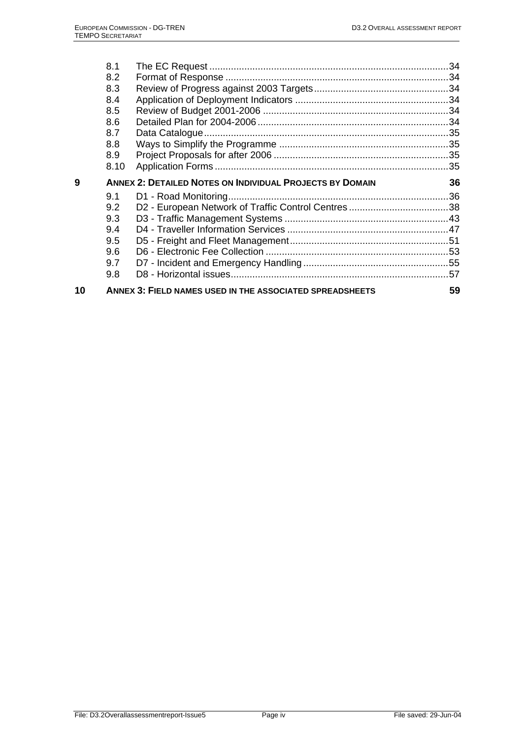| | | |
|---|---|---|
| 8.1 | The EC Request | 34 |
| 8.2 | Format of Response | 34 |
| 8.3 | Review of Progress against 2003 Targets | 34 |
| 8.4 | Application of Deployment Indicators | 34 |
| 8.5 | Review of Budget 2001-2006 | 34 |
| 8.6 | Detailed Plan for 2004-2006 | 34 |
| 8.7 | Data Catalogue | 35 |
| 8.8 | Ways to Simplify the Programme | 35 |
| 8.9 | Project Proposals for after 2006 | 35 |
| 8.10 | Application Forms | 35 |
| **9** | **ANNEX 2: DETAILED NOTES ON INDIVIDUAL PROJECTS BY DOMAIN** | **36** |
| 9.1 | D1 - Road Monitoring | 36 |
| 9.2 | D2 - European Network of Traffic Control Centres | 38 |
| 9.3 | D3 - Traffic Management Systems | 43 |
| 9.4 | D4 - Traveller Information Services | 47 |
| 9.5 | D5 - Freight and Fleet Management | 51 |
| 9.6 | D6 - Electronic Fee Collection | 53 |
| 9.7 | D7 - Incident and Emergency Handling | 55 |
| 9.8 | D8 - Horizontal issues | 57 |
| **10** | **ANNEX 3: FIELD NAMES USED IN THE ASSOCIATED SPREADSHEETS** | **59** |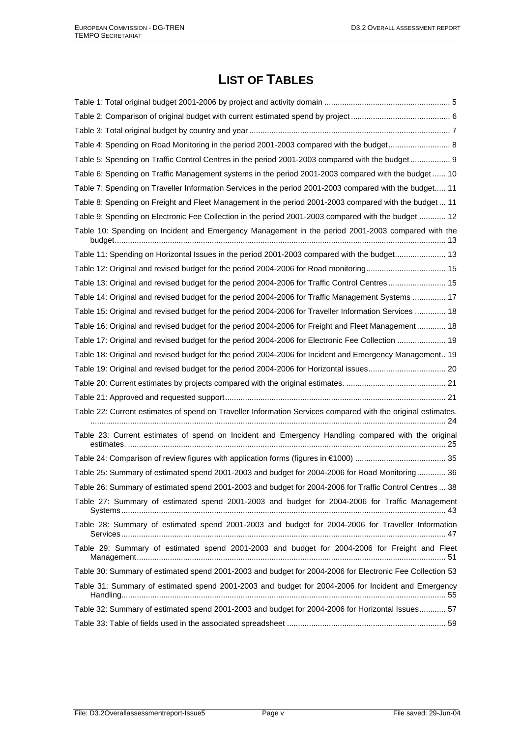# LIST OF TABLES

Table 1: Total original budget 2001-2006 by project and activity domain ........................................................ 5
Table 2: Comparison of original budget with current estimated spend by project ............................................ 6
Table 3: Total original budget by country and year .......................................................................................... 7
Table 4: Spending on Road Monitoring in the period 2001-2003 compared with the budget............................ 8
Table 5: Spending on Traffic Control Centres in the period 2001-2003 compared with the budget .................. 9
Table 6: Spending on Traffic Management systems in the period 2001-2003 compared with the budget ...... 10
Table 7: Spending on Traveller Information Services in the period 2001-2003 compared with the budget..... 11
Table 8: Spending on Freight and Fleet Management in the period 2001-2003 compared with the budget ... 11
Table 9: Spending on Electronic Fee Collection in the period 2001-2003 compared with the budget ............ 12
Table 10: Spending on Incident and Emergency Management in the period 2001-2003 compared with the budget..................................................................................................................................................... 13
Table 11: Spending on Horizontal Issues in the period 2001-2003 compared with the budget....................... 13
Table 12: Original and revised budget for the period 2004-2006 for Road monitoring.................................... 15
Table 13: Original and revised budget for the period 2004-2006 for Traffic Control Centres .......................... 15
Table 14: Original and revised budget for the period 2004-2006 for Traffic Management Systems ............... 17
Table 15: Original and revised budget for the period 2004-2006 for Traveller Information Services .............. 18
Table 16: Original and revised budget for the period 2004-2006 for Freight and Fleet Management ............. 18
Table 17: Original and revised budget for the period 2004-2006 for Electronic Fee Collection ...................... 19
Table 18: Original and revised budget for the period 2004-2006 for Incident and Emergency Management.. 19
Table 19: Original and revised budget for the period 2004-2006 for Horizontal issues................................... 20
Table 20: Current estimates by projects compared with the original estimates. ............................................. 21
Table 21: Approved and requested support ................................................................................................... 21
Table 22: Current estimates of spend on Traveller Information Services compared with the original estimates. ................................................................................................................................................................ 24
Table 23: Current estimates of spend on Incident and Emergency Handling compared with the original estimates. ............................................................................................................................................... 25
Table 24: Comparison of review figures with application forms (figures in €1000) ......................................... 35
Table 25: Summary of estimated spend 2001-2003 and budget for 2004-2006 for Road Monitoring ............. 36
Table 26: Summary of estimated spend 2001-2003 and budget for 2004-2006 for Traffic Control Centres ... 38
Table 27: Summary of estimated spend 2001-2003 and budget for 2004-2006 for Traffic Management Systems.................................................................................................................................................. 43
Table 28: Summary of estimated spend 2001-2003 and budget for 2004-2006 for Traveller Information Services.................................................................................................................................................. 47
Table 29: Summary of estimated spend 2001-2003 and budget for 2004-2006 for Freight and Fleet Management........................................................................................................................................... 51
Table 30: Summary of estimated spend 2001-2003 and budget for 2004-2006 for Electronic Fee Collection 53
Table 31: Summary of estimated spend 2001-2003 and budget for 2004-2006 for Incident and Emergency Handling.................................................................................................................................................. 55
Table 32: Summary of estimated spend 2001-2003 and budget for 2004-2006 for Horizontal Issues............ 57
Table 33: Table of fields used in the associated spreadsheet ....................................................................... 59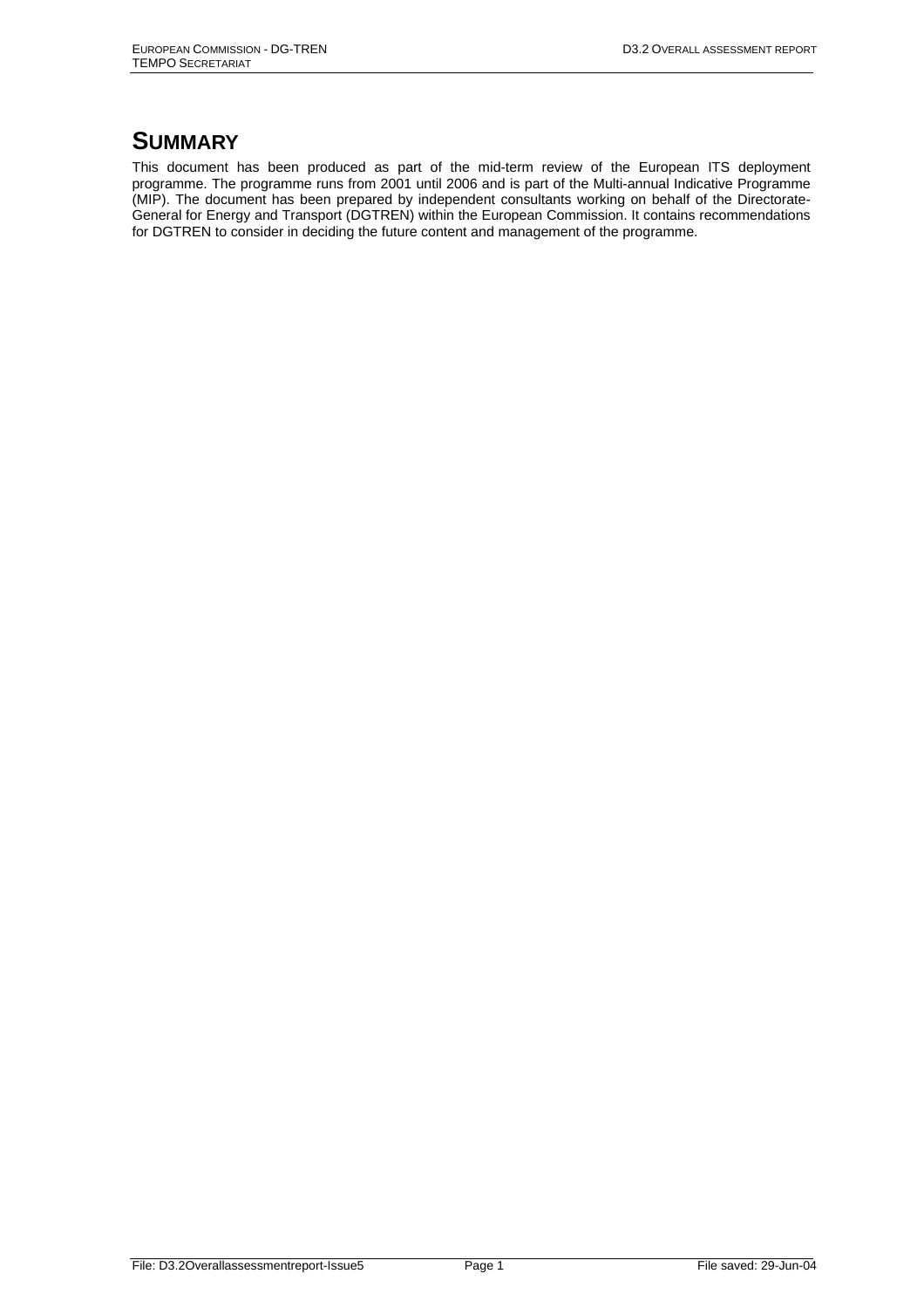# SUMMARY

This document has been produced as part of the mid-term review of the European ITS deployment programme. The programme runs from 2001 until 2006 and is part of the Multi-annual Indicative Programme (MIP). The document has been prepared by independent consultants working on behalf of the Directorate-General for Energy and Transport (DGTREN) within the European Commission. It contains recommendations for DGTREN to consider in deciding the future content and management of the programme.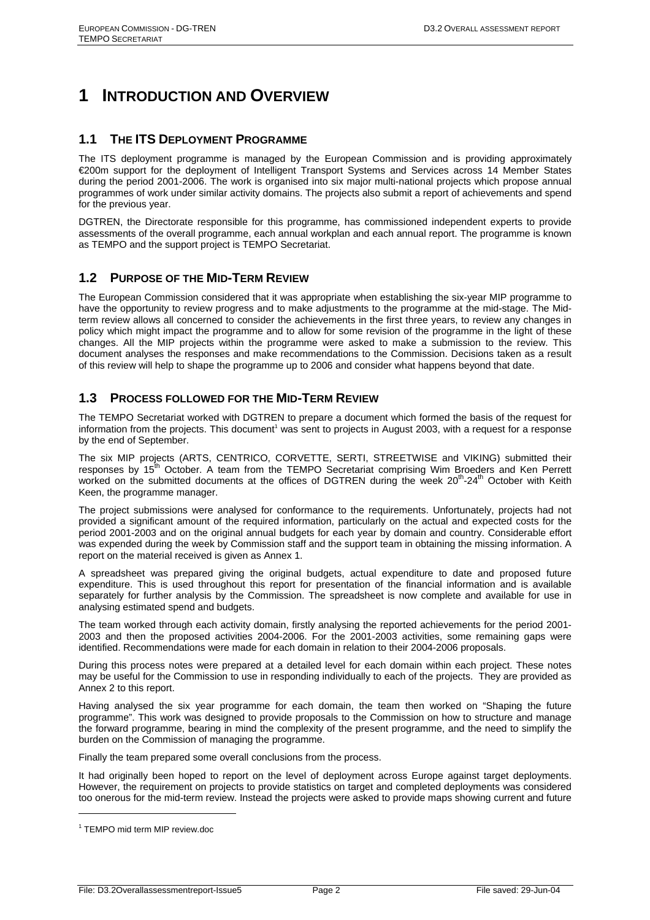# 1 INTRODUCTION AND OVERVIEW

## 1.1 THE ITS DEPLOYMENT PROGRAMME

The ITS deployment programme is managed by the European Commission and is providing approximately €200m support for the deployment of Intelligent Transport Systems and Services across 14 Member States during the period 2001-2006. The work is organised into six major multi-national projects which propose annual programmes of work under similar activity domains. The projects also submit a report of achievements and spend for the previous year.

DGTREN, the Directorate responsible for this programme, has commissioned independent experts to provide assessments of the overall programme, each annual workplan and each annual report. The programme is known as TEMPO and the support project is TEMPO Secretariat.

## 1.2 PURPOSE OF THE MID-TERM REVIEW

The European Commission considered that it was appropriate when establishing the six-year MIP programme to have the opportunity to review progress and to make adjustments to the programme at the mid-stage. The Mid-term review allows all concerned to consider the achievements in the first three years, to review any changes in policy which might impact the programme and to allow for some revision of the programme in the light of these changes. All the MIP projects within the programme were asked to make a submission to the review. This document analyses the responses and make recommendations to the Commission. Decisions taken as a result of this review will help to shape the programme up to 2006 and consider what happens beyond that date.

## 1.3 PROCESS FOLLOWED FOR THE MID-TERM REVIEW

The TEMPO Secretariat worked with DGTREN to prepare a document which formed the basis of the request for information from the projects. This document[1] was sent to projects in August 2003, with a request for a response by the end of September.

The six MIP projects (ARTS, CENTRICO, CORVETTE, SERTI, STREETWISE and VIKING) submitted their responses by 15th October. A team from the TEMPO Secretariat comprising Wim Broeders and Ken Perrett worked on the submitted documents at the offices of DGTREN during the week 20th-24th October with Keith Keen, the programme manager.

The project submissions were analysed for conformance to the requirements. Unfortunately, projects had not provided a significant amount of the required information, particularly on the actual and expected costs for the period 2001-2003 and on the original annual budgets for each year by domain and country. Considerable effort was expended during the week by Commission staff and the support team in obtaining the missing information. A report on the material received is given as Annex 1.

A spreadsheet was prepared giving the original budgets, actual expenditure to date and proposed future expenditure. This is used throughout this report for presentation of the financial information and is available separately for further analysis by the Commission. The spreadsheet is now complete and available for use in analysing estimated spend and budgets.

The team worked through each activity domain, firstly analysing the reported achievements for the period 2001-2003 and then the proposed activities 2004-2006. For the 2001-2003 activities, some remaining gaps were identified. Recommendations were made for each domain in relation to their 2004-2006 proposals.

During this process notes were prepared at a detailed level for each domain within each project. These notes may be useful for the Commission to use in responding individually to each of the projects. They are provided as Annex 2 to this report.

Having analysed the six year programme for each domain, the team then worked on "Shaping the future programme". This work was designed to provide proposals to the Commission on how to structure and manage the forward programme, bearing in mind the complexity of the present programme, and the need to simplify the burden on the Commission of managing the programme.

Finally the team prepared some overall conclusions from the process.

It had originally been hoped to report on the level of deployment across Europe against target deployments. However, the requirement on projects to provide statistics on target and completed deployments was considered too onerous for the mid-term review. Instead the projects were asked to provide maps showing current and future

[1] TEMPO mid term MIP review.doc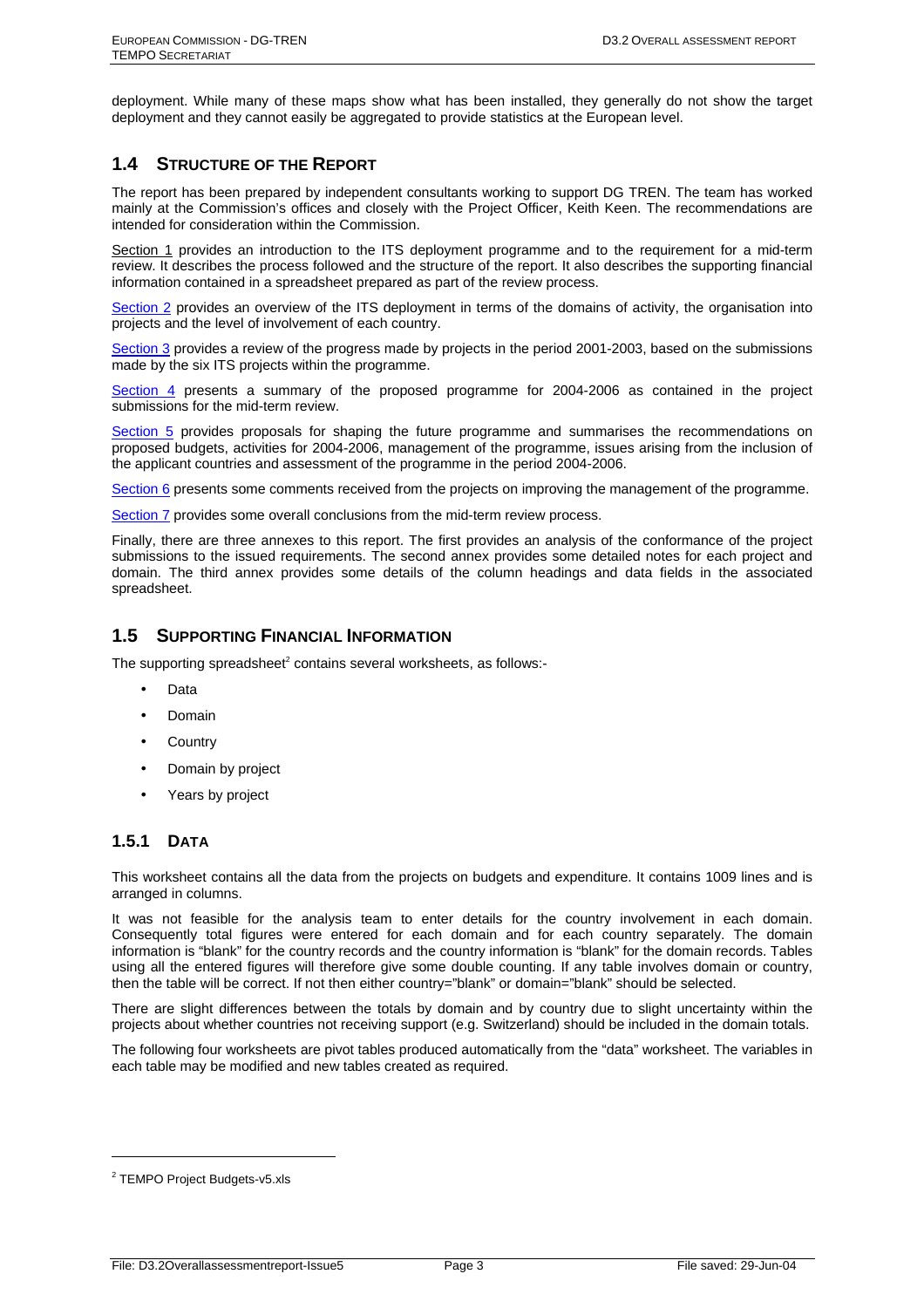deployment. While many of these maps show what has been installed, they generally do not show the target deployment and they cannot easily be aggregated to provide statistics at the European level.

## 1.4 STRUCTURE OF THE REPORT

The report has been prepared by independent consultants working to support DG TREN. The team has worked mainly at the Commission's offices and closely with the Project Officer, Keith Keen. The recommendations are intended for consideration within the Commission.

Section 1 provides an introduction to the ITS deployment programme and to the requirement for a mid-term review. It describes the process followed and the structure of the report. It also describes the supporting financial information contained in a spreadsheet prepared as part of the review process.

Section 2 provides an overview of the ITS deployment in terms of the domains of activity, the organisation into projects and the level of involvement of each country.

Section 3 provides a review of the progress made by projects in the period 2001-2003, based on the submissions made by the six ITS projects within the programme.

Section 4 presents a summary of the proposed programme for 2004-2006 as contained in the project submissions for the mid-term review.

Section 5 provides proposals for shaping the future programme and summarises the recommendations on proposed budgets, activities for 2004-2006, management of the programme, issues arising from the inclusion of the applicant countries and assessment of the programme in the period 2004-2006.

Section 6 presents some comments received from the projects on improving the management of the programme.

Section 7 provides some overall conclusions from the mid-term review process.

Finally, there are three annexes to this report. The first provides an analysis of the conformance of the project submissions to the issued requirements. The second annex provides some detailed notes for each project and domain. The third annex provides some details of the column headings and data fields in the associated spreadsheet.

## 1.5 SUPPORTING FINANCIAL INFORMATION

The supporting spreadsheet[2] contains several worksheets, as follows:-

- Data
- Domain
- Country
- Domain by project
- Years by project

### 1.5.1 DATA

This worksheet contains all the data from the projects on budgets and expenditure. It contains 1009 lines and is arranged in columns.

It was not feasible for the analysis team to enter details for the country involvement in each domain. Consequently total figures were entered for each domain and for each country separately. The domain information is "blank" for the country records and the country information is "blank" for the domain records. Tables using all the entered figures will therefore give some double counting. If any table involves domain or country, then the table will be correct. If not then either country="blank" or domain="blank" should be selected.

There are slight differences between the totals by domain and by country due to slight uncertainty within the projects about whether countries not receiving support (e.g. Switzerland) should be included in the domain totals.

The following four worksheets are pivot tables produced automatically from the "data" worksheet. The variables in each table may be modified and new tables created as required.

[2] TEMPO Project Budgets-v5.xls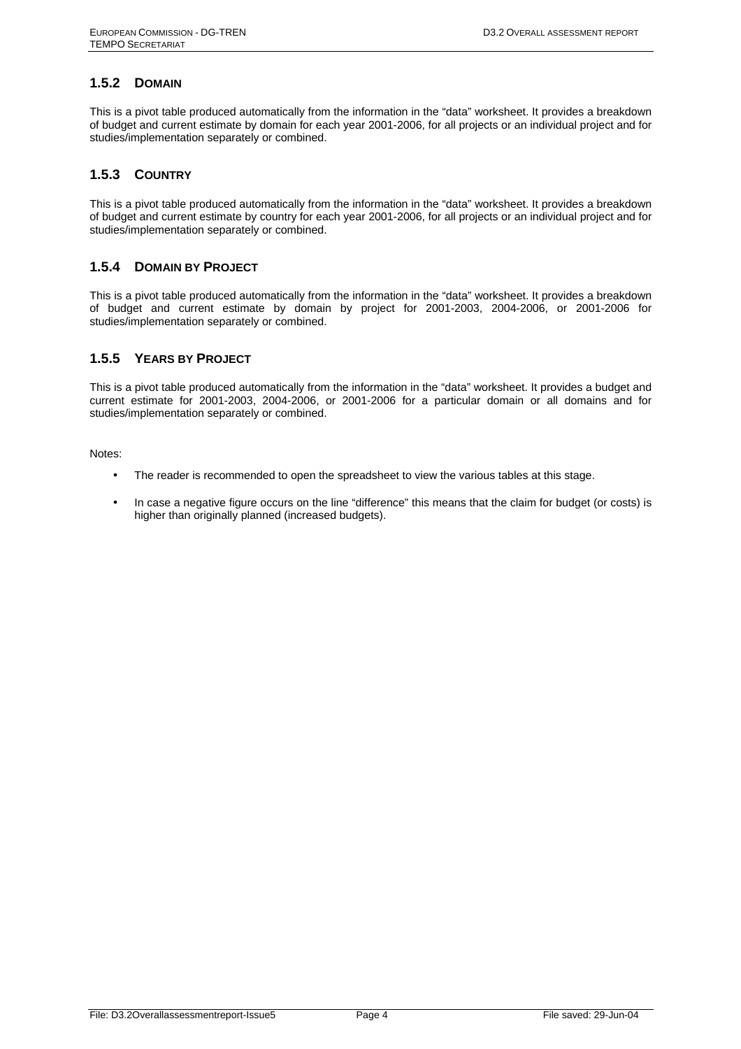### 1.5.2 DOMAIN

This is a pivot table produced automatically from the information in the "data" worksheet. It provides a breakdown of budget and current estimate by domain for each year 2001-2006, for all projects or an individual project and for studies/implementation separately or combined.

### 1.5.3 COUNTRY

This is a pivot table produced automatically from the information in the "data" worksheet. It provides a breakdown of budget and current estimate by country for each year 2001-2006, for all projects or an individual project and for studies/implementation separately or combined.

### 1.5.4 DOMAIN BY PROJECT

This is a pivot table produced automatically from the information in the "data" worksheet. It provides a breakdown of budget and current estimate by domain by project for 2001-2003, 2004-2006, or 2001-2006 for studies/implementation separately or combined.

### 1.5.5 YEARS BY PROJECT

This is a pivot table produced automatically from the information in the "data" worksheet. It provides a budget and current estimate for 2001-2003, 2004-2006, or 2001-2006 for a particular domain or all domains and for studies/implementation separately or combined.

Notes:

- The reader is recommended to open the spreadsheet to view the various tables at this stage.
- In case a negative figure occurs on the line "difference" this means that the claim for budget (or costs) is higher than originally planned (increased budgets).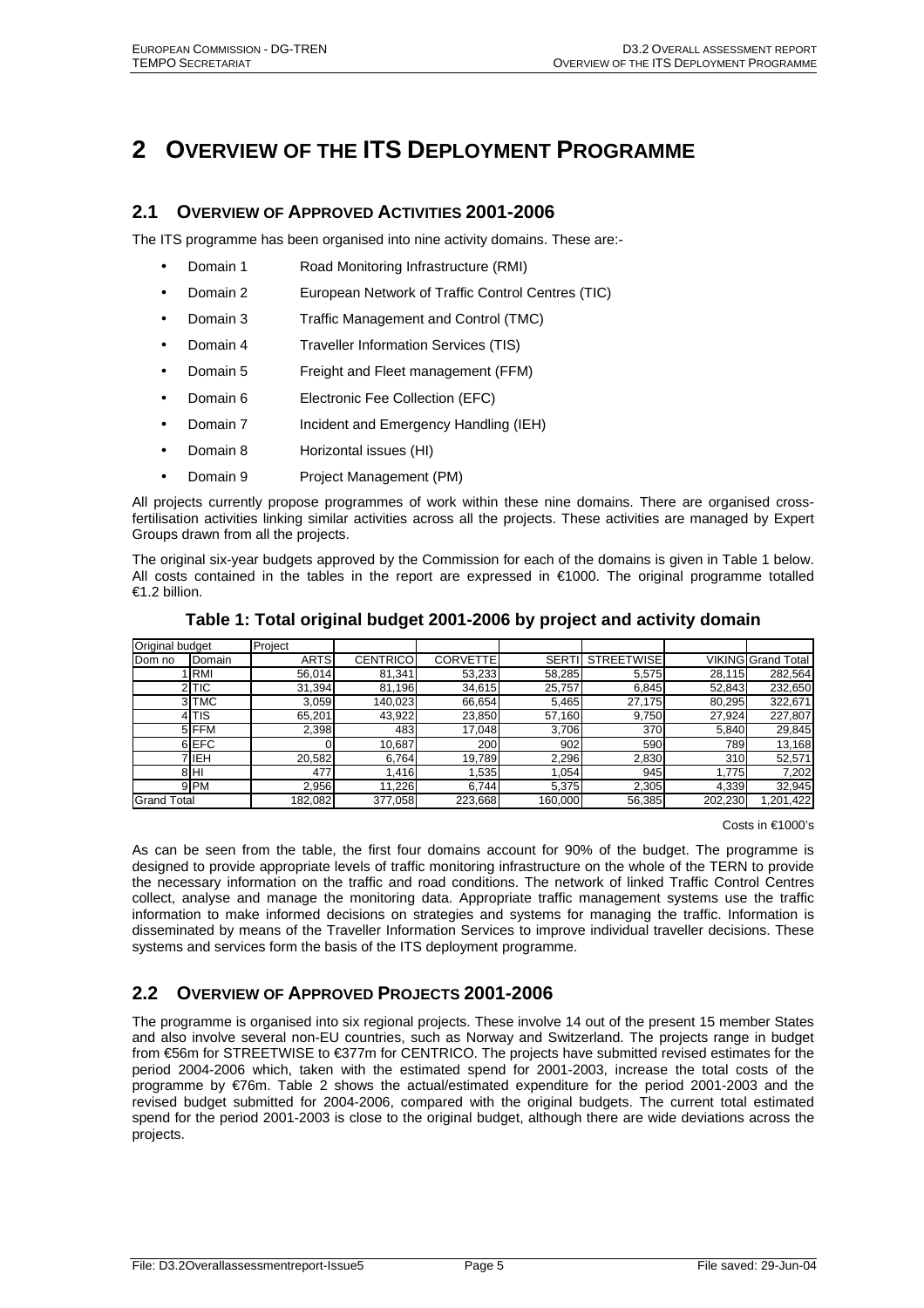# 2 OVERVIEW OF THE ITS DEPLOYMENT PROGRAMME

## 2.1 OVERVIEW OF APPROVED ACTIVITIES 2001-2006

The ITS programme has been organised into nine activity domains. These are:-

- Domain 1 Road Monitoring Infrastructure (RMI)
- Domain 2 European Network of Traffic Control Centres (TIC)
- Domain 3 Traffic Management and Control (TMC)
- Domain 4 Traveller Information Services (TIS)
- Domain 5 Freight and Fleet management (FFM)
- Domain 6 Electronic Fee Collection (EFC)
- Domain 7 Incident and Emergency Handling (IEH)
- Domain 8 Horizontal issues (HI)
- Domain 9 Project Management (PM)

All projects currently propose programmes of work within these nine domains. There are organised cross-fertilisation activities linking similar activities across all the projects. These activities are managed by Expert Groups drawn from all the projects.

The original six-year budgets approved by the Commission for each of the domains is given in Table 1 below. All costs contained in the tables in the report are expressed in €1000. The original programme totalled €1.2 billion.

**Table 1: Total original budget 2001-2006 by project and activity domain**

| Original budget | | Project | | | | | | |
|---|---|---|---|---|---|---|---|---|
| Dom no | Domain | ARTS | CENTRICO | CORVETTE | SERTI | STREETWISE | VIKING | Grand Total |
| 1 | RMI | 56,014 | 81,341 | 53,233 | 58,285 | 5,575 | 28,115 | 282,564 |
| 2 | TIC | 31,394 | 81,196 | 34,615 | 25,757 | 6,845 | 52,843 | 232,650 |
| 3 | TMC | 3,059 | 140,023 | 66,654 | 5,465 | 27,175 | 80,295 | 322,671 |
| 4 | TIS | 65,201 | 43,922 | 23,850 | 57,160 | 9,750 | 27,924 | 227,807 |
| 5 | FFM | 2,398 | 483 | 17,048 | 3,706 | 370 | 5,840 | 29,845 |
| 6 | EFC | 0 | 10,687 | 200 | 902 | 590 | 789 | 13,168 |
| 7 | IEH | 20,582 | 6,764 | 19,789 | 2,296 | 2,830 | 310 | 52,571 |
| 8 | HI | 477 | 1,416 | 1,535 | 1,054 | 945 | 1,775 | 7,202 |
| 9 | PM | 2,956 | 11,226 | 6,744 | 5,375 | 2,305 | 4,339 | 32,945 |
| Grand Total | | 182,082 | 377,058 | 223,668 | 160,000 | 56,385 | 202,230 | 1,201,422 |

Costs in €1000's

As can be seen from the table, the first four domains account for 90% of the budget. The programme is designed to provide appropriate levels of traffic monitoring infrastructure on the whole of the TERN to provide the necessary information on the traffic and road conditions. The network of linked Traffic Control Centres collect, analyse and manage the monitoring data. Appropriate traffic management systems use the traffic information to make informed decisions on strategies and systems for managing the traffic. Information is disseminated by means of the Traveller Information Services to improve individual traveller decisions. These systems and services form the basis of the ITS deployment programme.

## 2.2 OVERVIEW OF APPROVED PROJECTS 2001-2006

The programme is organised into six regional projects. These involve 14 out of the present 15 member States and also involve several non-EU countries, such as Norway and Switzerland. The projects range in budget from €56m for STREETWISE to €377m for CENTRICO. The projects have submitted revised estimates for the period 2004-2006 which, taken with the estimated spend for 2001-2003, increase the total costs of the programme by €76m. Table 2 shows the actual/estimated expenditure for the period 2001-2003 and the revised budget submitted for 2004-2006, compared with the original budgets. The current total estimated spend for the period 2001-2003 is close to the original budget, although there are wide deviations across the projects.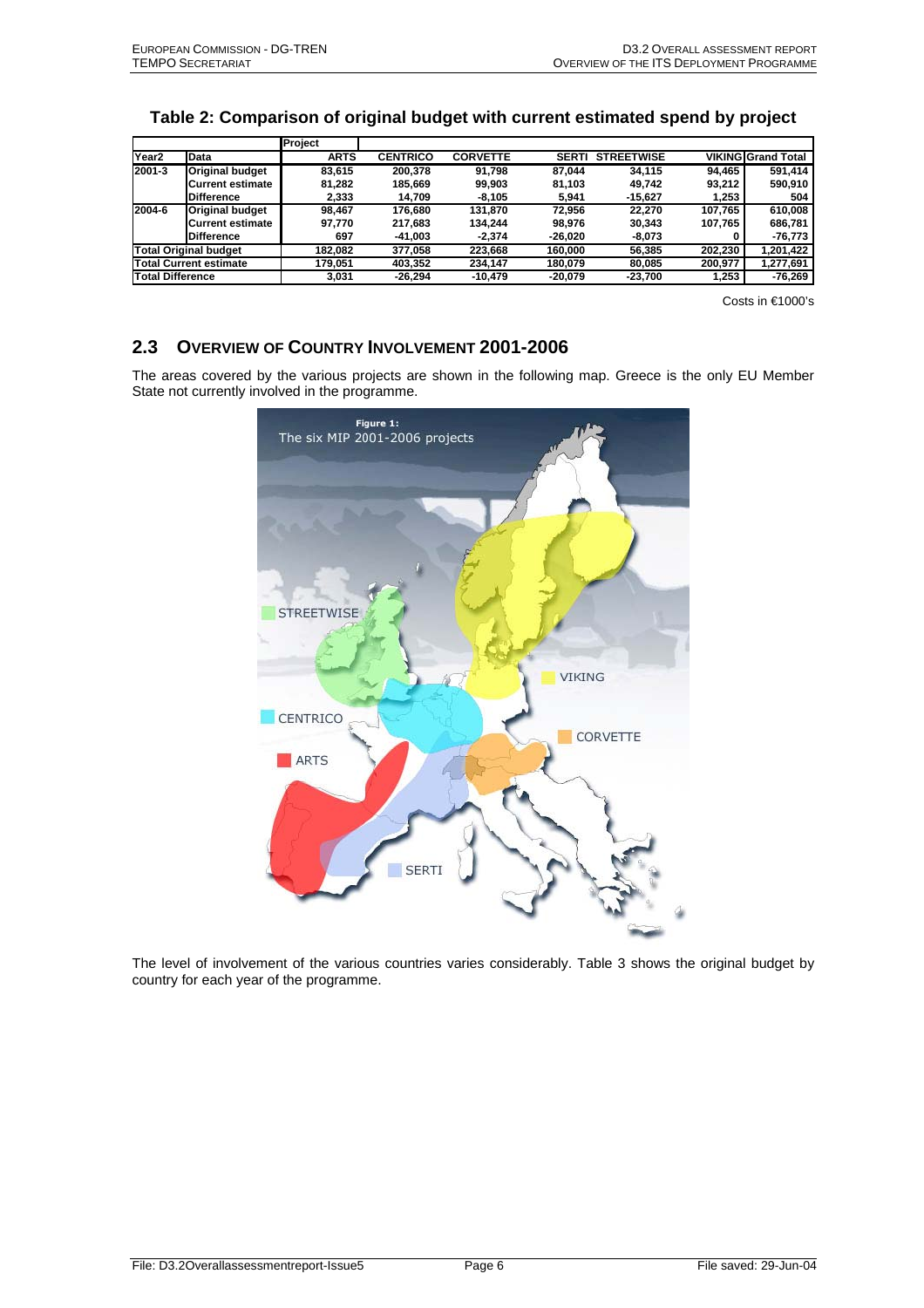**Table 2: Comparison of original budget with current estimated spend by project**

| | | Project | | | | | | |
|---|---|---|---|---|---|---|---|---|
| **Year2** | **Data** | **ARTS** | **CENTRICO** | **CORVETTE** | **SERTI** | **STREETWISE** | **VIKING** | **Grand Total** |
| **2001-3** | **Original budget** | 83,615 | 200,378 | 91,798 | 87,044 | 34,115 | 94,465 | 591,414 |
| | **Current estimate** | 81,282 | 185,669 | 99,903 | 81,103 | 49,742 | 93,212 | 590,910 |
| | **Difference** | 2,333 | 14,709 | -8,105 | 5,941 | -15,627 | 1,253 | 504 |
| **2004-6** | **Original budget** | 98,467 | 176,680 | 131,870 | 72,956 | 22,270 | 107,765 | 610,008 |
| | **Current estimate** | 97,770 | 217,683 | 134,244 | 98,976 | 30,343 | 107,765 | 686,781 |
| | **Difference** | 697 | -41,003 | -2,374 | -26,020 | -8,073 | 0 | -76,773 |
| **Total Original budget** | | 182,082 | 377,058 | 223,668 | 160,000 | 56,385 | 202,230 | 1,201,422 |
| **Total Current estimate** | | 179,051 | 403,352 | 234,147 | 180,079 | 80,085 | 200,977 | 1,277,691 |
| **Total Difference** | | 3,031 | -26,294 | -10,479 | -20,079 | -23,700 | 1,253 | -76,269 |

Costs in €1000's

## 2.3 Overview of Country Involvement 2001-2006

The areas covered by the various projects are shown in the following map. Greece is the only EU Member State not currently involved in the programme.

Figure 1: The six MIP 2001-2006 projects

The level of involvement of the various countries varies considerably. Table 3 shows the original budget by country for each year of the programme.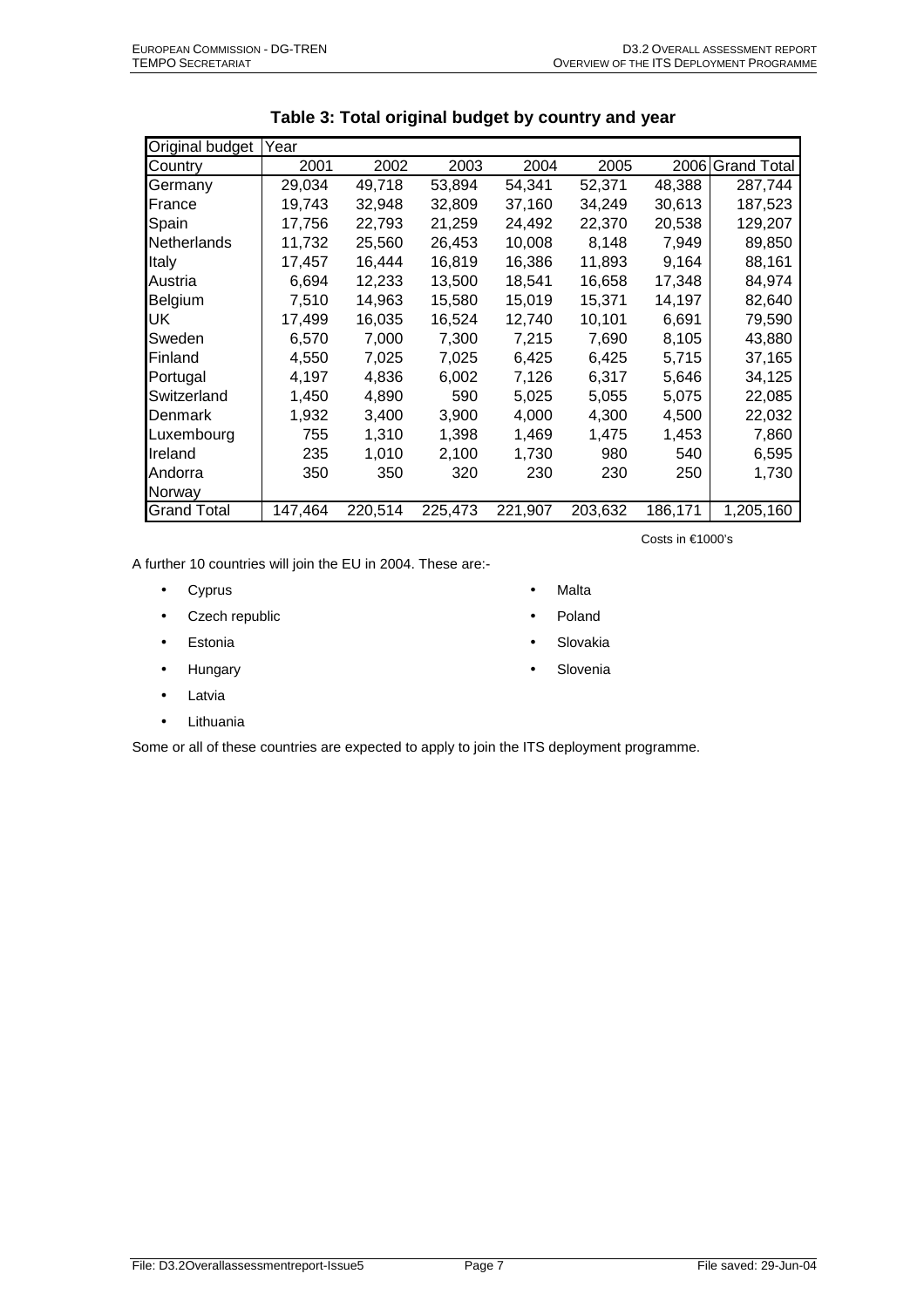**Table 3: Total original budget by country and year**

| Original budget | Year | | | | | | |
|---|---|---|---|---|---|---|---|
| Country | 2001 | 2002 | 2003 | 2004 | 2005 | 2006 | Grand Total |
| Germany | 29,034 | 49,718 | 53,894 | 54,341 | 52,371 | 48,388 | 287,744 |
| France | 19,743 | 32,948 | 32,809 | 37,160 | 34,249 | 30,613 | 187,523 |
| Spain | 17,756 | 22,793 | 21,259 | 24,492 | 22,370 | 20,538 | 129,207 |
| Netherlands | 11,732 | 25,560 | 26,453 | 10,008 | 8,148 | 7,949 | 89,850 |
| Italy | 17,457 | 16,444 | 16,819 | 16,386 | 11,893 | 9,164 | 88,161 |
| Austria | 6,694 | 12,233 | 13,500 | 18,541 | 16,658 | 17,348 | 84,974 |
| Belgium | 7,510 | 14,963 | 15,580 | 15,019 | 15,371 | 14,197 | 82,640 |
| UK | 17,499 | 16,035 | 16,524 | 12,740 | 10,101 | 6,691 | 79,590 |
| Sweden | 6,570 | 7,000 | 7,300 | 7,215 | 7,690 | 8,105 | 43,880 |
| Finland | 4,550 | 7,025 | 7,025 | 6,425 | 6,425 | 5,715 | 37,165 |
| Portugal | 4,197 | 4,836 | 6,002 | 7,126 | 6,317 | 5,646 | 34,125 |
| Switzerland | 1,450 | 4,890 | 590 | 5,025 | 5,055 | 5,075 | 22,085 |
| Denmark | 1,932 | 3,400 | 3,900 | 4,000 | 4,300 | 4,500 | 22,032 |
| Luxembourg | 755 | 1,310 | 1,398 | 1,469 | 1,475 | 1,453 | 7,860 |
| Ireland | 235 | 1,010 | 2,100 | 1,730 | 980 | 540 | 6,595 |
| Andorra | 350 | 350 | 320 | 230 | 230 | 250 | 1,730 |
| Norway | | | | | | | |
| Grand Total | 147,464 | 220,514 | 225,473 | 221,907 | 203,632 | 186,171 | 1,205,160 |

Costs in €1000's

A further 10 countries will join the EU in 2004. These are:-

- Cyprus
- Czech republic
- Estonia
- Hungary
- Latvia
- Lithuania
- Malta
- Poland
- Slovakia
- Slovenia

Some or all of these countries are expected to apply to join the ITS deployment programme.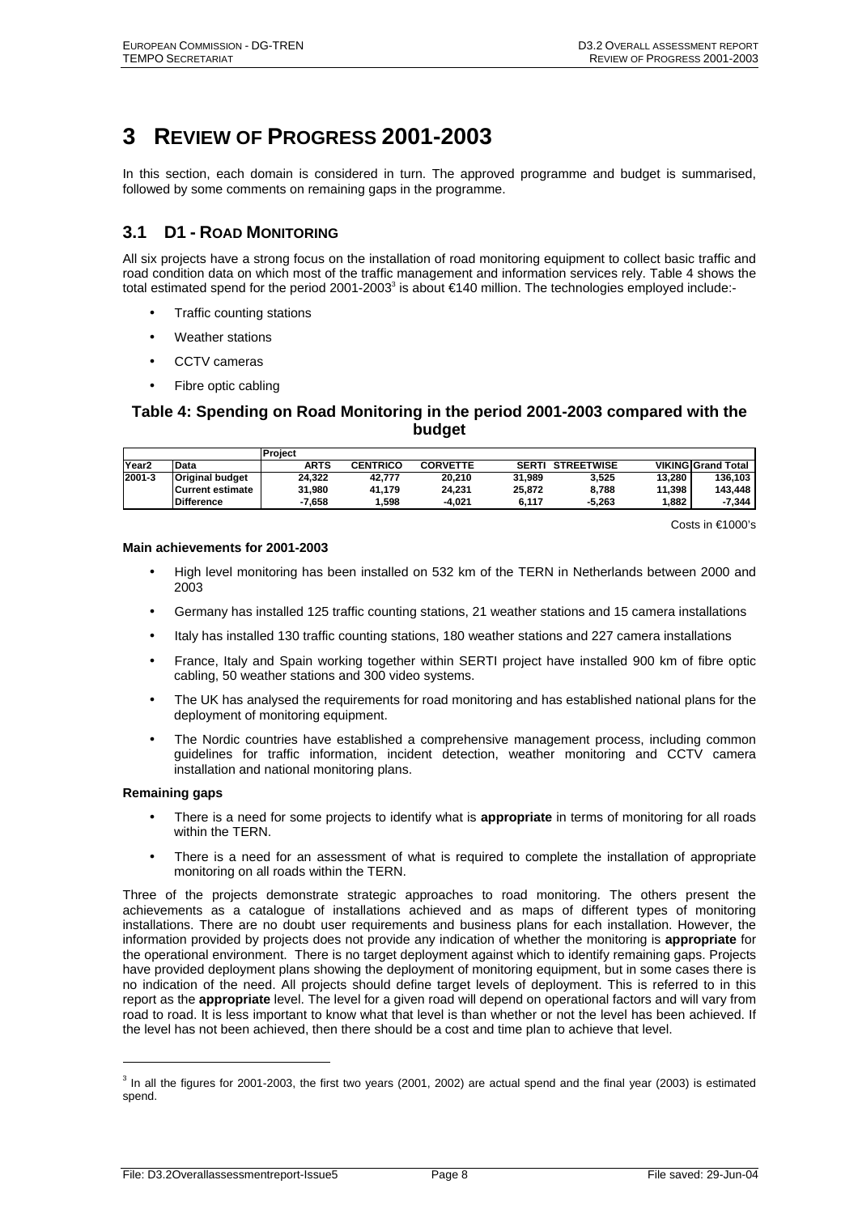# 3 REVIEW OF PROGRESS 2001-2003

In this section, each domain is considered in turn. The approved programme and budget is summarised, followed by some comments on remaining gaps in the programme.

## 3.1 D1 - ROAD MONITORING

All six projects have a strong focus on the installation of road monitoring equipment to collect basic traffic and road condition data on which most of the traffic management and information services rely. Table 4 shows the total estimated spend for the period 2001-2003[3] is about €140 million. The technologies employed include:-

- Traffic counting stations
- Weather stations
- CCTV cameras
- Fibre optic cabling

### Table 4: Spending on Road Monitoring in the period 2001-2003 compared with the budget

| | | Project | | | | | | |
|---|---|---|---|---|---|---|---|---|
| Year2 | Data | ARTS | CENTRICO | CORVETTE | SERTI | STREETWISE | VIKING | Grand Total |
| 2001-3 | Original budget | 24,322 | 42,777 | 20,210 | 31,989 | 3,525 | 13,280 | 136,103 |
| | Current estimate | 31,980 | 41,179 | 24,231 | 25,872 | 8,788 | 11,398 | 143,448 |
| | Difference | -7,658 | 1,598 | -4,021 | 6,117 | -5,263 | 1,882 | -7,344 |

Costs in €1000's

**Main achievements for 2001-2003**

- High level monitoring has been installed on 532 km of the TERN in Netherlands between 2000 and 2003
- Germany has installed 125 traffic counting stations, 21 weather stations and 15 camera installations
- Italy has installed 130 traffic counting stations, 180 weather stations and 227 camera installations
- France, Italy and Spain working together within SERTI project have installed 900 km of fibre optic cabling, 50 weather stations and 300 video systems.
- The UK has analysed the requirements for road monitoring and has established national plans for the deployment of monitoring equipment.
- The Nordic countries have established a comprehensive management process, including common guidelines for traffic information, incident detection, weather monitoring and CCTV camera installation and national monitoring plans.

**Remaining gaps**

- There is a need for some projects to identify what is **appropriate** in terms of monitoring for all roads within the TERN.
- There is a need for an assessment of what is required to complete the installation of appropriate monitoring on all roads within the TERN.

Three of the projects demonstrate strategic approaches to road monitoring. The others present the achievements as a catalogue of installations achieved and as maps of different types of monitoring installations. There are no doubt user requirements and business plans for each installation. However, the information provided by projects does not provide any indication of whether the monitoring is **appropriate** for the operational environment. There is no target deployment against which to identify remaining gaps. Projects have provided deployment plans showing the deployment of monitoring equipment, but in some cases there is no indication of the need. All projects should define target levels of deployment. This is referred to in this report as the **appropriate** level. The level for a given road will depend on operational factors and will vary from road to road. It is less important to know what that level is than whether or not the level has been achieved. If the level has not been achieved, then there should be a cost and time plan to achieve that level.

[3] In all the figures for 2001-2003, the first two years (2001, 2002) are actual spend and the final year (2003) is estimated spend.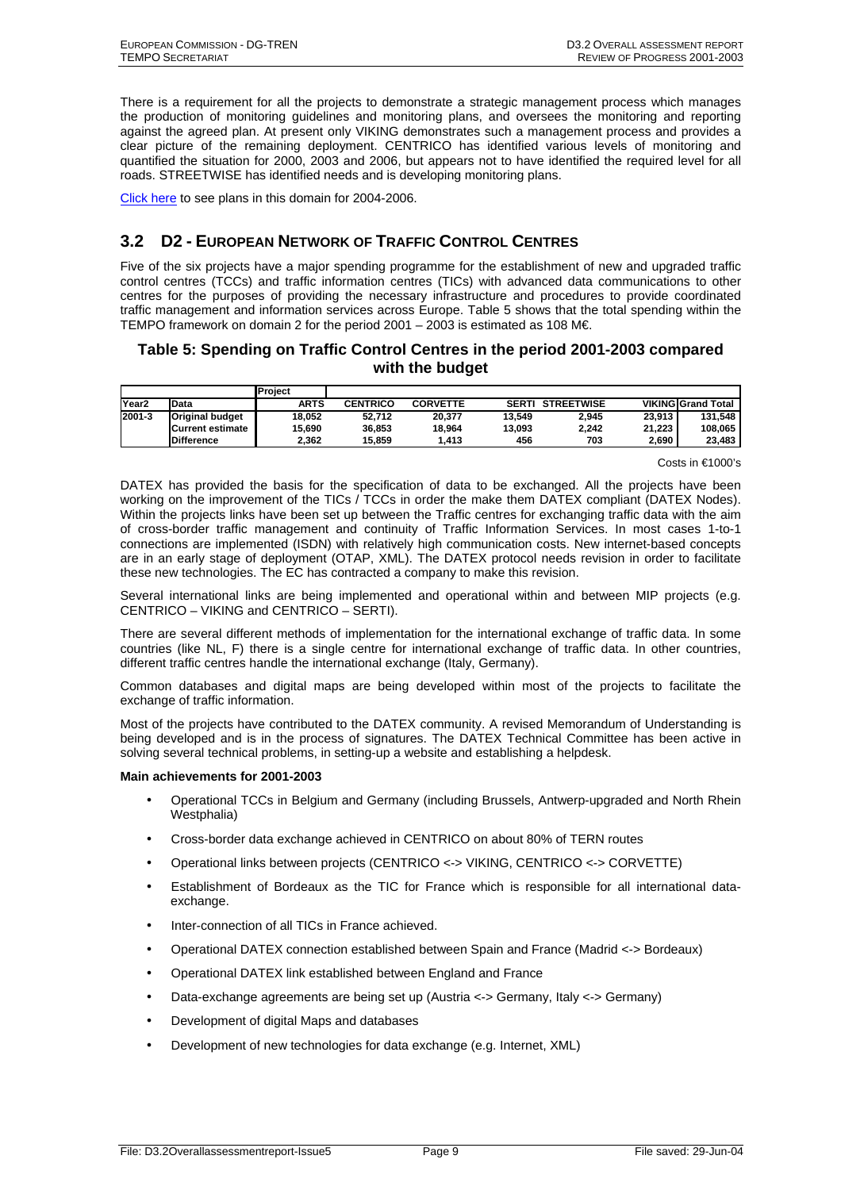There is a requirement for all the projects to demonstrate a strategic management process which manages the production of monitoring guidelines and monitoring plans, and oversees the monitoring and reporting against the agreed plan. At present only VIKING demonstrates such a management process and provides a clear picture of the remaining deployment. CENTRICO has identified various levels of monitoring and quantified the situation for 2000, 2003 and 2006, but appears not to have identified the required level for all roads. STREETWISE has identified needs and is developing monitoring plans.

Click here to see plans in this domain for 2004-2006.

## 3.2 D2 - European Network of Traffic Control Centres

Five of the six projects have a major spending programme for the establishment of new and upgraded traffic control centres (TCCs) and traffic information centres (TICs) with advanced data communications to other centres for the purposes of providing the necessary infrastructure and procedures to provide coordinated traffic management and information services across Europe. Table 5 shows that the total spending within the TEMPO framework on domain 2 for the period 2001 – 2003 is estimated as 108 M€.

### Table 5: Spending on Traffic Control Centres in the period 2001-2003 compared with the budget

| | | Project | | | | | | |
|---|---|---|---|---|---|---|---|---|
| Year2 | Data | ARTS | CENTRICO | CORVETTE | SERTI | STREETWISE | VIKING | Grand Total |
| 2001-3 | Original budget | 18.052 | 52.712 | 20.377 | 13.549 | 2.945 | 23.913 | 131.548 |
| | Current estimate | 15.690 | 36.853 | 18.964 | 13.093 | 2.242 | 21.223 | 108.065 |
| | Difference | 2.362 | 15.859 | 1.413 | 456 | 703 | 2.690 | 23.483 |

Costs in €1000's

DATEX has provided the basis for the specification of data to be exchanged. All the projects have been working on the improvement of the TICs / TCCs in order the make them DATEX compliant (DATEX Nodes). Within the projects links have been set up between the Traffic centres for exchanging traffic data with the aim of cross-border traffic management and continuity of Traffic Information Services. In most cases 1-to-1 connections are implemented (ISDN) with relatively high communication costs. New internet-based concepts are in an early stage of deployment (OTAP, XML). The DATEX protocol needs revision in order to facilitate these new technologies. The EC has contracted a company to make this revision.

Several international links are being implemented and operational within and between MIP projects (e.g. CENTRICO – VIKING and CENTRICO – SERTI).

There are several different methods of implementation for the international exchange of traffic data. In some countries (like NL, F) there is a single centre for international exchange of traffic data. In other countries, different traffic centres handle the international exchange (Italy, Germany).

Common databases and digital maps are being developed within most of the projects to facilitate the exchange of traffic information.

Most of the projects have contributed to the DATEX community. A revised Memorandum of Understanding is being developed and is in the process of signatures. The DATEX Technical Committee has been active in solving several technical problems, in setting-up a website and establishing a helpdesk.

**Main achievements for 2001-2003**

- Operational TCCs in Belgium and Germany (including Brussels, Antwerp-upgraded and North Rhein Westphalia)
- Cross-border data exchange achieved in CENTRICO on about 80% of TERN routes
- Operational links between projects (CENTRICO <-> VIKING, CENTRICO <-> CORVETTE)
- Establishment of Bordeaux as the TIC for France which is responsible for all international data-exchange.
- Inter-connection of all TICs in France achieved.
- Operational DATEX connection established between Spain and France (Madrid <-> Bordeaux)
- Operational DATEX link established between England and France
- Data-exchange agreements are being set up (Austria <-> Germany, Italy <-> Germany)
- Development of digital Maps and databases
- Development of new technologies for data exchange (e.g. Internet, XML)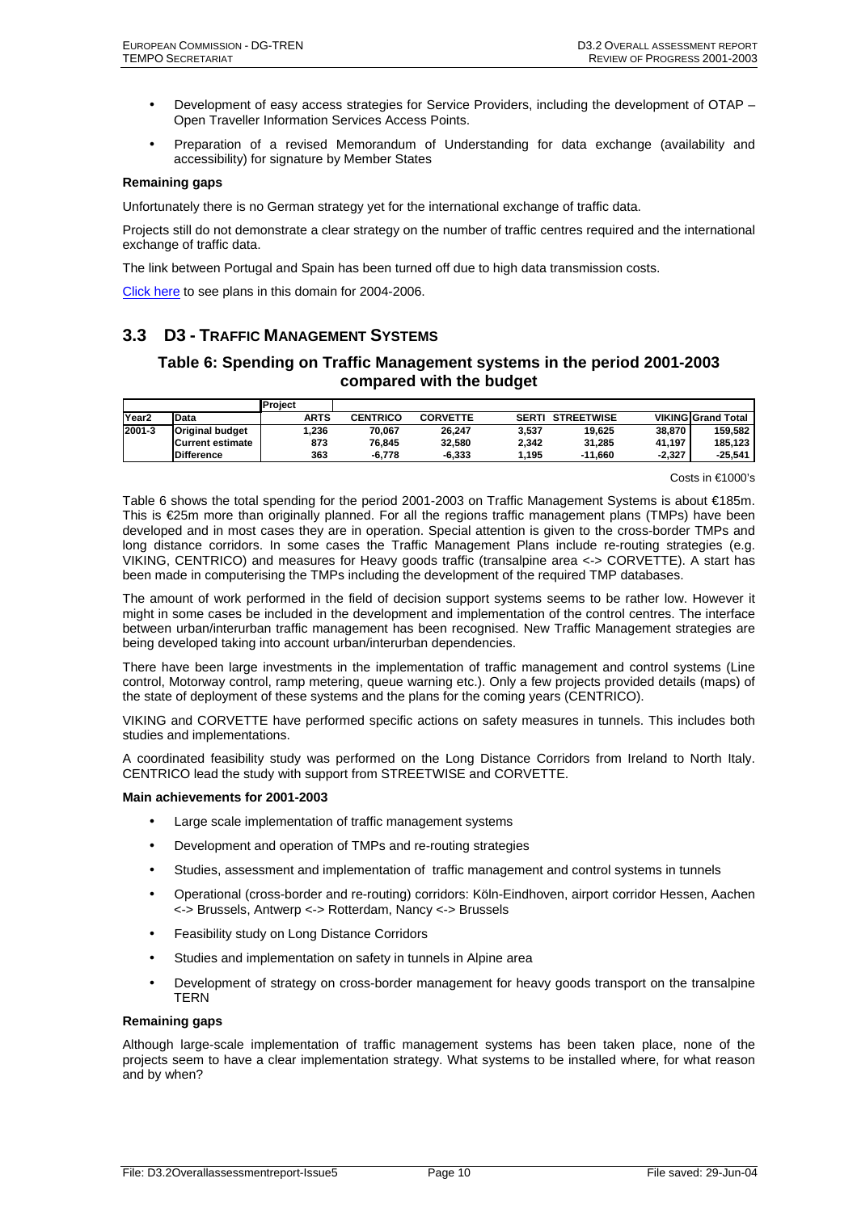- Development of easy access strategies for Service Providers, including the development of OTAP – Open Traveller Information Services Access Points.
- Preparation of a revised Memorandum of Understanding for data exchange (availability and accessibility) for signature by Member States

**Remaining gaps**

Unfortunately there is no German strategy yet for the international exchange of traffic data.

Projects still do not demonstrate a clear strategy on the number of traffic centres required and the international exchange of traffic data.

The link between Portugal and Spain has been turned off due to high data transmission costs.

Click here to see plans in this domain for 2004-2006.

## 3.3 D3 - TRAFFIC MANAGEMENT SYSTEMS

### Table 6: Spending on Traffic Management systems in the period 2001-2003 compared with the budget

| | | Project | | | | | | |
|---|---|---|---|---|---|---|---|---|
| Year2 | Data | ARTS | CENTRICO | CORVETTE | SERTI | STREETWISE | VIKING | Grand Total |
| 2001-3 | Original budget | 1,236 | 70,067 | 26,247 | 3,537 | 19,625 | 38,870 | 159,582 |
| | Current estimate | 873 | 76,845 | 32,580 | 2,342 | 31,285 | 41,197 | 185,123 |
| | Difference | 363 | -6,778 | -6,333 | 1,195 | -11,660 | -2,327 | -25,541 |

Costs in €1000's

Table 6 shows the total spending for the period 2001-2003 on Traffic Management Systems is about €185m. This is €25m more than originally planned. For all the regions traffic management plans (TMPs) have been developed and in most cases they are in operation. Special attention is given to the cross-border TMPs and long distance corridors. In some cases the Traffic Management Plans include re-routing strategies (e.g. VIKING, CENTRICO) and measures for Heavy goods traffic (transalpine area <-> CORVETTE). A start has been made in computerising the TMPs including the development of the required TMP databases.

The amount of work performed in the field of decision support systems seems to be rather low. However it might in some cases be included in the development and implementation of the control centres. The interface between urban/interurban traffic management has been recognised. New Traffic Management strategies are being developed taking into account urban/interurban dependencies.

There have been large investments in the implementation of traffic management and control systems (Line control, Motorway control, ramp metering, queue warning etc.). Only a few projects provided details (maps) of the state of deployment of these systems and the plans for the coming years (CENTRICO).

VIKING and CORVETTE have performed specific actions on safety measures in tunnels. This includes both studies and implementations.

A coordinated feasibility study was performed on the Long Distance Corridors from Ireland to North Italy. CENTRICO lead the study with support from STREETWISE and CORVETTE.

**Main achievements for 2001-2003**

- Large scale implementation of traffic management systems
- Development and operation of TMPs and re-routing strategies
- Studies, assessment and implementation of traffic management and control systems in tunnels
- Operational (cross-border and re-routing) corridors: Köln-Eindhoven, airport corridor Hessen, Aachen <-> Brussels, Antwerp <-> Rotterdam, Nancy <-> Brussels
- Feasibility study on Long Distance Corridors
- Studies and implementation on safety in tunnels in Alpine area
- Development of strategy on cross-border management for heavy goods transport on the transalpine TERN

**Remaining gaps**

Although large-scale implementation of traffic management systems has been taken place, none of the projects seem to have a clear implementation strategy. What systems to be installed where, for what reason and by when?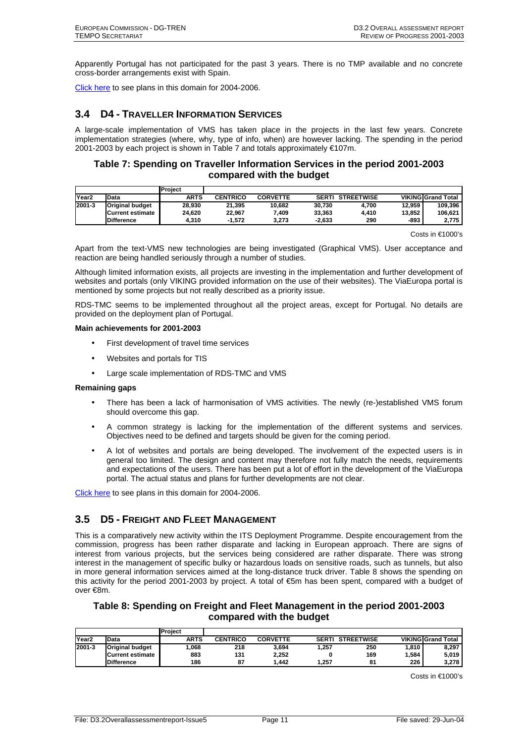Apparently Portugal has not participated for the past 3 years. There is no TMP available and no concrete cross-border arrangements exist with Spain.

Click here to see plans in this domain for 2004-2006.

## 3.4 D4 - TRAVELLER INFORMATION SERVICES

A large-scale implementation of VMS has taken place in the projects in the last few years. Concrete implementation strategies (where, why, type of info, when) are however lacking. The spending in the period 2001-2003 by each project is shown in Table 7 and totals approximately €107m.

### Table 7: Spending on Traveller Information Services in the period 2001-2003 compared with the budget

| | | Project | | | | | | |
|---|---|---|---|---|---|---|---|---|
| Year2 | Data | ARTS | CENTRICO | CORVETTE | SERTI | STREETWISE | VIKING | Grand Total |
| 2001-3 | Original budget | 28,930 | 21,395 | 10,682 | 30,730 | 4,700 | 12,959 | 109,396 |
| | Current estimate | 24,620 | 22,967 | 7,409 | 33,363 | 4,410 | 13,852 | 106,621 |
| | Difference | 4,310 | -1,572 | 3,273 | -2,633 | 290 | -893 | 2,775 |

Costs in €1000's

Apart from the text-VMS new technologies are being investigated (Graphical VMS). User acceptance and reaction are being handled seriously through a number of studies.

Although limited information exists, all projects are investing in the implementation and further development of websites and portals (only VIKING provided information on the use of their websites). The ViaEuropa portal is mentioned by some projects but not really described as a priority issue.

RDS-TMC seems to be implemented throughout all the project areas, except for Portugal. No details are provided on the deployment plan of Portugal.

**Main achievements for 2001-2003**

- First development of travel time services
- Websites and portals for TIS
- Large scale implementation of RDS-TMC and VMS

**Remaining gaps**

- There has been a lack of harmonisation of VMS activities. The newly (re-)established VMS forum should overcome this gap.
- A common strategy is lacking for the implementation of the different systems and services. Objectives need to be defined and targets should be given for the coming period.
- A lot of websites and portals are being developed. The involvement of the expected users is in general too limited. The design and content may therefore not fully match the needs, requirements and expectations of the users. There has been put a lot of effort in the development of the ViaEuropa portal. The actual status and plans for further developments are not clear.

Click here to see plans in this domain for 2004-2006.

## 3.5 D5 - FREIGHT AND FLEET MANAGEMENT

This is a comparatively new activity within the ITS Deployment Programme. Despite encouragement from the commission, progress has been rather disparate and lacking in European approach. There are signs of interest from various projects, but the services being considered are rather disparate. There was strong interest in the management of specific bulky or hazardous loads on sensitive roads, such as tunnels, but also in more general information services aimed at the long-distance truck driver. Table 8 shows the spending on this activity for the period 2001-2003 by project. A total of €5m has been spent, compared with a budget of over €8m.

### Table 8: Spending on Freight and Fleet Management in the period 2001-2003 compared with the budget

| | | Project | | | | | | |
|---|---|---|---|---|---|---|---|---|
| Year2 | Data | ARTS | CENTRICO | CORVETTE | SERTI | STREETWISE | VIKING | Grand Total |
| 2001-3 | Original budget | 1,068 | 218 | 3,694 | 1,257 | 250 | 1,810 | 8,297 |
| | Current estimate | 883 | 131 | 2,252 | 0 | 169 | 1,584 | 5,019 |
| | Difference | 186 | 87 | 1,442 | 1,257 | 81 | 226 | 3,278 |

Costs in €1000's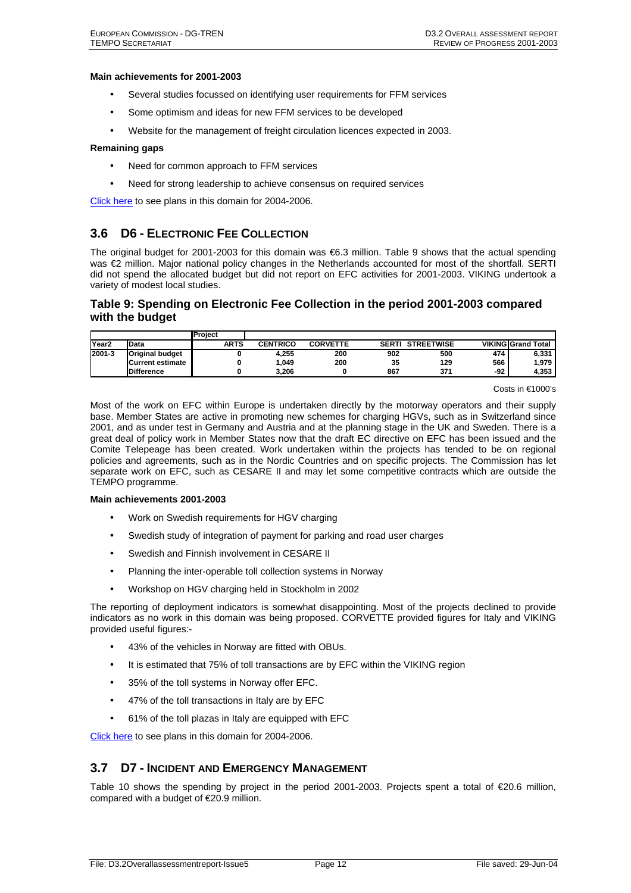**Main achievements for 2001-2003**

- Several studies focussed on identifying user requirements for FFM services
- Some optimism and ideas for new FFM services to be developed
- Website for the management of freight circulation licences expected in 2003.

**Remaining gaps**

- Need for common approach to FFM services
- Need for strong leadership to achieve consensus on required services

Click here to see plans in this domain for 2004-2006.

## 3.6 D6 - ELECTRONIC FEE COLLECTION

The original budget for 2001-2003 for this domain was €6.3 million. Table 9 shows that the actual spending was €2 million. Major national policy changes in the Netherlands accounted for most of the shortfall. SERTI did not spend the allocated budget but did not report on EFC activities for 2001-2003. VIKING undertook a variety of modest local studies.

### Table 9: Spending on Electronic Fee Collection in the period 2001-2003 compared with the budget

| | | Project | | | | | | |
|---|---|---|---|---|---|---|---|---|
| Year2 | Data | ARTS | CENTRICO | CORVETTE | SERTI | STREETWISE | VIKING | Grand Total |
| 2001-3 | Original budget | 0 | 4,255 | 200 | 902 | 500 | 474 | 6,331 |
| | Current estimate | 0 | 1,049 | 200 | 35 | 129 | 566 | 1,979 |
| | Difference | 0 | 3,206 | 0 | 867 | 371 | -92 | 4,353 |

Costs in €1000's

Most of the work on EFC within Europe is undertaken directly by the motorway operators and their supply base. Member States are active in promoting new schemes for charging HGVs, such as in Switzerland since 2001, and as under test in Germany and Austria and at the planning stage in the UK and Sweden. There is a great deal of policy work in Member States now that the draft EC directive on EFC has been issued and the Comite Telepeage has been created. Work undertaken within the projects has tended to be on regional policies and agreements, such as in the Nordic Countries and on specific projects. The Commission has let separate work on EFC, such as CESARE II and may let some competitive contracts which are outside the TEMPO programme.

**Main achievements 2001-2003**

- Work on Swedish requirements for HGV charging
- Swedish study of integration of payment for parking and road user charges
- Swedish and Finnish involvement in CESARE II
- Planning the inter-operable toll collection systems in Norway
- Workshop on HGV charging held in Stockholm in 2002

The reporting of deployment indicators is somewhat disappointing. Most of the projects declined to provide indicators as no work in this domain was being proposed. CORVETTE provided figures for Italy and VIKING provided useful figures:-

- 43% of the vehicles in Norway are fitted with OBUs.
- It is estimated that 75% of toll transactions are by EFC within the VIKING region
- 35% of the toll systems in Norway offer EFC.
- 47% of the toll transactions in Italy are by EFC
- 61% of the toll plazas in Italy are equipped with EFC

Click here to see plans in this domain for 2004-2006.

## 3.7 D7 - INCIDENT AND EMERGENCY MANAGEMENT

Table 10 shows the spending by project in the period 2001-2003. Projects spent a total of €20.6 million, compared with a budget of €20.9 million.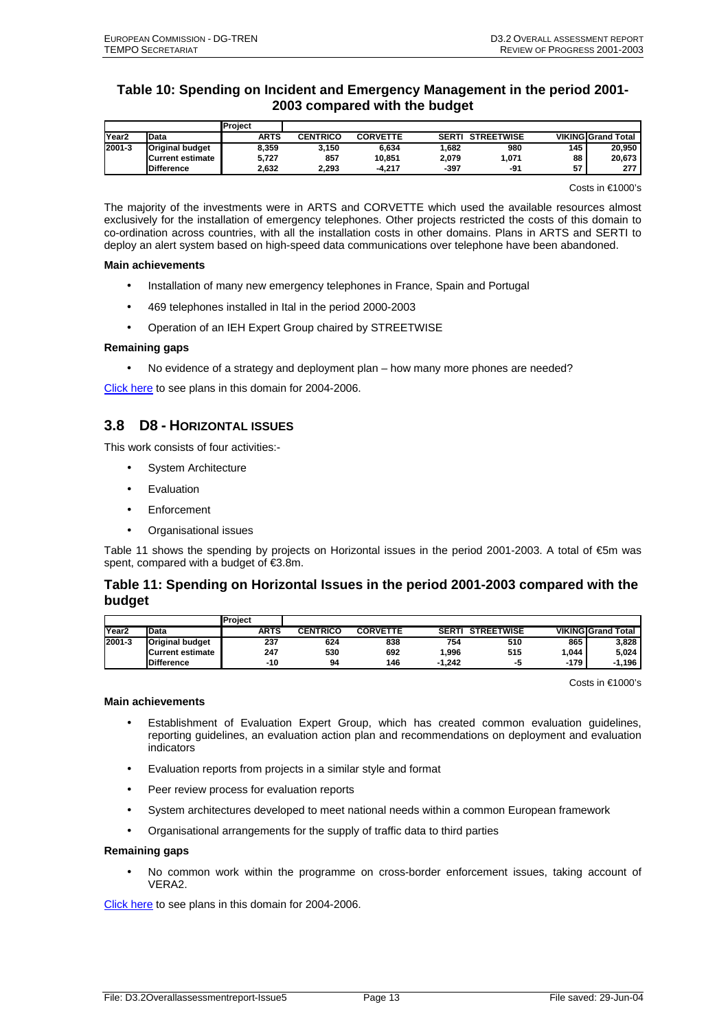### Table 10: Spending on Incident and Emergency Management in the period 2001-2003 compared with the budget

| | | Project | | | | | | |
|---|---|---|---|---|---|---|---|---|
| **Year2** | **Data** | **ARTS** | **CENTRICO** | **CORVETTE** | **SERTI** | **STREETWISE** | **VIKING** | **Grand Total** |
| **2001-3** | **Original budget** | **8,359** | **3,150** | **6,634** | **1,682** | **980** | **145** | **20,950** |
| | **Current estimate** | **5,727** | **857** | **10,851** | **2,079** | **1,071** | **88** | **20,673** |
| | **Difference** | **2,632** | **2,293** | **-4,217** | **-397** | **-91** | **57** | **277** |

Costs in €1000's

The majority of the investments were in ARTS and CORVETTE which used the available resources almost exclusively for the installation of emergency telephones. Other projects restricted the costs of this domain to co-ordination across countries, with all the installation costs in other domains. Plans in ARTS and SERTI to deploy an alert system based on high-speed data communications over telephone have been abandoned.

**Main achievements**

- Installation of many new emergency telephones in France, Spain and Portugal
- 469 telephones installed in Ital in the period 2000-2003
- Operation of an IEH Expert Group chaired by STREETWISE

**Remaining gaps**

- No evidence of a strategy and deployment plan – how many more phones are needed?

Click here to see plans in this domain for 2004-2006.

## 3.8 D8 - HORIZONTAL ISSUES

This work consists of four activities:-

- System Architecture
- Evaluation
- Enforcement
- Organisational issues

Table 11 shows the spending by projects on Horizontal issues in the period 2001-2003. A total of €5m was spent, compared with a budget of €3.8m.

### Table 11: Spending on Horizontal Issues in the period 2001-2003 compared with the budget

| | | Project | | | | | | |
|---|---|---|---|---|---|---|---|---|
| **Year2** | **Data** | **ARTS** | **CENTRICO** | **CORVETTE** | **SERTI** | **STREETWISE** | **VIKING** | **Grand Total** |
| **2001-3** | **Original budget** | **237** | **624** | **838** | **754** | **510** | **865** | **3,828** |
| | **Current estimate** | **247** | **530** | **692** | **1,996** | **515** | **1,044** | **5,024** |
| | **Difference** | **-10** | **94** | **146** | **-1,242** | **-5** | **-179** | **-1,196** |

Costs in €1000's

**Main achievements**

- Establishment of Evaluation Expert Group, which has created common evaluation guidelines, reporting guidelines, an evaluation action plan and recommendations on deployment and evaluation indicators
- Evaluation reports from projects in a similar style and format
- Peer review process for evaluation reports
- System architectures developed to meet national needs within a common European framework
- Organisational arrangements for the supply of traffic data to third parties

**Remaining gaps**

- No common work within the programme on cross-border enforcement issues, taking account of VERA2.

Click here to see plans in this domain for 2004-2006.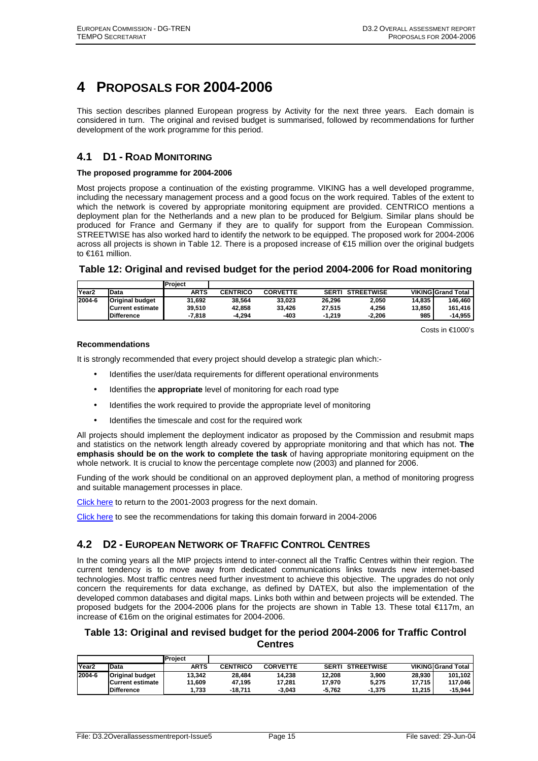# 4 PROPOSALS FOR 2004-2006

This section describes planned European progress by Activity for the next three years. Each domain is considered in turn. The original and revised budget is summarised, followed by recommendations for further development of the work programme for this period.

## 4.1 D1 - ROAD MONITORING

**The proposed programme for 2004-2006**

Most projects propose a continuation of the existing programme. VIKING has a well developed programme, including the necessary management process and a good focus on the work required. Tables of the extent to which the network is covered by appropriate monitoring equipment are provided. CENTRICO mentions a deployment plan for the Netherlands and a new plan to be produced for Belgium. Similar plans should be produced for France and Germany if they are to qualify for support from the European Commission. STREETWISE has also worked hard to identify the network to be equipped. The proposed work for 2004-2006 across all projects is shown in Table 12. There is a proposed increase of €15 million over the original budgets to €161 million.

### Table 12: Original and revised budget for the period 2004-2006 for Road monitoring

| | | Project | | | | | | |
|---|---|---|---|---|---|---|---|---|
| Year2 | Data | ARTS | CENTRICO | CORVETTE | SERTI | STREETWISE | VIKING | Grand Total |
| 2004-6 | Original budget | 31,692 | 38,564 | 33,023 | 26,296 | 2,050 | 14,835 | 146,460 |
| | Current estimate | 39,510 | 42,858 | 33,426 | 27,515 | 4,256 | 13,850 | 161,416 |
| | Difference | -7,818 | -4,294 | -403 | -1,219 | -2,206 | 985 | -14,955 |

Costs in €1000's

**Recommendations**

It is strongly recommended that every project should develop a strategic plan which:-

- Identifies the user/data requirements for different operational environments
- Identifies the **appropriate** level of monitoring for each road type
- Identifies the work required to provide the appropriate level of monitoring
- Identifies the timescale and cost for the required work

All projects should implement the deployment indicator as proposed by the Commission and resubmit maps and statistics on the network length already covered by appropriate monitoring and that which has not. **The emphasis should be on the work to complete the task** of having appropriate monitoring equipment on the whole network. It is crucial to know the percentage complete now (2003) and planned for 2006.

Funding of the work should be conditional on an approved deployment plan, a method of monitoring progress and suitable management processes in place.

Click here to return to the 2001-2003 progress for the next domain.

Click here to see the recommendations for taking this domain forward in 2004-2006

## 4.2 D2 - EUROPEAN NETWORK OF TRAFFIC CONTROL CENTRES

In the coming years all the MIP projects intend to inter-connect all the Traffic Centres within their region. The current tendency is to move away from dedicated communications links towards new internet-based technologies. Most traffic centres need further investment to achieve this objective. The upgrades do not only concern the requirements for data exchange, as defined by DATEX, but also the implementation of the developed common databases and digital maps. Links both within and between projects will be extended. The proposed budgets for the 2004-2006 plans for the projects are shown in Table 13. These total €117m, an increase of €16m on the original estimates for 2004-2006.

### Table 13: Original and revised budget for the period 2004-2006 for Traffic Control Centres

| | | Project | | | | | | |
|---|---|---|---|---|---|---|---|---|
| Year2 | Data | ARTS | CENTRICO | CORVETTE | SERTI | STREETWISE | VIKING | Grand Total |
| 2004-6 | Original budget | 13,342 | 28,484 | 14,238 | 12,208 | 3,900 | 28,930 | 101,102 |
| | Current estimate | 11,609 | 47,195 | 17,281 | 17,970 | 5,275 | 17,715 | 117,046 |
| | Difference | 1,733 | -18,711 | -3,043 | -5,762 | -1,375 | 11,215 | -15,944 |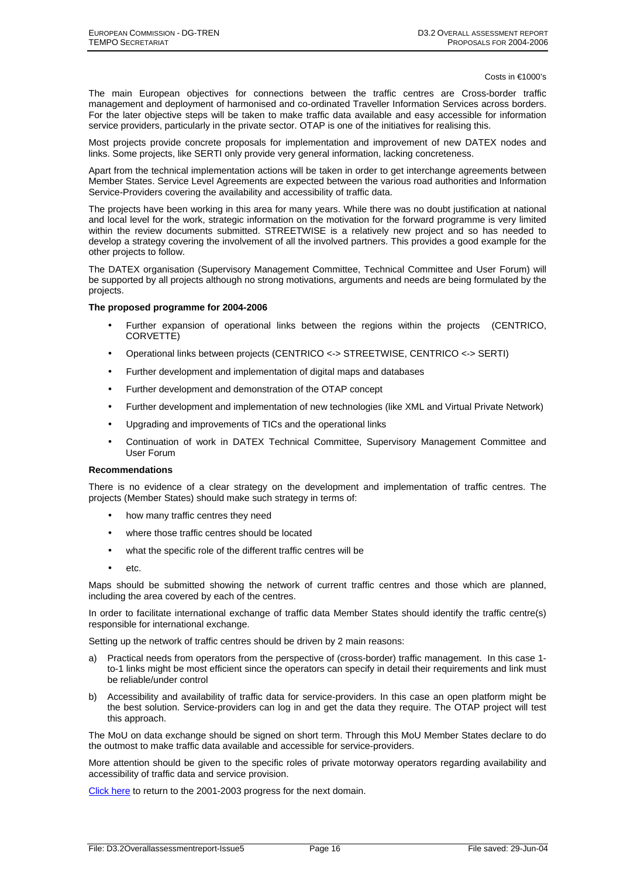Costs in €1000's

The main European objectives for connections between the traffic centres are Cross-border traffic management and deployment of harmonised and co-ordinated Traveller Information Services across borders. For the later objective steps will be taken to make traffic data available and easy accessible for information service providers, particularly in the private sector. OTAP is one of the initiatives for realising this.

Most projects provide concrete proposals for implementation and improvement of new DATEX nodes and links. Some projects, like SERTI only provide very general information, lacking concreteness.

Apart from the technical implementation actions will be taken in order to get interchange agreements between Member States. Service Level Agreements are expected between the various road authorities and Information Service-Providers covering the availability and accessibility of traffic data.

The projects have been working in this area for many years. While there was no doubt justification at national and local level for the work, strategic information on the motivation for the forward programme is very limited within the review documents submitted. STREETWISE is a relatively new project and so has needed to develop a strategy covering the involvement of all the involved partners. This provides a good example for the other projects to follow.

The DATEX organisation (Supervisory Management Committee, Technical Committee and User Forum) will be supported by all projects although no strong motivations, arguments and needs are being formulated by the projects.

**The proposed programme for 2004-2006**

- Further expansion of operational links between the regions within the projects (CENTRICO, CORVETTE)
- Operational links between projects (CENTRICO <-> STREETWISE, CENTRICO <-> SERTI)
- Further development and implementation of digital maps and databases
- Further development and demonstration of the OTAP concept
- Further development and implementation of new technologies (like XML and Virtual Private Network)
- Upgrading and improvements of TICs and the operational links
- Continuation of work in DATEX Technical Committee, Supervisory Management Committee and User Forum

**Recommendations**

There is no evidence of a clear strategy on the development and implementation of traffic centres. The projects (Member States) should make such strategy in terms of:

- how many traffic centres they need
- where those traffic centres should be located
- what the specific role of the different traffic centres will be
- etc.

Maps should be submitted showing the network of current traffic centres and those which are planned, including the area covered by each of the centres.

In order to facilitate international exchange of traffic data Member States should identify the traffic centre(s) responsible for international exchange.

Setting up the network of traffic centres should be driven by 2 main reasons:

a) Practical needs from operators from the perspective of (cross-border) traffic management. In this case 1-to-1 links might be most efficient since the operators can specify in detail their requirements and link must be reliable/under control

b) Accessibility and availability of traffic data for service-providers. In this case an open platform might be the best solution. Service-providers can log in and get the data they require. The OTAP project will test this approach.

The MoU on data exchange should be signed on short term. Through this MoU Member States declare to do the outmost to make traffic data available and accessible for service-providers.

More attention should be given to the specific roles of private motorway operators regarding availability and accessibility of traffic data and service provision.

Click here to return to the 2001-2003 progress for the next domain.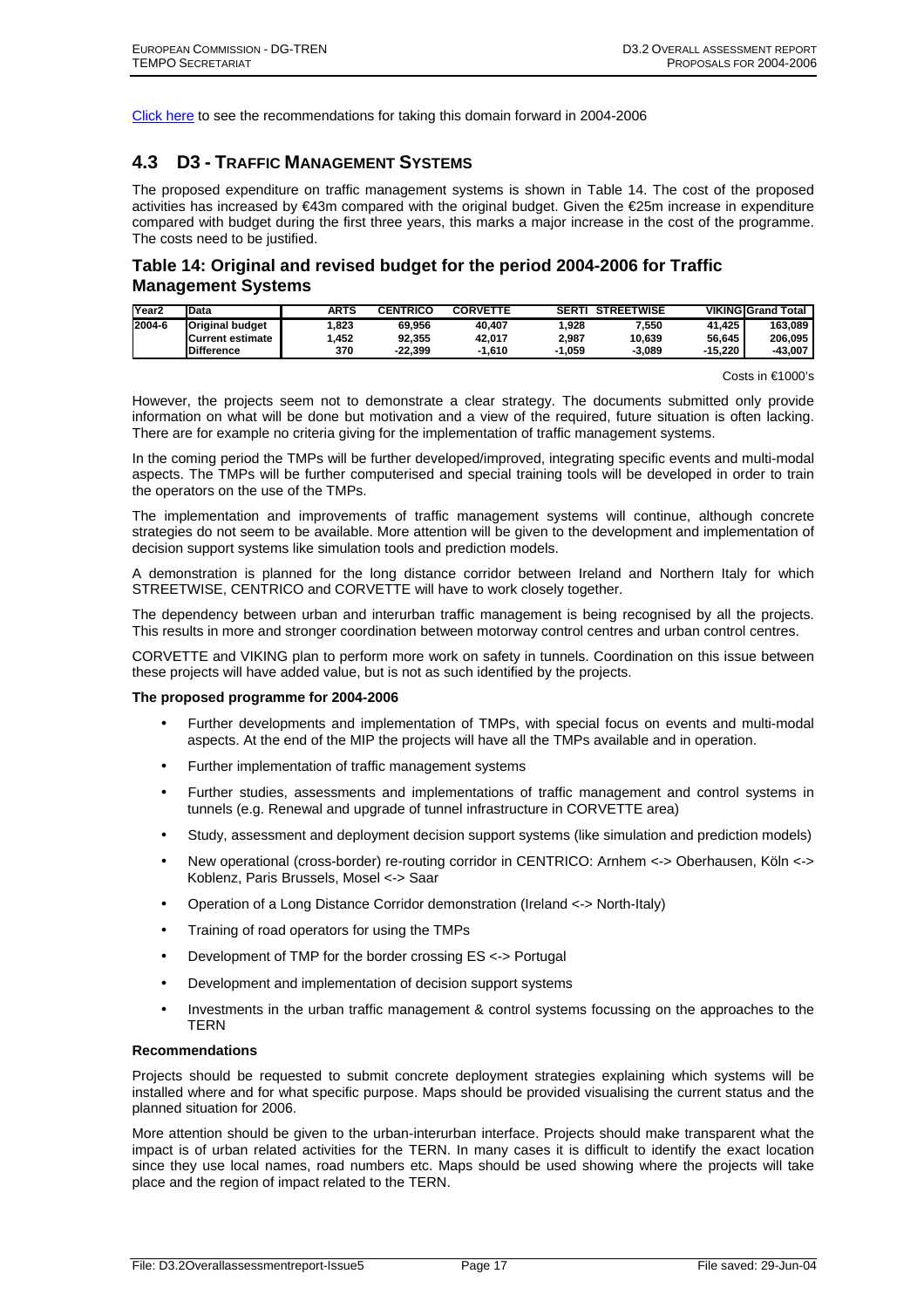[Click here](#) to see the recommendations for taking this domain forward in 2004-2006

## 4.3 D3 - TRAFFIC MANAGEMENT SYSTEMS

The proposed expenditure on traffic management systems is shown in Table 14. The cost of the proposed activities has increased by €43m compared with the original budget. Given the €25m increase in expenditure compared with budget during the first three years, this marks a major increase in the cost of the programme. The costs need to be justified.

### Table 14: Original and revised budget for the period 2004-2006 for Traffic Management Systems

| Year2 | Data | ARTS | CENTRICO | CORVETTE | SERTI | STREETWISE | VIKING | Grand Total |
|---|---|---|---|---|---|---|---|---|
| 2004-6 | Original budget | 1,823 | 69,956 | 40,407 | 1,928 | 7,550 | 41,425 | 163,089 |
| | Current estimate | 1,452 | 92,355 | 42,017 | 2,987 | 10,639 | 56,645 | 206,095 |
| | Difference | 370 | -22,399 | -1,610 | -1,059 | -3,089 | -15,220 | -43,007 |

Costs in €1000's

However, the projects seem not to demonstrate a clear strategy. The documents submitted only provide information on what will be done but motivation and a view of the required, future situation is often lacking. There are for example no criteria giving for the implementation of traffic management systems.

In the coming period the TMPs will be further developed/improved, integrating specific events and multi-modal aspects. The TMPs will be further computerised and special training tools will be developed in order to train the operators on the use of the TMPs.

The implementation and improvements of traffic management systems will continue, although concrete strategies do not seem to be available. More attention will be given to the development and implementation of decision support systems like simulation tools and prediction models.

A demonstration is planned for the long distance corridor between Ireland and Northern Italy for which STREETWISE, CENTRICO and CORVETTE will have to work closely together.

The dependency between urban and interurban traffic management is being recognised by all the projects. This results in more and stronger coordination between motorway control centres and urban control centres.

CORVETTE and VIKING plan to perform more work on safety in tunnels. Coordination on this issue between these projects will have added value, but is not as such identified by the projects.

**The proposed programme for 2004-2006**

- Further developments and implementation of TMPs, with special focus on events and multi-modal aspects. At the end of the MIP the projects will have all the TMPs available and in operation.
- Further implementation of traffic management systems
- Further studies, assessments and implementations of traffic management and control systems in tunnels (e.g. Renewal and upgrade of tunnel infrastructure in CORVETTE area)
- Study, assessment and deployment decision support systems (like simulation and prediction models)
- New operational (cross-border) re-routing corridor in CENTRICO: Arnhem <-> Oberhausen, Köln <-> Koblenz, Paris Brussels, Mosel <-> Saar
- Operation of a Long Distance Corridor demonstration (Ireland <-> North-Italy)
- Training of road operators for using the TMPs
- Development of TMP for the border crossing ES <-> Portugal
- Development and implementation of decision support systems
- Investments in the urban traffic management & control systems focussing on the approaches to the TERN

**Recommendations**

Projects should be requested to submit concrete deployment strategies explaining which systems will be installed where and for what specific purpose. Maps should be provided visualising the current status and the planned situation for 2006.

More attention should be given to the urban-interurban interface. Projects should make transparent what the impact is of urban related activities for the TERN. In many cases it is difficult to identify the exact location since they use local names, road numbers etc. Maps should be used showing where the projects will take place and the region of impact related to the TERN.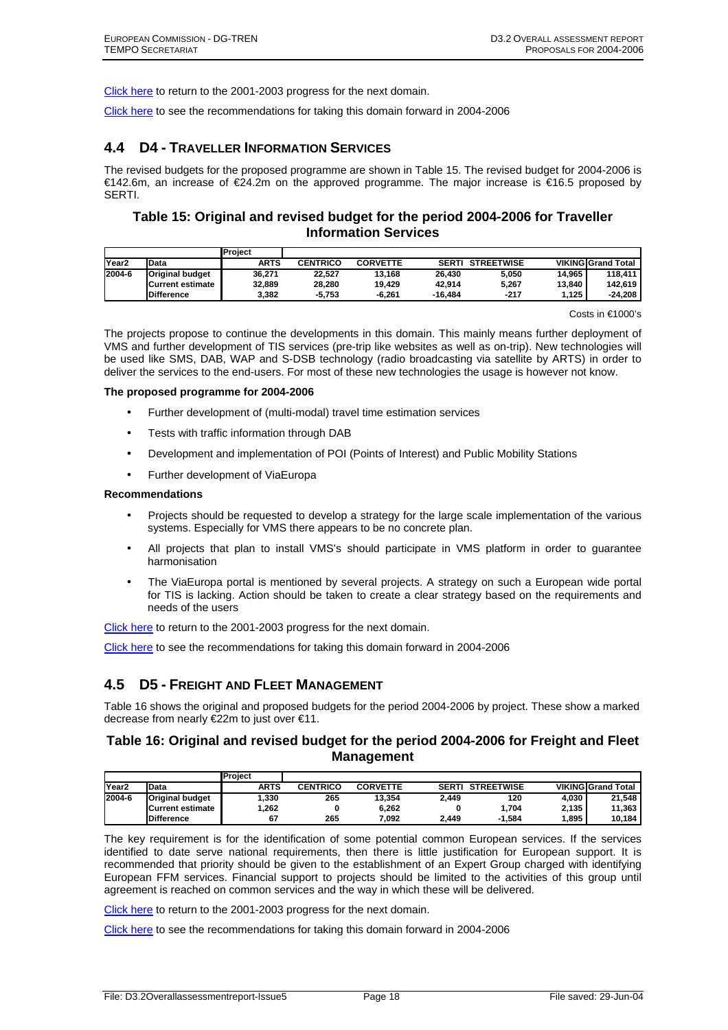Click here to return to the 2001-2003 progress for the next domain.

Click here to see the recommendations for taking this domain forward in 2004-2006

## 4.4 D4 - Traveller Information Services

The revised budgets for the proposed programme are shown in Table 15. The revised budget for 2004-2006 is €142.6m, an increase of €24.2m on the approved programme. The major increase is €16.5 proposed by SERTI.

### Table 15: Original and revised budget for the period 2004-2006 for Traveller Information Services

| | | Project | | | | | | |
|---|---|---|---|---|---|---|---|---|
| Year2 | Data | ARTS | CENTRICO | CORVETTE | SERTI | STREETWISE | VIKING | Grand Total |
| 2004-6 | Original budget | 36,271 | 22,527 | 13,168 | 26,430 | 5,050 | 14,965 | 118,411 |
| | Current estimate | 32,889 | 28,280 | 19,429 | 42,914 | 5,267 | 13,840 | 142,619 |
| | Difference | 3,382 | -5,753 | -6,261 | -16,484 | -217 | 1,125 | -24,208 |

Costs in €1000's

The projects propose to continue the developments in this domain. This mainly means further deployment of VMS and further development of TIS services (pre-trip like websites as well as on-trip). New technologies will be used like SMS, DAB, WAP and S-DSB technology (radio broadcasting via satellite by ARTS) in order to deliver the services to the end-users. For most of these new technologies the usage is however not know.

**The proposed programme for 2004-2006**

- Further development of (multi-modal) travel time estimation services
- Tests with traffic information through DAB
- Development and implementation of POI (Points of Interest) and Public Mobility Stations
- Further development of ViaEuropa

**Recommendations**

- Projects should be requested to develop a strategy for the large scale implementation of the various systems. Especially for VMS there appears to be no concrete plan.
- All projects that plan to install VMS's should participate in VMS platform in order to guarantee harmonisation
- The ViaEuropa portal is mentioned by several projects. A strategy on such a European wide portal for TIS is lacking. Action should be taken to create a clear strategy based on the requirements and needs of the users

Click here to return to the 2001-2003 progress for the next domain.

Click here to see the recommendations for taking this domain forward in 2004-2006

## 4.5 D5 - Freight and Fleet Management

Table 16 shows the original and proposed budgets for the period 2004-2006 by project. These show a marked decrease from nearly €22m to just over €11.

### Table 16: Original and revised budget for the period 2004-2006 for Freight and Fleet Management

| | | Project | | | | | | |
|---|---|---|---|---|---|---|---|---|
| Year2 | Data | ARTS | CENTRICO | CORVETTE | SERTI | STREETWISE | VIKING | Grand Total |
| 2004-6 | Original budget | 1,330 | 265 | 13,354 | 2,449 | 120 | 4,030 | 21,548 |
| | Current estimate | 1,262 | 0 | 6,262 | 0 | 1,704 | 2,135 | 11,363 |
| | Difference | 67 | 265 | 7,092 | 2,449 | -1,584 | 1,895 | 10,184 |

The key requirement is for the identification of some potential common European services. If the services identified to date serve national requirements, then there is little justification for European support. It is recommended that priority should be given to the establishment of an Expert Group charged with identifying European FFM services. Financial support to projects should be limited to the activities of this group until agreement is reached on common services and the way in which these will be delivered.

Click here to return to the 2001-2003 progress for the next domain.

Click here to see the recommendations for taking this domain forward in 2004-2006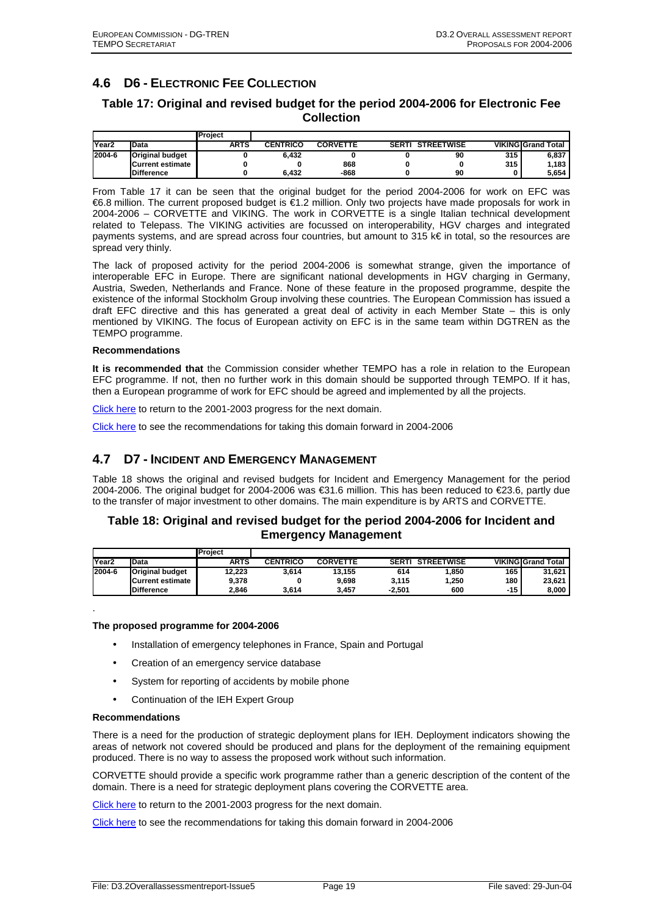## 4.6 D6 - ELECTRONIC FEE COLLECTION

### Table 17: Original and revised budget for the period 2004-2006 for Electronic Fee Collection

| | | Project | | | | | | |
|---|---|---|---|---|---|---|---|---|
| Year2 | Data | ARTS | CENTRICO | CORVETTE | SERTI | STREETWISE | VIKING | Grand Total |
| 2004-6 | Original budget | 0 | 6,432 | 0 | 0 | 90 | 315 | 6,837 |
| | Current estimate | 0 | 0 | 868 | 0 | 0 | 315 | 1,183 |
| | Difference | 0 | 6,432 | -868 | 0 | 90 | 0 | 5,654 |

From Table 17 it can be seen that the original budget for the period 2004-2006 for work on EFC was €6.8 million. The current proposed budget is €1.2 million. Only two projects have made proposals for work in 2004-2006 – CORVETTE and VIKING. The work in CORVETTE is a single Italian technical development related to Telepass. The VIKING activities are focussed on interoperability, HGV charges and integrated payments systems, and are spread across four countries, but amount to 315 k€ in total, so the resources are spread very thinly.

The lack of proposed activity for the period 2004-2006 is somewhat strange, given the importance of interoperable EFC in Europe. There are significant national developments in HGV charging in Germany, Austria, Sweden, Netherlands and France. None of these feature in the proposed programme, despite the existence of the informal Stockholm Group involving these countries. The European Commission has issued a draft EFC directive and this has generated a great deal of activity in each Member State – this is only mentioned by VIKING. The focus of European activity on EFC is in the same team within DGTREN as the TEMPO programme.

**Recommendations**

**It is recommended that** the Commission consider whether TEMPO has a role in relation to the European EFC programme. If not, then no further work in this domain should be supported through TEMPO. If it has, then a European programme of work for EFC should be agreed and implemented by all the projects.

Click here to return to the 2001-2003 progress for the next domain.

Click here to see the recommendations for taking this domain forward in 2004-2006

## 4.7 D7 - INCIDENT AND EMERGENCY MANAGEMENT

Table 18 shows the original and revised budgets for Incident and Emergency Management for the period 2004-2006. The original budget for 2004-2006 was €31.6 million. This has been reduced to €23.6, partly due to the transfer of major investment to other domains. The main expenditure is by ARTS and CORVETTE.

### Table 18: Original and revised budget for the period 2004-2006 for Incident and Emergency Management

| | | Project | | | | | | |
|---|---|---|---|---|---|---|---|---|
| Year2 | Data | ARTS | CENTRICO | CORVETTE | SERTI | STREETWISE | VIKING | Grand Total |
| 2004-6 | Original budget | 12,223 | 3,614 | 13,155 | 614 | 1,850 | 165 | 31,621 |
| | Current estimate | 9,378 | 0 | 9,698 | 3,115 | 1,250 | 180 | 23,621 |
| | Difference | 2,846 | 3,614 | 3,457 | -2,501 | 600 | -15 | 8,000 |

.

**The proposed programme for 2004-2006**

- Installation of emergency telephones in France, Spain and Portugal
- Creation of an emergency service database
- System for reporting of accidents by mobile phone
- Continuation of the IEH Expert Group

**Recommendations**

There is a need for the production of strategic deployment plans for IEH. Deployment indicators showing the areas of network not covered should be produced and plans for the deployment of the remaining equipment produced. There is no way to assess the proposed work without such information.

CORVETTE should provide a specific work programme rather than a generic description of the content of the domain. There is a need for strategic deployment plans covering the CORVETTE area.

Click here to return to the 2001-2003 progress for the next domain.

Click here to see the recommendations for taking this domain forward in 2004-2006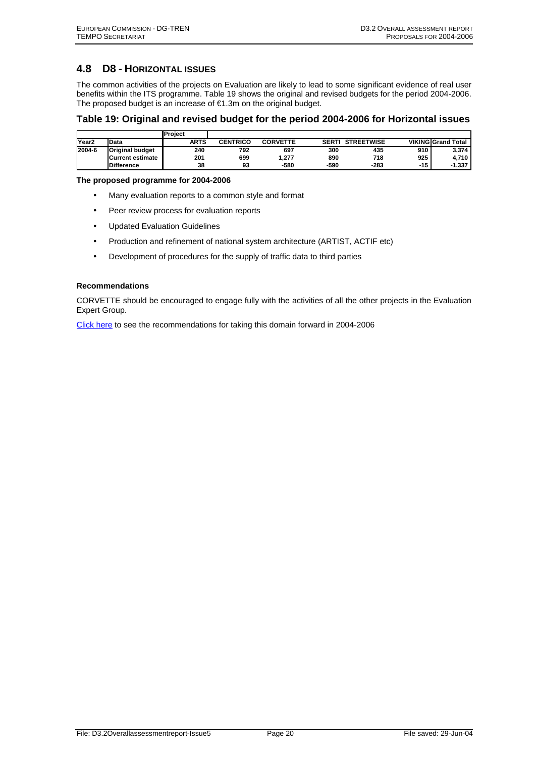## 4.8 D8 - Horizontal Issues

The common activities of the projects on Evaluation are likely to lead to some significant evidence of real user benefits within the ITS programme. Table 19 shows the original and revised budgets for the period 2004-2006. The proposed budget is an increase of €1.3m on the original budget.

### Table 19: Original and revised budget for the period 2004-2006 for Horizontal issues

| | | Project | | | | | | |
|---|---|---|---|---|---|---|---|---|
| **Year2** | **Data** | **ARTS** | **CENTRICO** | **CORVETTE** | **SERTI** | **STREETWISE** | **VIKING** | **Grand Total** |
| **2004-6** | **Original budget** | 240 | 792 | 697 | 300 | 435 | 910 | 3,374 |
| | **Current estimate** | 201 | 699 | 1,277 | 890 | 718 | 925 | 4,710 |
| | **Difference** | 38 | 93 | -580 | -590 | -283 | -15 | -1,337 |

**The proposed programme for 2004-2006**

- Many evaluation reports to a common style and format
- Peer review process for evaluation reports
- Updated Evaluation Guidelines
- Production and refinement of national system architecture (ARTIST, ACTIF etc)
- Development of procedures for the supply of traffic data to third parties

**Recommendations**

CORVETTE should be encouraged to engage fully with the activities of all the other projects in the Evaluation Expert Group.

Click here to see the recommendations for taking this domain forward in 2004-2006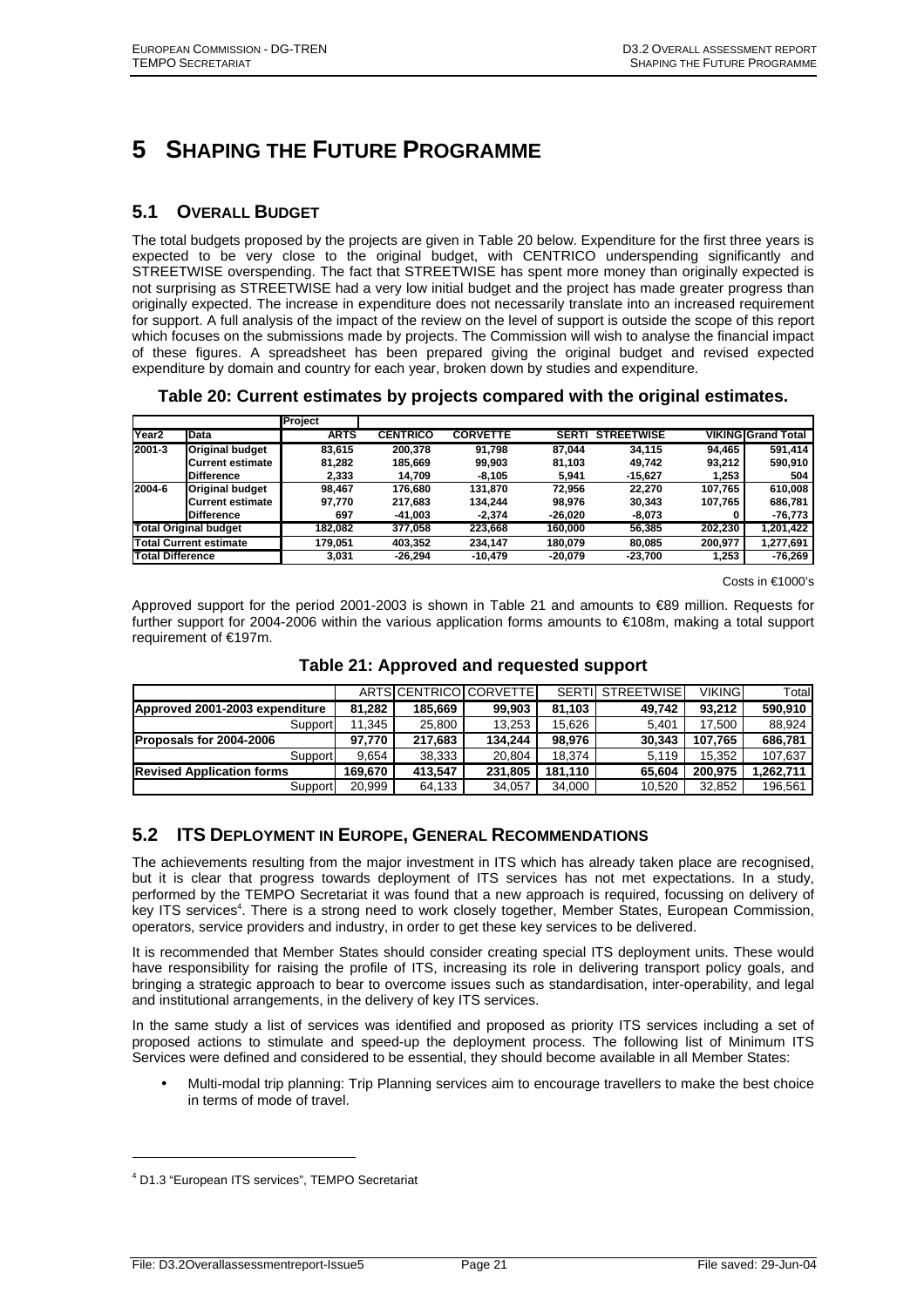# 5 SHAPING THE FUTURE PROGRAMME

## 5.1 OVERALL BUDGET

The total budgets proposed by the projects are given in Table 20 below. Expenditure for the first three years is expected to be very close to the original budget, with CENTRICO underspending significantly and STREETWISE overspending. The fact that STREETWISE has spent more money than originally expected is not surprising as STREETWISE had a very low initial budget and the project has made greater progress than originally expected. The increase in expenditure does not necessarily translate into an increased requirement for support. A full analysis of the impact of the review on the level of support is outside the scope of this report which focuses on the submissions made by projects. The Commission will wish to analyse the financial impact of these figures. A spreadsheet has been prepared giving the original budget and revised expected expenditure by domain and country for each year, broken down by studies and expenditure.

**Table 20: Current estimates by projects compared with the original estimates.**

| | | Project | | | | | | |
|---|---|---|---|---|---|---|---|---|
| **Year2** | **Data** | **ARTS** | **CENTRICO** | **CORVETTE** | **SERTI** | **STREETWISE** | **VIKING** | **Grand Total** |
| **2001-3** | **Original budget** | 83,615 | 200,378 | 91,798 | 87,044 | 34,115 | 94,465 | 591,414 |
| | **Current estimate** | 81,282 | 185,669 | 99,903 | 81,103 | 49,742 | 93,212 | 590,910 |
| | **Difference** | 2,333 | 14,709 | -8,105 | 5,941 | -15,627 | 1,253 | 504 |
| **2004-6** | **Original budget** | 98,467 | 176,680 | 131,870 | 72,956 | 22,270 | 107,765 | 610,008 |
| | **Current estimate** | 97,770 | 217,683 | 134,244 | 98,976 | 30,343 | 107,765 | 686,781 |
| | **Difference** | 697 | -41,003 | -2,374 | -26,020 | -8,073 | 0 | -76,773 |
| **Total Original budget** | | 182,082 | 377,058 | 223,668 | 160,000 | 56,385 | 202,230 | 1,201,422 |
| **Total Current estimate** | | 179,051 | 403,352 | 234,147 | 180,079 | 80,085 | 200,977 | 1,277,691 |
| **Total Difference** | | 3,031 | -26,294 | -10,479 | -20,079 | -23,700 | 1,253 | -76,269 |

Costs in €1000's

Approved support for the period 2001-2003 is shown in Table 21 and amounts to €89 million. Requests for further support for 2004-2006 within the various application forms amounts to €108m, making a total support requirement of €197m.

**Table 21: Approved and requested support**

| | ARTS | CENTRICO | CORVETTE | SERTI | STREETWISE | VIKING | Total |
|---|---|---|---|---|---|---|---|
| **Approved 2001-2003 expenditure** | **81,282** | **185,669** | **99,903** | **81,103** | **49,742** | **93,212** | **590,910** |
| Support | 11,345 | 25,800 | 13,253 | 15,626 | 5,401 | 17,500 | 88,924 |
| **Proposals for 2004-2006** | **97,770** | **217,683** | **134,244** | **98,976** | **30,343** | **107,765** | **686,781** |
| Support | 9,654 | 38,333 | 20,804 | 18,374 | 5,119 | 15,352 | 107,637 |
| **Revised Application forms** | **169,670** | **413,547** | **231,805** | **181,110** | **65,604** | **200,975** | **1,262,711** |
| Support | 20,999 | 64,133 | 34,057 | 34,000 | 10,520 | 32,852 | 196,561 |

## 5.2 ITS DEPLOYMENT IN EUROPE, GENERAL RECOMMENDATIONS

The achievements resulting from the major investment in ITS which has already taken place are recognised, but it is clear that progress towards deployment of ITS services has not met expectations. In a study, performed by the TEMPO Secretariat it was found that a new approach is required, focussing on delivery of key ITS services[4]. There is a strong need to work closely together, Member States, European Commission, operators, service providers and industry, in order to get these key services to be delivered.

It is recommended that Member States should consider creating special ITS deployment units. These would have responsibility for raising the profile of ITS, increasing its role in delivering transport policy goals, and bringing a strategic approach to bear to overcome issues such as standardisation, inter-operability, and legal and institutional arrangements, in the delivery of key ITS services.

In the same study a list of services was identified and proposed as priority ITS services including a set of proposed actions to stimulate and speed-up the deployment process. The following list of Minimum ITS Services were defined and considered to be essential, they should become available in all Member States:

- Multi-modal trip planning: Trip Planning services aim to encourage travellers to make the best choice in terms of mode of travel.

[4] D1.3 "European ITS services", TEMPO Secretariat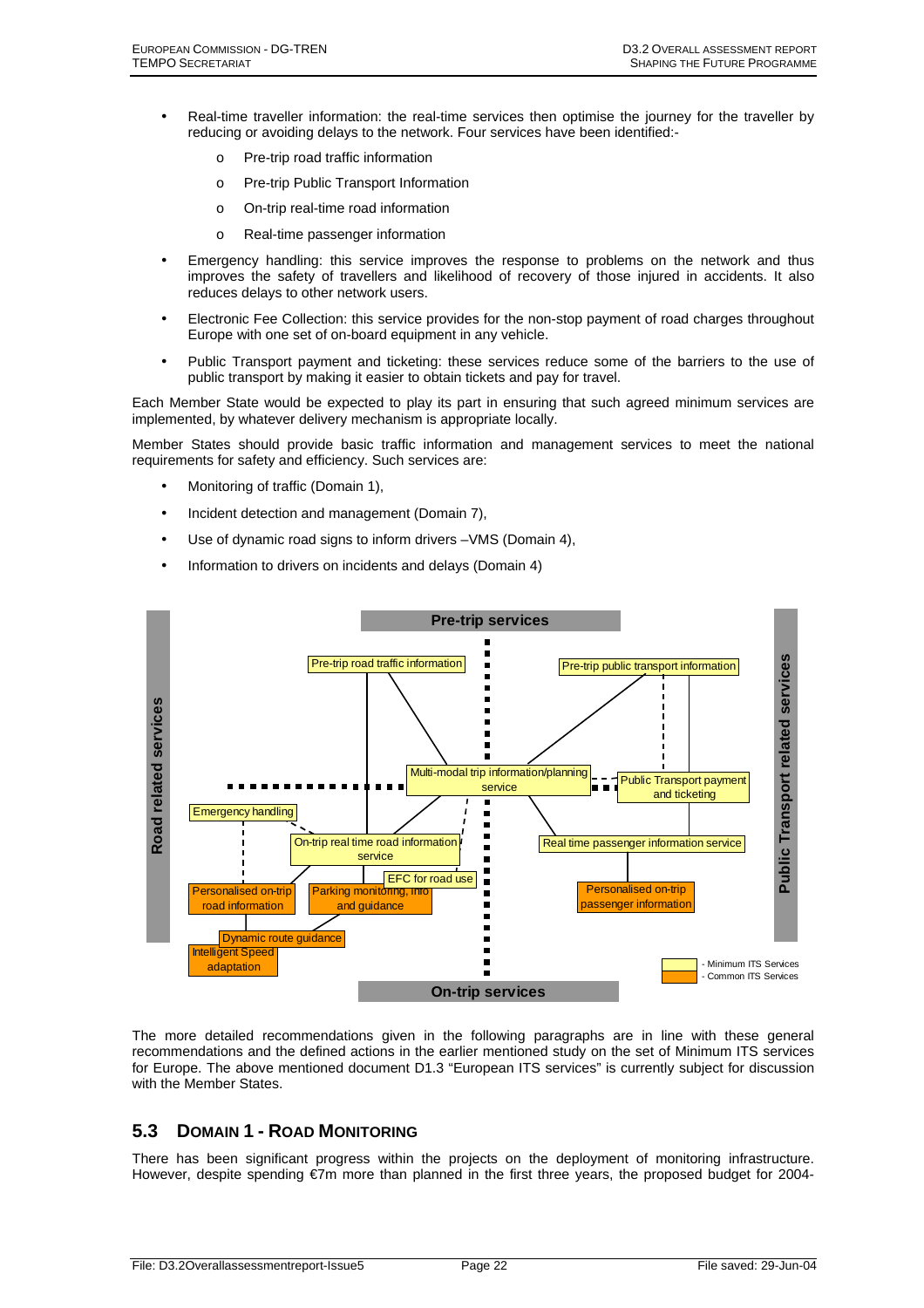- Real-time traveller information: the real-time services then optimise the journey for the traveller by reducing or avoiding delays to the network. Four services have been identified:-
  - Pre-trip road traffic information
  - Pre-trip Public Transport Information
  - On-trip real-time road information
  - Real-time passenger information
- Emergency handling: this service improves the response to problems on the network and thus improves the safety of travellers and likelihood of recovery of those injured in accidents. It also reduces delays to other network users.
- Electronic Fee Collection: this service provides for the non-stop payment of road charges throughout Europe with one set of on-board equipment in any vehicle.
- Public Transport payment and ticketing: these services reduce some of the barriers to the use of public transport by making it easier to obtain tickets and pay for travel.

Each Member State would be expected to play its part in ensuring that such agreed minimum services are implemented, by whatever delivery mechanism is appropriate locally.

Member States should provide basic traffic information and management services to meet the national requirements for safety and efficiency. Such services are:

- Monitoring of traffic (Domain 1),
- Incident detection and management (Domain 7),
- Use of dynamic road signs to inform drivers –VMS (Domain 4),
- Information to drivers on incidents and delays (Domain 4)

The more detailed recommendations given in the following paragraphs are in line with these general recommendations and the defined actions in the earlier mentioned study on the set of Minimum ITS services for Europe. The above mentioned document D1.3 "European ITS services" is currently subject for discussion with the Member States.

## 5.3 DOMAIN 1 - ROAD MONITORING

There has been significant progress within the projects on the deployment of monitoring infrastructure. However, despite spending €7m more than planned in the first three years, the proposed budget for 2004-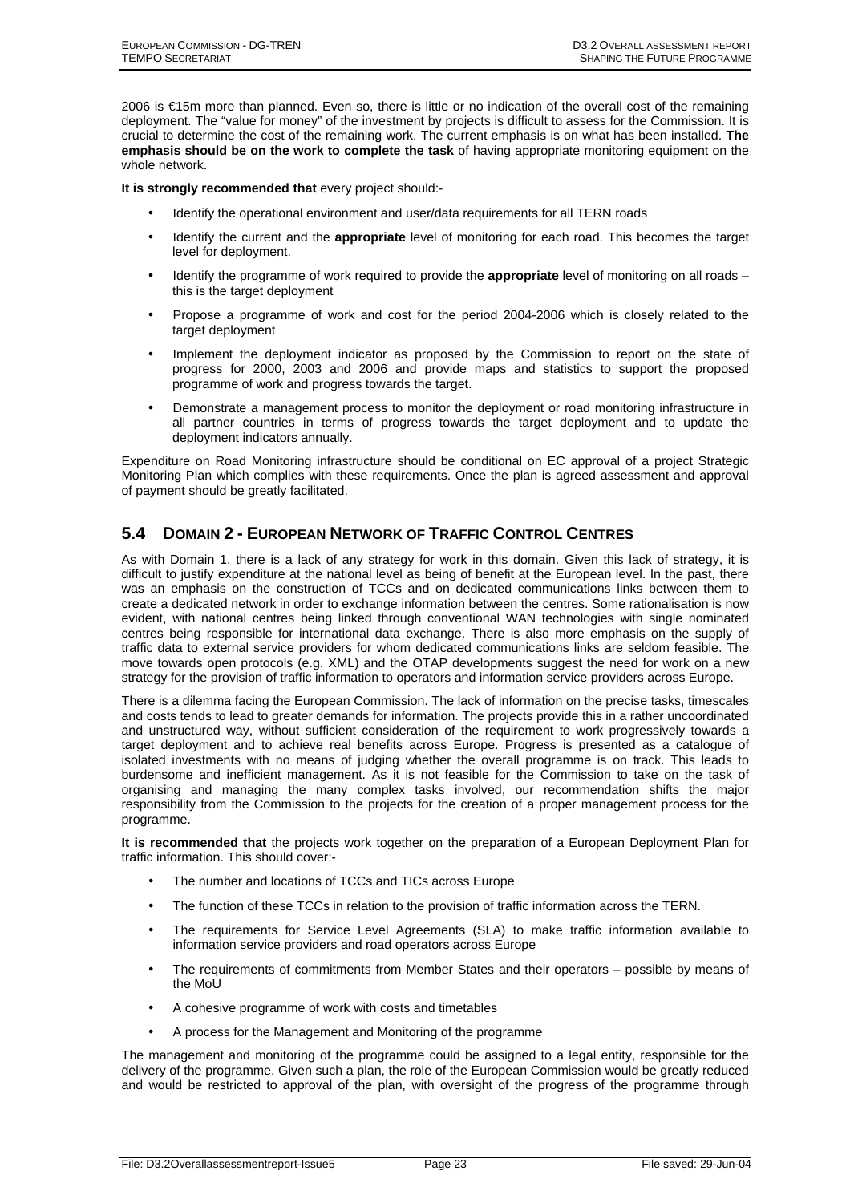2006 is €15m more than planned. Even so, there is little or no indication of the overall cost of the remaining deployment. The "value for money" of the investment by projects is difficult to assess for the Commission. It is crucial to determine the cost of the remaining work. The current emphasis is on what has been installed. **The emphasis should be on the work to complete the task** of having appropriate monitoring equipment on the whole network.

**It is strongly recommended that** every project should:-

- Identify the operational environment and user/data requirements for all TERN roads
- Identify the current and the **appropriate** level of monitoring for each road. This becomes the target level for deployment.
- Identify the programme of work required to provide the **appropriate** level of monitoring on all roads – this is the target deployment
- Propose a programme of work and cost for the period 2004-2006 which is closely related to the target deployment
- Implement the deployment indicator as proposed by the Commission to report on the state of progress for 2000, 2003 and 2006 and provide maps and statistics to support the proposed programme of work and progress towards the target.
- Demonstrate a management process to monitor the deployment or road monitoring infrastructure in all partner countries in terms of progress towards the target deployment and to update the deployment indicators annually.

Expenditure on Road Monitoring infrastructure should be conditional on EC approval of a project Strategic Monitoring Plan which complies with these requirements. Once the plan is agreed assessment and approval of payment should be greatly facilitated.

## 5.4 Domain 2 - European Network of Traffic Control Centres

As with Domain 1, there is a lack of any strategy for work in this domain. Given this lack of strategy, it is difficult to justify expenditure at the national level as being of benefit at the European level. In the past, there was an emphasis on the construction of TCCs and on dedicated communications links between them to create a dedicated network in order to exchange information between the centres. Some rationalisation is now evident, with national centres being linked through conventional WAN technologies with single nominated centres being responsible for international data exchange. There is also more emphasis on the supply of traffic data to external service providers for whom dedicated communications links are seldom feasible. The move towards open protocols (e.g. XML) and the OTAP developments suggest the need for work on a new strategy for the provision of traffic information to operators and information service providers across Europe.

There is a dilemma facing the European Commission. The lack of information on the precise tasks, timescales and costs tends to lead to greater demands for information. The projects provide this in a rather uncoordinated and unstructured way, without sufficient consideration of the requirement to work progressively towards a target deployment and to achieve real benefits across Europe. Progress is presented as a catalogue of isolated investments with no means of judging whether the overall programme is on track. This leads to burdensome and inefficient management. As it is not feasible for the Commission to take on the task of organising and managing the many complex tasks involved, our recommendation shifts the major responsibility from the Commission to the projects for the creation of a proper management process for the programme.

**It is recommended that** the projects work together on the preparation of a European Deployment Plan for traffic information. This should cover:-

- The number and locations of TCCs and TICs across Europe
- The function of these TCCs in relation to the provision of traffic information across the TERN.
- The requirements for Service Level Agreements (SLA) to make traffic information available to information service providers and road operators across Europe
- The requirements of commitments from Member States and their operators – possible by means of the MoU
- A cohesive programme of work with costs and timetables
- A process for the Management and Monitoring of the programme

The management and monitoring of the programme could be assigned to a legal entity, responsible for the delivery of the programme. Given such a plan, the role of the European Commission would be greatly reduced and would be restricted to approval of the plan, with oversight of the progress of the programme through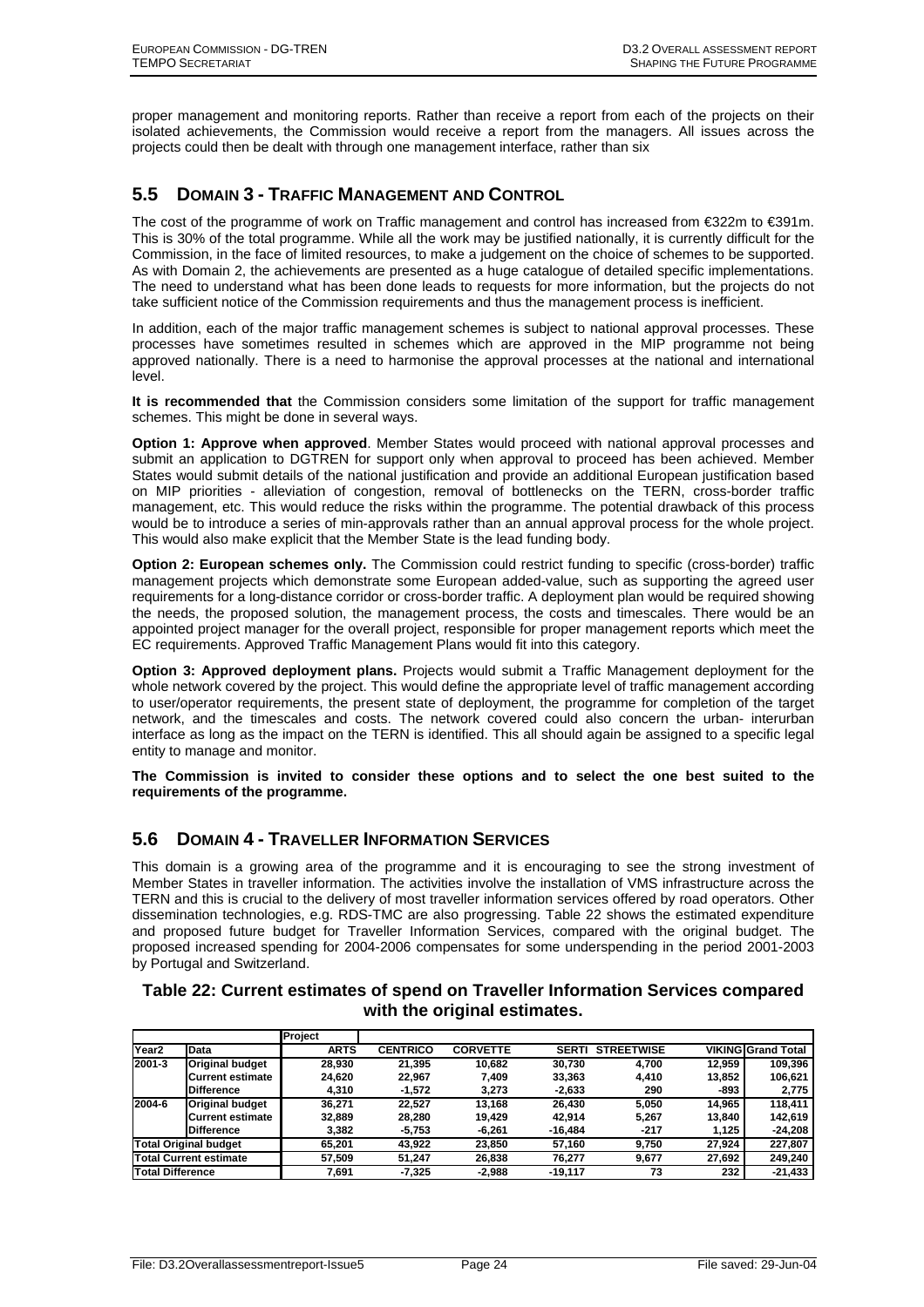proper management and monitoring reports. Rather than receive a report from each of the projects on their isolated achievements, the Commission would receive a report from the managers. All issues across the projects could then be dealt with through one management interface, rather than six

## 5.5 Domain 3 - Traffic Management and Control

The cost of the programme of work on Traffic management and control has increased from €322m to €391m. This is 30% of the total programme. While all the work may be justified nationally, it is currently difficult for the Commission, in the face of limited resources, to make a judgement on the choice of schemes to be supported. As with Domain 2, the achievements are presented as a huge catalogue of detailed specific implementations. The need to understand what has been done leads to requests for more information, but the projects do not take sufficient notice of the Commission requirements and thus the management process is inefficient.

In addition, each of the major traffic management schemes is subject to national approval processes. These processes have sometimes resulted in schemes which are approved in the MIP programme not being approved nationally. There is a need to harmonise the approval processes at the national and international level.

**It is recommended that** the Commission considers some limitation of the support for traffic management schemes. This might be done in several ways.

**Option 1: Approve when approved**. Member States would proceed with national approval processes and submit an application to DGTREN for support only when approval to proceed has been achieved. Member States would submit details of the national justification and provide an additional European justification based on MIP priorities - alleviation of congestion, removal of bottlenecks on the TERN, cross-border traffic management, etc. This would reduce the risks within the programme. The potential drawback of this process would be to introduce a series of min-approvals rather than an annual approval process for the whole project. This would also make explicit that the Member State is the lead funding body.

**Option 2: European schemes only.** The Commission could restrict funding to specific (cross-border) traffic management projects which demonstrate some European added-value, such as supporting the agreed user requirements for a long-distance corridor or cross-border traffic. A deployment plan would be required showing the needs, the proposed solution, the management process, the costs and timescales. There would be an appointed project manager for the overall project, responsible for proper management reports which meet the EC requirements. Approved Traffic Management Plans would fit into this category.

**Option 3: Approved deployment plans.** Projects would submit a Traffic Management deployment for the whole network covered by the project. This would define the appropriate level of traffic management according to user/operator requirements, the present state of deployment, the programme for completion of the target network, and the timescales and costs. The network covered could also concern the urban- interurban interface as long as the impact on the TERN is identified. This all should again be assigned to a specific legal entity to manage and monitor.

**The Commission is invited to consider these options and to select the one best suited to the requirements of the programme.**

## 5.6 Domain 4 - Traveller Information Services

This domain is a growing area of the programme and it is encouraging to see the strong investment of Member States in traveller information. The activities involve the installation of VMS infrastructure across the TERN and this is crucial to the delivery of most traveller information services offered by road operators. Other dissemination technologies, e.g. RDS-TMC are also progressing. Table 22 shows the estimated expenditure and proposed future budget for Traveller Information Services, compared with the original budget. The proposed increased spending for 2004-2006 compensates for some underspending in the period 2001-2003 by Portugal and Switzerland.

### Table 22: Current estimates of spend on Traveller Information Services compared with the original estimates.

| | | Project | | | | | | |
|---|---|---|---|---|---|---|---|---|
| Year2 | Data | ARTS | CENTRICO | CORVETTE | SERTI | STREETWISE | VIKING | Grand Total |
| 2001-3 | Original budget | 28,930 | 21,395 | 10,682 | 30,730 | 4,700 | 12,959 | 109,396 |
| | Current estimate | 24,620 | 22,967 | 7,409 | 33,363 | 4,410 | 13,852 | 106,621 |
| | Difference | 4,310 | -1,572 | 3,273 | -2,633 | 290 | -893 | 2,775 |
| 2004-6 | Original budget | 36,271 | 22,527 | 13,168 | 26,430 | 5,050 | 14,965 | 118,411 |
| | Current estimate | 32,889 | 28,280 | 19,429 | 42,914 | 5,267 | 13,840 | 142,619 |
| | Difference | 3,382 | -5,753 | -6,261 | -16,484 | -217 | 1,125 | -24,208 |
| Total Original budget | | 65,201 | 43,922 | 23,850 | 57,160 | 9,750 | 27,924 | 227,807 |
| Total Current estimate | | 57,509 | 51,247 | 26,838 | 76,277 | 9,677 | 27,692 | 249,240 |
| Total Difference | | 7,691 | -7,325 | -2,988 | -19,117 | 73 | 232 | -21,433 |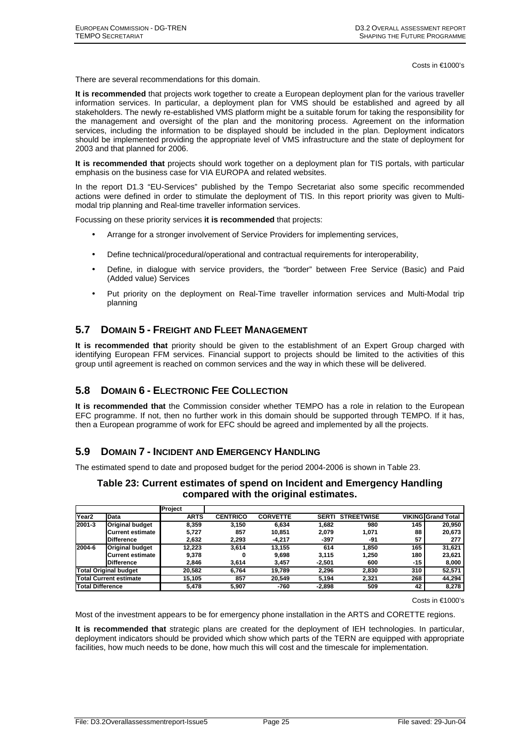Costs in €1000's

There are several recommendations for this domain.

**It is recommended** that projects work together to create a European deployment plan for the various traveller information services. In particular, a deployment plan for VMS should be established and agreed by all stakeholders. The newly re-established VMS platform might be a suitable forum for taking the responsibility for the management and oversight of the plan and the monitoring process. Agreement on the information services, including the information to be displayed should be included in the plan. Deployment indicators should be implemented providing the appropriate level of VMS infrastructure and the state of deployment for 2003 and that planned for 2006.

**It is recommended that** projects should work together on a deployment plan for TIS portals, with particular emphasis on the business case for VIA EUROPA and related websites.

In the report D1.3 "EU-Services" published by the Tempo Secretariat also some specific recommended actions were defined in order to stimulate the deployment of TIS. In this report priority was given to Multi-modal trip planning and Real-time traveller information services.

Focussing on these priority services **it is recommended** that projects:

- Arrange for a stronger involvement of Service Providers for implementing services,
- Define technical/procedural/operational and contractual requirements for interoperability,
- Define, in dialogue with service providers, the "border" between Free Service (Basic) and Paid (Added value) Services
- Put priority on the deployment on Real-Time traveller information services and Multi-Modal trip planning

## 5.7 DOMAIN 5 - FREIGHT AND FLEET MANAGEMENT

**It is recommended that** priority should be given to the establishment of an Expert Group charged with identifying European FFM services. Financial support to projects should be limited to the activities of this group until agreement is reached on common services and the way in which these will be delivered.

## 5.8 DOMAIN 6 - ELECTRONIC FEE COLLECTION

**It is recommended that** the Commission consider whether TEMPO has a role in relation to the European EFC programme. If not, then no further work in this domain should be supported through TEMPO. If it has, then a European programme of work for EFC should be agreed and implemented by all the projects.

## 5.9 DOMAIN 7 - INCIDENT AND EMERGENCY HANDLING

The estimated spend to date and proposed budget for the period 2004-2006 is shown in Table 23.

**Table 23: Current estimates of spend on Incident and Emergency Handling compared with the original estimates.**

| | | Project | | | | | | |
|---|---|---|---|---|---|---|---|---|
| Year2 | Data | ARTS | CENTRICO | CORVETTE | SERTI | STREETWISE | VIKING | Grand Total |
| 2001-3 | Original budget | 8,359 | 3,150 | 6,634 | 1,682 | 980 | 145 | 20,950 |
| | Current estimate | 5,727 | 857 | 10,851 | 2,079 | 1,071 | 88 | 20,673 |
| | Difference | 2,632 | 2,293 | -4,217 | -397 | -91 | 57 | 277 |
| 2004-6 | Original budget | 12,223 | 3,614 | 13,155 | 614 | 1,850 | 165 | 31,621 |
| | Current estimate | 9,378 | 0 | 9,698 | 3,115 | 1,250 | 180 | 23,621 |
| | Difference | 2,846 | 3,614 | 3,457 | -2,501 | 600 | -15 | 8,000 |
| Total Original budget | | 20,582 | 6,764 | 19,789 | 2,296 | 2,830 | 310 | 52,571 |
| Total Current estimate | | 15,105 | 857 | 20,549 | 5,194 | 2,321 | 268 | 44,294 |
| Total Difference | | 5,478 | 5,907 | -760 | -2,898 | 509 | 42 | 8,278 |

Costs in €1000's

Most of the investment appears to be for emergency phone installation in the ARTS and CORETTE regions.

**It is recommended that** strategic plans are created for the deployment of IEH technologies. In particular, deployment indicators should be provided which show which parts of the TERN are equipped with appropriate facilities, how much needs to be done, how much this will cost and the timescale for implementation.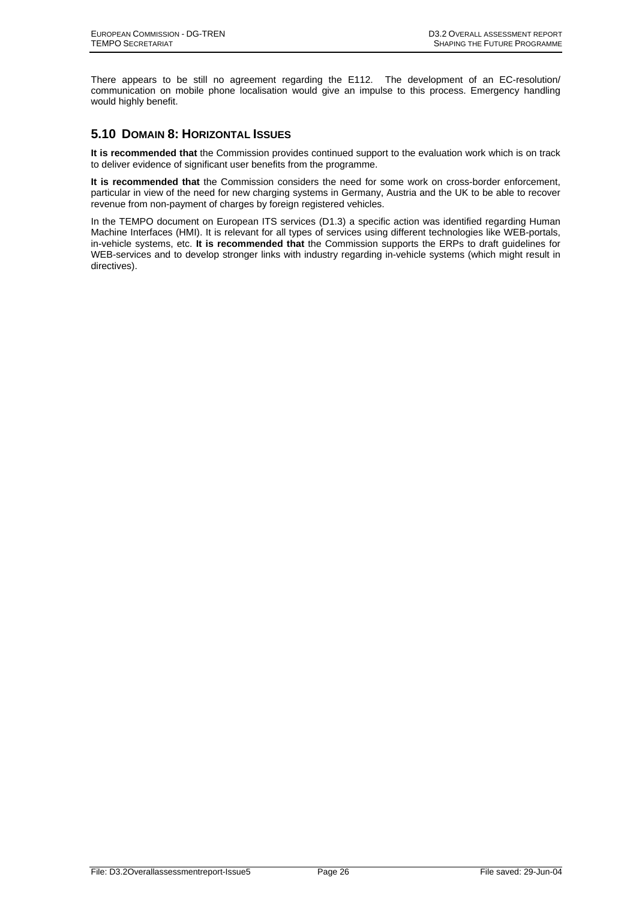There appears to be still no agreement regarding the E112. The development of an EC-resolution/ communication on mobile phone localisation would give an impulse to this process. Emergency handling would highly benefit.

## 5.10 Domain 8: Horizontal Issues

**It is recommended that** the Commission provides continued support to the evaluation work which is on track to deliver evidence of significant user benefits from the programme.

**It is recommended that** the Commission considers the need for some work on cross-border enforcement, particular in view of the need for new charging systems in Germany, Austria and the UK to be able to recover revenue from non-payment of charges by foreign registered vehicles.

In the TEMPO document on European ITS services (D1.3) a specific action was identified regarding Human Machine Interfaces (HMI). It is relevant for all types of services using different technologies like WEB-portals, in-vehicle systems, etc. **It is recommended that** the Commission supports the ERPs to draft guidelines for WEB-services and to develop stronger links with industry regarding in-vehicle systems (which might result in directives).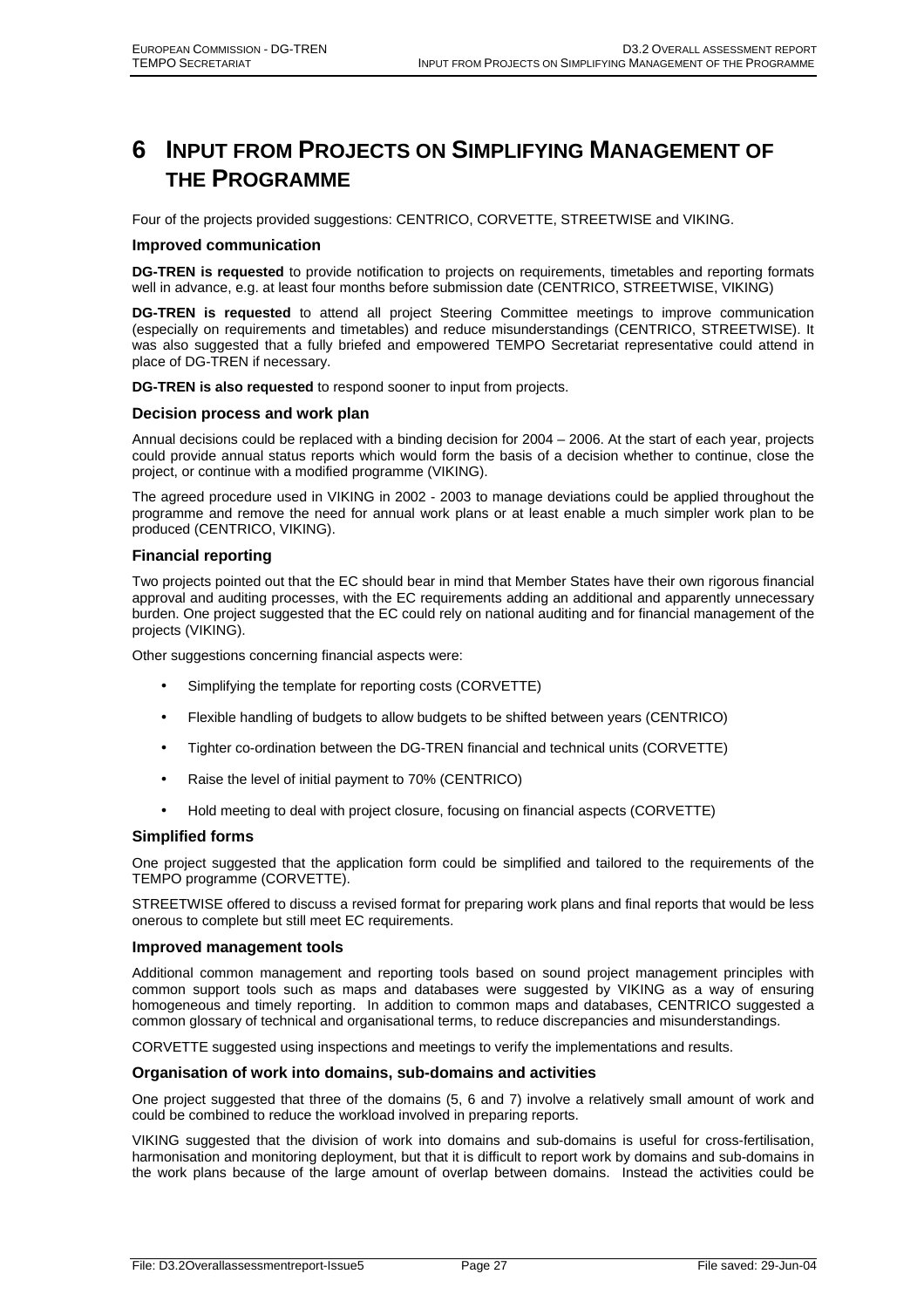# 6 INPUT FROM PROJECTS ON SIMPLIFYING MANAGEMENT OF THE PROGRAMME

Four of the projects provided suggestions: CENTRICO, CORVETTE, STREETWISE and VIKING.

### Improved communication

**DG-TREN is requested** to provide notification to projects on requirements, timetables and reporting formats well in advance, e.g. at least four months before submission date (CENTRICO, STREETWISE, VIKING)

**DG-TREN is requested** to attend all project Steering Committee meetings to improve communication (especially on requirements and timetables) and reduce misunderstandings (CENTRICO, STREETWISE). It was also suggested that a fully briefed and empowered TEMPO Secretariat representative could attend in place of DG-TREN if necessary.

**DG-TREN is also requested** to respond sooner to input from projects.

### Decision process and work plan

Annual decisions could be replaced with a binding decision for 2004 – 2006. At the start of each year, projects could provide annual status reports which would form the basis of a decision whether to continue, close the project, or continue with a modified programme (VIKING).

The agreed procedure used in VIKING in 2002 - 2003 to manage deviations could be applied throughout the programme and remove the need for annual work plans or at least enable a much simpler work plan to be produced (CENTRICO, VIKING).

### Financial reporting

Two projects pointed out that the EC should bear in mind that Member States have their own rigorous financial approval and auditing processes, with the EC requirements adding an additional and apparently unnecessary burden. One project suggested that the EC could rely on national auditing and for financial management of the projects (VIKING).

Other suggestions concerning financial aspects were:

- Simplifying the template for reporting costs (CORVETTE)
- Flexible handling of budgets to allow budgets to be shifted between years (CENTRICO)
- Tighter co-ordination between the DG-TREN financial and technical units (CORVETTE)
- Raise the level of initial payment to 70% (CENTRICO)
- Hold meeting to deal with project closure, focusing on financial aspects (CORVETTE)

### Simplified forms

One project suggested that the application form could be simplified and tailored to the requirements of the TEMPO programme (CORVETTE).

STREETWISE offered to discuss a revised format for preparing work plans and final reports that would be less onerous to complete but still meet EC requirements.

### Improved management tools

Additional common management and reporting tools based on sound project management principles with common support tools such as maps and databases were suggested by VIKING as a way of ensuring homogeneous and timely reporting. In addition to common maps and databases, CENTRICO suggested a common glossary of technical and organisational terms, to reduce discrepancies and misunderstandings.

CORVETTE suggested using inspections and meetings to verify the implementations and results.

### Organisation of work into domains, sub-domains and activities

One project suggested that three of the domains (5, 6 and 7) involve a relatively small amount of work and could be combined to reduce the workload involved in preparing reports.

VIKING suggested that the division of work into domains and sub-domains is useful for cross-fertilisation, harmonisation and monitoring deployment, but that it is difficult to report work by domains and sub-domains in the work plans because of the large amount of overlap between domains. Instead the activities could be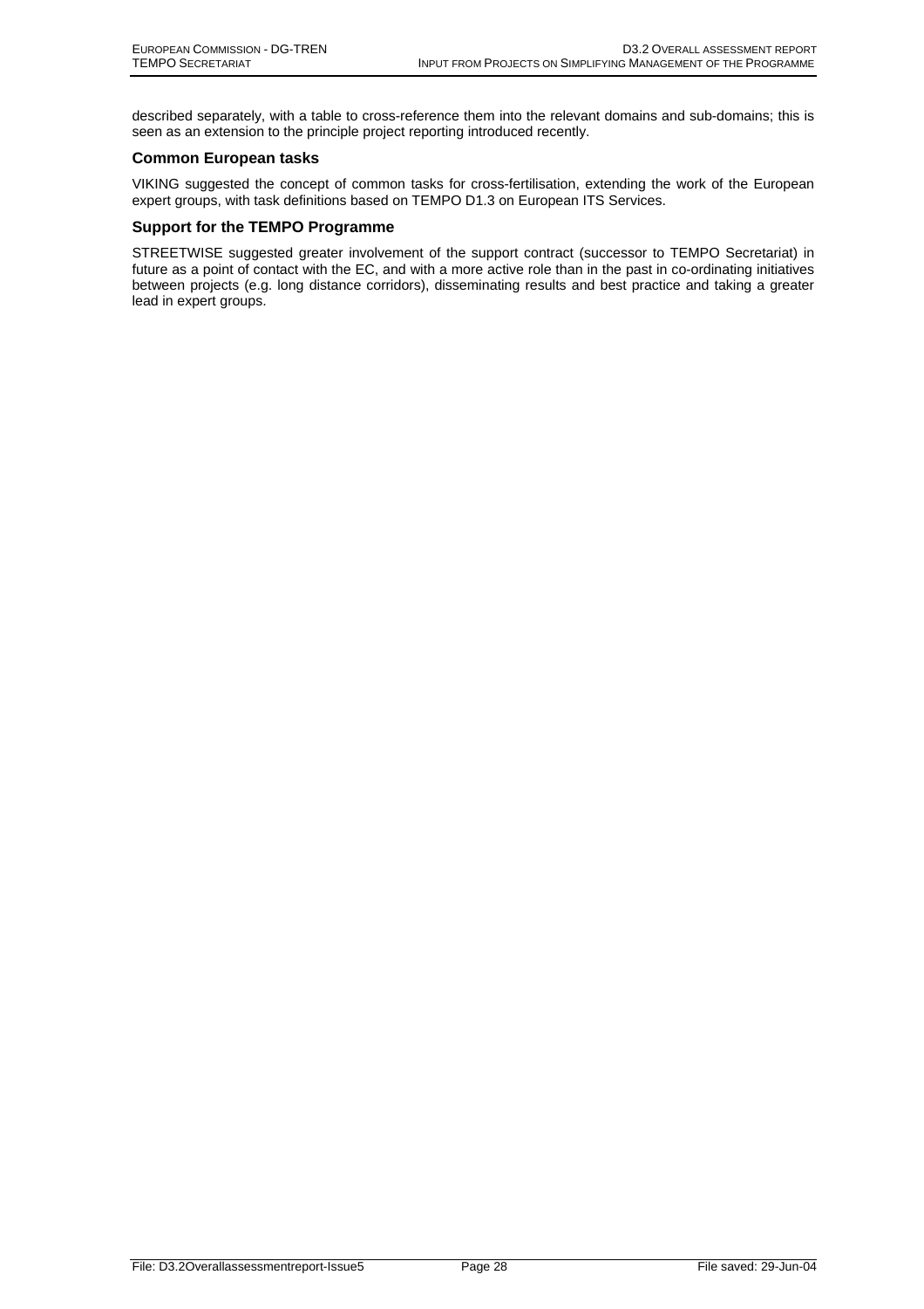described separately, with a table to cross-reference them into the relevant domains and sub-domains; this is seen as an extension to the principle project reporting introduced recently.

### Common European tasks

VIKING suggested the concept of common tasks for cross-fertilisation, extending the work of the European expert groups, with task definitions based on TEMPO D1.3 on European ITS Services.

### Support for the TEMPO Programme

STREETWISE suggested greater involvement of the support contract (successor to TEMPO Secretariat) in future as a point of contact with the EC, and with a more active role than in the past in co-ordinating initiatives between projects (e.g. long distance corridors), disseminating results and best practice and taking a greater lead in expert groups.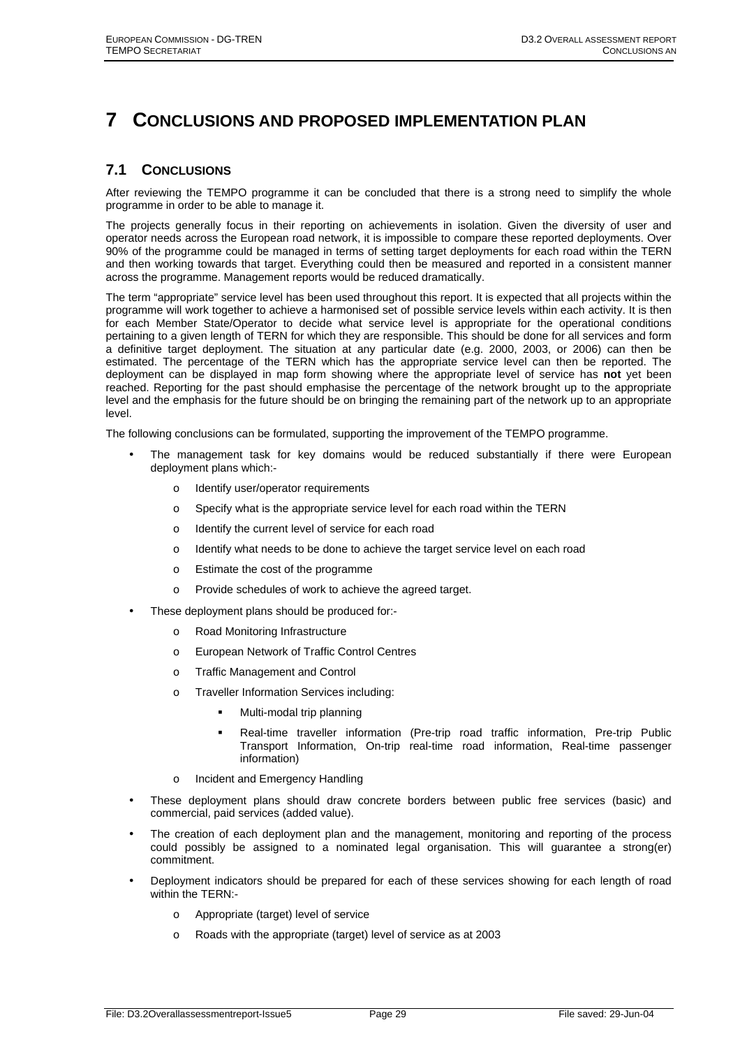# 7 CONCLUSIONS AND PROPOSED IMPLEMENTATION PLAN

## 7.1 CONCLUSIONS

After reviewing the TEMPO programme it can be concluded that there is a strong need to simplify the whole programme in order to be able to manage it.

The projects generally focus in their reporting on achievements in isolation. Given the diversity of user and operator needs across the European road network, it is impossible to compare these reported deployments. Over 90% of the programme could be managed in terms of setting target deployments for each road within the TERN and then working towards that target. Everything could then be measured and reported in a consistent manner across the programme. Management reports would be reduced dramatically.

The term "appropriate" service level has been used throughout this report. It is expected that all projects within the programme will work together to achieve a harmonised set of possible service levels within each activity. It is then for each Member State/Operator to decide what service level is appropriate for the operational conditions pertaining to a given length of TERN for which they are responsible. This should be done for all services and form a definitive target deployment. The situation at any particular date (e.g. 2000, 2003, or 2006) can then be estimated. The percentage of the TERN which has the appropriate service level can then be reported. The deployment can be displayed in map form showing where the appropriate level of service has **not** yet been reached. Reporting for the past should emphasise the percentage of the network brought up to the appropriate level and the emphasis for the future should be on bringing the remaining part of the network up to an appropriate level.

The following conclusions can be formulated, supporting the improvement of the TEMPO programme.

- The management task for key domains would be reduced substantially if there were European deployment plans which:-
  - Identify user/operator requirements
  - Specify what is the appropriate service level for each road within the TERN
  - Identify the current level of service for each road
  - Identify what needs to be done to achieve the target service level on each road
  - Estimate the cost of the programme
  - Provide schedules of work to achieve the agreed target.
- These deployment plans should be produced for:-
  - Road Monitoring Infrastructure
  - European Network of Traffic Control Centres
  - Traffic Management and Control
  - Traveller Information Services including:
    - Multi-modal trip planning
    - Real-time traveller information (Pre-trip road traffic information, Pre-trip Public Transport Information, On-trip real-time road information, Real-time passenger information)
  - Incident and Emergency Handling
- These deployment plans should draw concrete borders between public free services (basic) and commercial, paid services (added value).
- The creation of each deployment plan and the management, monitoring and reporting of the process could possibly be assigned to a nominated legal organisation. This will guarantee a strong(er) commitment.
- Deployment indicators should be prepared for each of these services showing for each length of road within the TERN:-
  - Appropriate (target) level of service
  - Roads with the appropriate (target) level of service as at 2003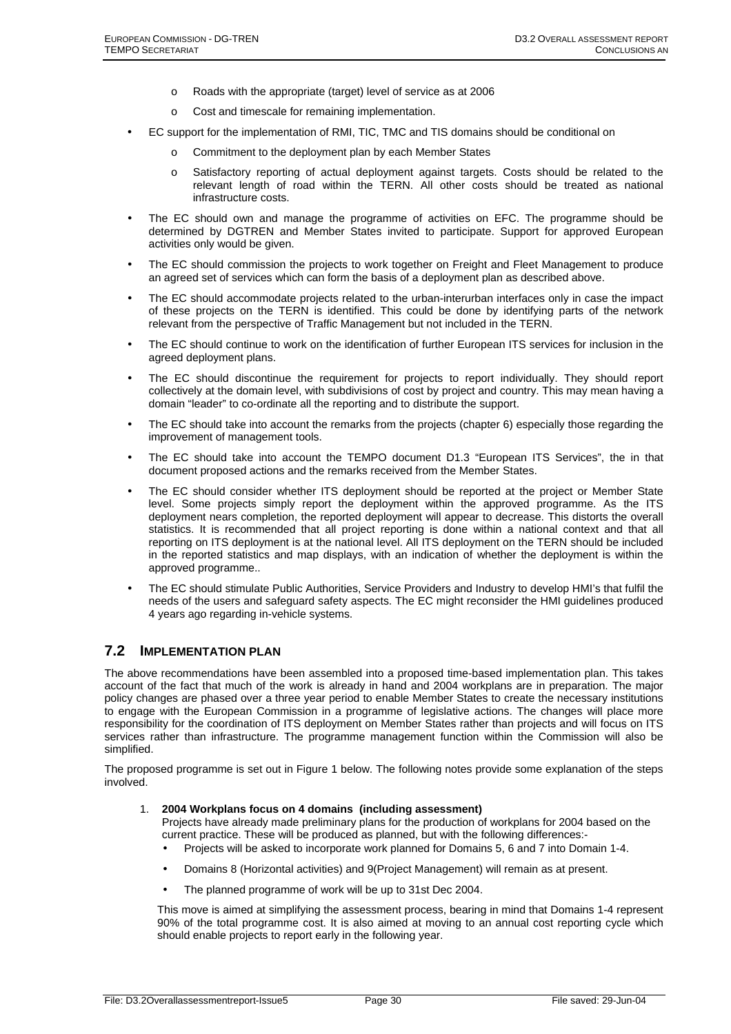- Roads with the appropriate (target) level of service as at 2006
- Cost and timescale for remaining implementation.

- EC support for the implementation of RMI, TIC, TMC and TIS domains should be conditional on
  - Commitment to the deployment plan by each Member States
  - Satisfactory reporting of actual deployment against targets. Costs should be related to the relevant length of road within the TERN. All other costs should be treated as national infrastructure costs.
- The EC should own and manage the programme of activities on EFC. The programme should be determined by DGTREN and Member States invited to participate. Support for approved European activities only would be given.
- The EC should commission the projects to work together on Freight and Fleet Management to produce an agreed set of services which can form the basis of a deployment plan as described above.
- The EC should accommodate projects related to the urban-interurban interfaces only in case the impact of these projects on the TERN is identified. This could be done by identifying parts of the network relevant from the perspective of Traffic Management but not included in the TERN.
- The EC should continue to work on the identification of further European ITS services for inclusion in the agreed deployment plans.
- The EC should discontinue the requirement for projects to report individually. They should report collectively at the domain level, with subdivisions of cost by project and country. This may mean having a domain "leader" to co-ordinate all the reporting and to distribute the support.
- The EC should take into account the remarks from the projects (chapter 6) especially those regarding the improvement of management tools.
- The EC should take into account the TEMPO document D1.3 "European ITS Services", the in that document proposed actions and the remarks received from the Member States.
- The EC should consider whether ITS deployment should be reported at the project or Member State level. Some projects simply report the deployment within the approved programme. As the ITS deployment nears completion, the reported deployment will appear to decrease. This distorts the overall statistics. It is recommended that all project reporting is done within a national context and that all reporting on ITS deployment is at the national level. All ITS deployment on the TERN should be included in the reported statistics and map displays, with an indication of whether the deployment is within the approved programme..
- The EC should stimulate Public Authorities, Service Providers and Industry to develop HMI's that fulfil the needs of the users and safeguard safety aspects. The EC might reconsider the HMI guidelines produced 4 years ago regarding in-vehicle systems.

## 7.2 Implementation Plan

The above recommendations have been assembled into a proposed time-based implementation plan. This takes account of the fact that much of the work is already in hand and 2004 workplans are in preparation. The major policy changes are phased over a three year period to enable Member States to create the necessary institutions to engage with the European Commission in a programme of legislative actions. The changes will place more responsibility for the coordination of ITS deployment on Member States rather than projects and will focus on ITS services rather than infrastructure. The programme management function within the Commission will also be simplified.

The proposed programme is set out in Figure 1 below. The following notes provide some explanation of the steps involved.

1. **2004 Workplans focus on 4 domains (including assessment)**
   Projects have already made preliminary plans for the production of workplans for 2004 based on the current practice. These will be produced as planned, but with the following differences:-
   - Projects will be asked to incorporate work planned for Domains 5, 6 and 7 into Domain 1-4.
   - Domains 8 (Horizontal activities) and 9(Project Management) will remain as at present.
   - The planned programme of work will be up to 31st Dec 2004.

   This move is aimed at simplifying the assessment process, bearing in mind that Domains 1-4 represent 90% of the total programme cost. It is also aimed at moving to an annual cost reporting cycle which should enable projects to report early in the following year.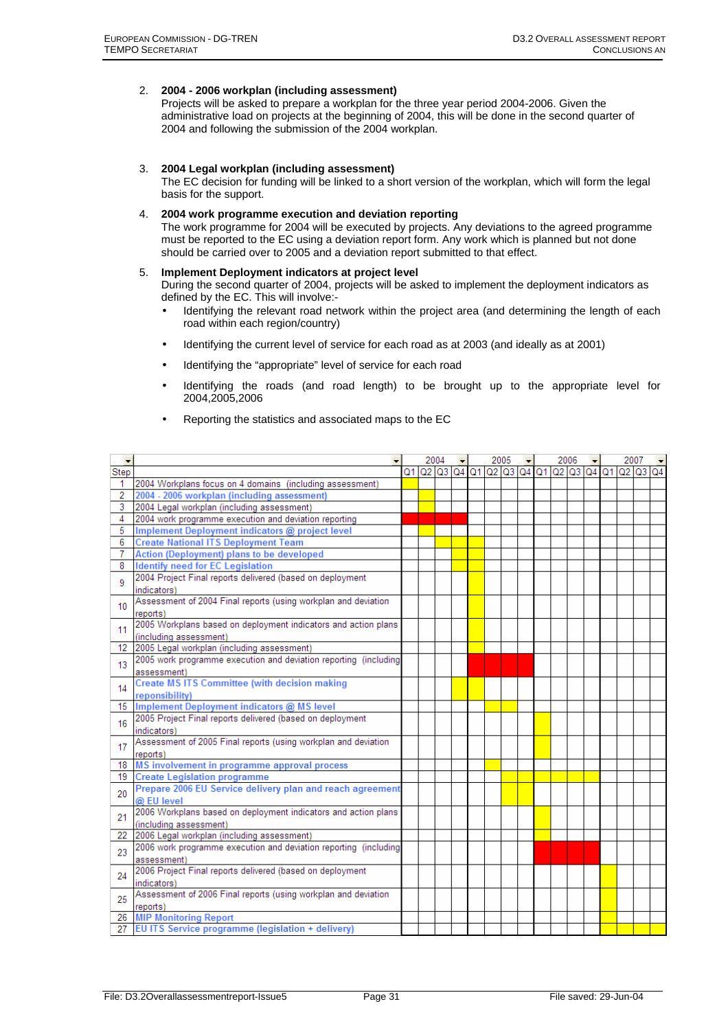2. **2004 - 2006 workplan (including assessment)**
   Projects will be asked to prepare a workplan for the three year period 2004-2006. Given the administrative load on projects at the beginning of 2004, this will be done in the second quarter of 2004 and following the submission of the 2004 workplan.

3. **2004 Legal workplan (including assessment)**
   The EC decision for funding will be linked to a short version of the workplan, which will form the legal basis for the support.

4. **2004 work programme execution and deviation reporting**
   The work programme for 2004 will be executed by projects. Any deviations to the agreed programme must be reported to the EC using a deviation report form. Any work which is planned but not done should be carried over to 2005 and a deviation report submitted to that effect.

5. **Implement Deployment indicators at project level**
   During the second quarter of 2004, projects will be asked to implement the deployment indicators as defined by the EC. This will involve:-
   - Identifying the relevant road network within the project area (and determining the length of each road within each region/country)
   - Identifying the current level of service for each road as at 2003 (and ideally as at 2001)
   - Identifying the "appropriate" level of service for each road
   - Identifying the roads (and road length) to be brought up to the appropriate level for 2004,2005,2006
   - Reporting the statistics and associated maps to the EC

| Step | | 2004 Q1 | 2004 Q2 | 2004 Q3 | 2004 Q4 | 2005 Q1 | 2005 Q2 | 2005 Q3 | 2005 Q4 | 2006 Q1 | 2006 Q2 | 2006 Q3 | 2006 Q4 | 2007 Q1 | 2007 Q2 | 2007 Q3 | 2007 Q4 |
|---|---|---|---|---|---|---|---|---|---|---|---|---|---|---|---|---|---|
| 1 | 2004 Workplans focus on 4 domains (including assessment) | ■ | | | | | | | | | | | | | | | |
| 2 | 2004 - 2006 workplan (including assessment) | | ■ | | | | | | | | | | | | | | |
| 3 | 2004 Legal workplan (including assessment) | | ■ | | | | | | | | | | | | | | |
| 4 | 2004 work programme execution and deviation reporting | ■ | ■ | ■ | ■ | | | | | | | | | | | | |
| 5 | Implement Deployment indicators @ project level | | ■ | | | | | | | | | | | | | | |
| 6 | Create National ITS Deployment Team | | | ■ | ■ | ■ | | | | | | | | | | | |
| 7 | Action (Deployment) plans to be developed | | | | ■ | ■ | | | | | | | | | | | |
| 8 | Identify need for EC Legislation | | | | ■ | | | | | | | | | | | | |
| 9 | 2004 Project Final reports delivered (based on deployment indicators) | | | | | ■ | | | | | | | | | | | |
| 10 | Assessment of 2004 Final reports (using workplan and deviation reports) | | | | | ■ | | | | | | | | | | | |
| 11 | 2005 Workplans based on deployment indicators and action plans (including assessment) | | | | | ■ | | | | | | | | | | | |
| 12 | 2005 Legal workplan (including assessment) | | | | | ■ | | | | | | | | | | | |
| 13 | 2005 work programme execution and deviation reporting (including assessment) | | | | | ■ | ■ | ■ | ■ | | | | | | | | |
| 14 | Create MS ITS Committee (with decision making reponsibility) | | | | ■ | ■ | | | | | | | | | | | |
| 15 | Implement Deployment indicators @ MS level | | | | | | ■ | ■ | | | | | | | | | |
| 16 | 2005 Project Final reports delivered (based on deployment indicators) | | | | | | | | | ■ | | | | | | | |
| 17 | Assessment of 2005 Final reports (using workplan and deviation reports) | | | | | | | | | ■ | | | | | | | |
| 18 | MS involvement in programme approval process | | | | | | ■ | | | | | | | | | | |
| 19 | Create Legislation programme | | | | | | | ■ | ■ | ■ | ■ | ■ | ■ | | | | |
| 20 | Prepare 2006 EU Service delivery plan and reach agreement @ EU level | | | | | | | ■ | ■ | | | | | | | | |
| 21 | 2006 Workplans based on deployment indicators and action plans (including assessment) | | | | | | | | | ■ | | | | | | | |
| 22 | 2006 Legal workplan (including assessment) | | | | | | | | | ■ | | | | | | | |
| 23 | 2006 work programme execution and deviation reporting (including assessment) | | | | | | | | | ■ | ■ | ■ | ■ | | | | |
| 24 | 2006 Project Final reports delivered (based on deployment indicators) | | | | | | | | | | | | | ■ | | | |
| 25 | Assessment of 2006 Final reports (using workplan and deviation reports) | | | | | | | | | | | | | ■ | | | |
| 26 | MIP Monitoring Report | | | | | | | | | | | | | | | | |
| 27 | EU ITS Service programme (legislation + delivery) | | | | | | | | | | | | | ■ | ■ | ■ | ■ |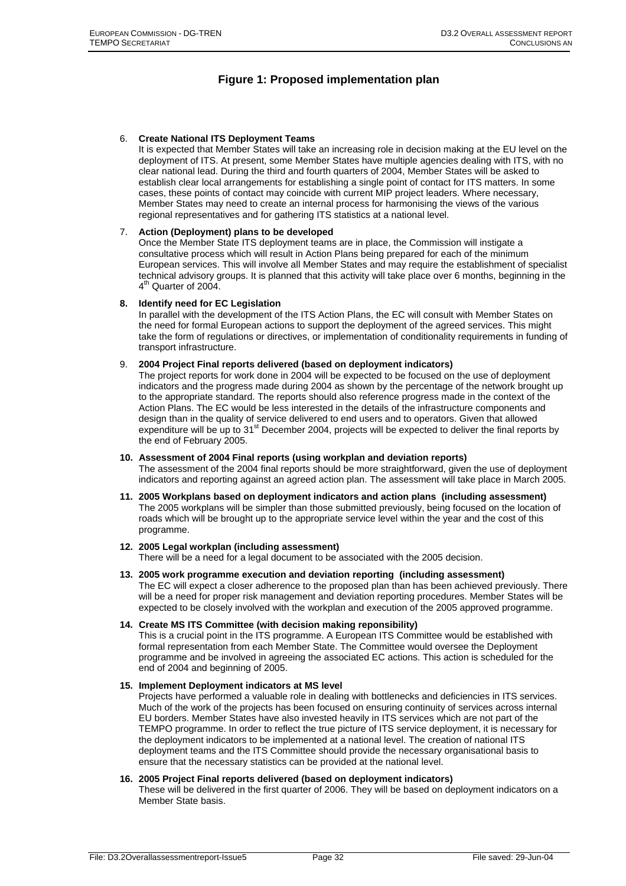## Figure 1: Proposed implementation plan

6. **Create National ITS Deployment Teams**
   It is expected that Member States will take an increasing role in decision making at the EU level on the deployment of ITS. At present, some Member States have multiple agencies dealing with ITS, with no clear national lead. During the third and fourth quarters of 2004, Member States will be asked to establish clear local arrangements for establishing a single point of contact for ITS matters. In some cases, these points of contact may coincide with current MIP project leaders. Where necessary, Member States may need to create an internal process for harmonising the views of the various regional representatives and for gathering ITS statistics at a national level.

7. **Action (Deployment) plans to be developed**
   Once the Member State ITS deployment teams are in place, the Commission will instigate a consultative process which will result in Action Plans being prepared for each of the minimum European services. This will involve all Member States and may require the establishment of specialist technical advisory groups. It is planned that this activity will take place over 6 months, beginning in the 4th Quarter of 2004.

8. **Identify need for EC Legislation**
   In parallel with the development of the ITS Action Plans, the EC will consult with Member States on the need for formal European actions to support the deployment of the agreed services. This might take the form of regulations or directives, or implementation of conditionality requirements in funding of transport infrastructure.

9. **2004 Project Final reports delivered (based on deployment indicators)**
   The project reports for work done in 2004 will be expected to be focused on the use of deployment indicators and the progress made during 2004 as shown by the percentage of the network brought up to the appropriate standard. The reports should also reference progress made in the context of the Action Plans. The EC would be less interested in the details of the infrastructure components and design than in the quality of service delivered to end users and to operators. Given that allowed expenditure will be up to 31st December 2004, projects will be expected to deliver the final reports by the end of February 2005.

10. **Assessment of 2004 Final reports (using workplan and deviation reports)**
    The assessment of the 2004 final reports should be more straightforward, given the use of deployment indicators and reporting against an agreed action plan. The assessment will take place in March 2005.

11. **2005 Workplans based on deployment indicators and action plans (including assessment)**
    The 2005 workplans will be simpler than those submitted previously, being focused on the location of roads which will be brought up to the appropriate service level within the year and the cost of this programme.

12. **2005 Legal workplan (including assessment)**
    There will be a need for a legal document to be associated with the 2005 decision.

13. **2005 work programme execution and deviation reporting (including assessment)**
    The EC will expect a closer adherence to the proposed plan than has been achieved previously. There will be a need for proper risk management and deviation reporting procedures. Member States will be expected to be closely involved with the workplan and execution of the 2005 approved programme.

14. **Create MS ITS Committee (with decision making reponsibility)**
    This is a crucial point in the ITS programme. A European ITS Committee would be established with formal representation from each Member State. The Committee would oversee the Deployment programme and be involved in agreeing the associated EC actions. This action is scheduled for the end of 2004 and beginning of 2005.

15. **Implement Deployment indicators at MS level**
    Projects have performed a valuable role in dealing with bottlenecks and deficiencies in ITS services. Much of the work of the projects has been focused on ensuring continuity of services across internal EU borders. Member States have also invested heavily in ITS services which are not part of the TEMPO programme. In order to reflect the true picture of ITS service deployment, it is necessary for the deployment indicators to be implemented at a national level. The creation of national ITS deployment teams and the ITS Committee should provide the necessary organisational basis to ensure that the necessary statistics can be provided at the national level.

16. **2005 Project Final reports delivered (based on deployment indicators)**
    These will be delivered in the first quarter of 2006. They will be based on deployment indicators on a Member State basis.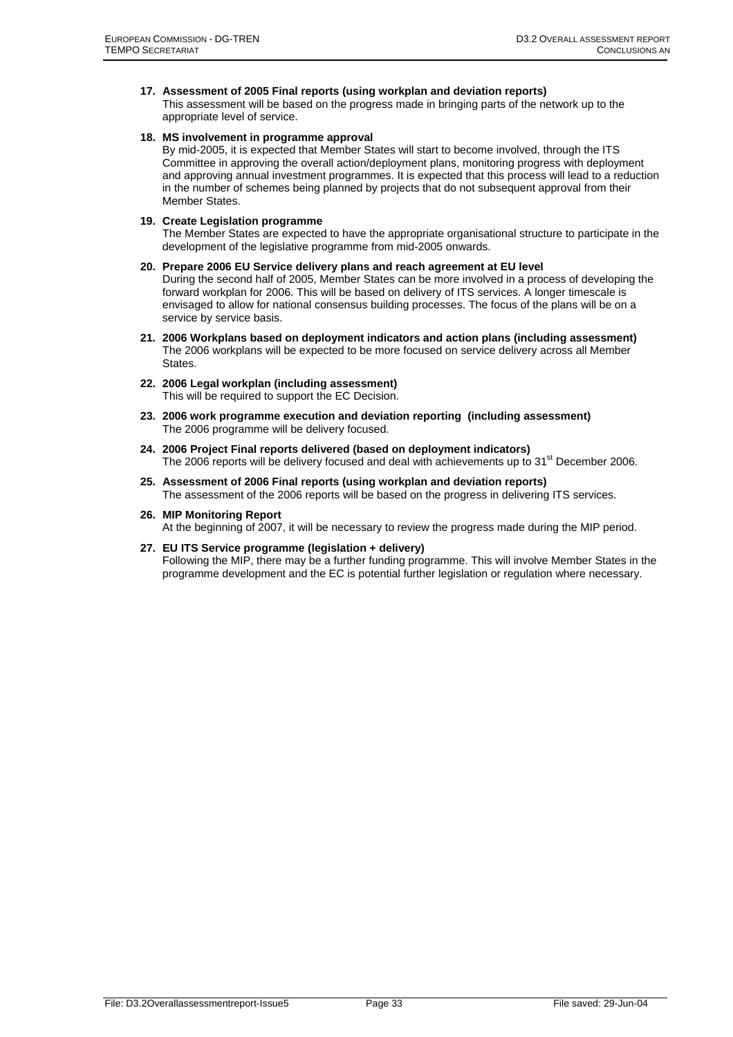17. **Assessment of 2005 Final reports (using workplan and deviation reports)**
    This assessment will be based on the progress made in bringing parts of the network up to the appropriate level of service.

18. **MS involvement in programme approval**
    By mid-2005, it is expected that Member States will start to become involved, through the ITS Committee in approving the overall action/deployment plans, monitoring progress with deployment and approving annual investment programmes. It is expected that this process will lead to a reduction in the number of schemes being planned by projects that do not subsequent approval from their Member States.

19. **Create Legislation programme**
    The Member States are expected to have the appropriate organisational structure to participate in the development of the legislative programme from mid-2005 onwards.

20. **Prepare 2006 EU Service delivery plans and reach agreement at EU level**
    During the second half of 2005, Member States can be more involved in a process of developing the forward workplan for 2006. This will be based on delivery of ITS services. A longer timescale is envisaged to allow for national consensus building processes. The focus of the plans will be on a service by service basis.

21. **2006 Workplans based on deployment indicators and action plans (including assessment)**
    The 2006 workplans will be expected to be more focused on service delivery across all Member States.

22. **2006 Legal workplan (including assessment)**
    This will be required to support the EC Decision.

23. **2006 work programme execution and deviation reporting (including assessment)**
    The 2006 programme will be delivery focused.

24. **2006 Project Final reports delivered (based on deployment indicators)**
    The 2006 reports will be delivery focused and deal with achievements up to 31st December 2006.

25. **Assessment of 2006 Final reports (using workplan and deviation reports)**
    The assessment of the 2006 reports will be based on the progress in delivering ITS services.

26. **MIP Monitoring Report**
    At the beginning of 2007, it will be necessary to review the progress made during the MIP period.

27. **EU ITS Service programme (legislation + delivery)**
    Following the MIP, there may be a further funding programme. This will involve Member States in the programme development and the EC is potential further legislation or regulation where necessary.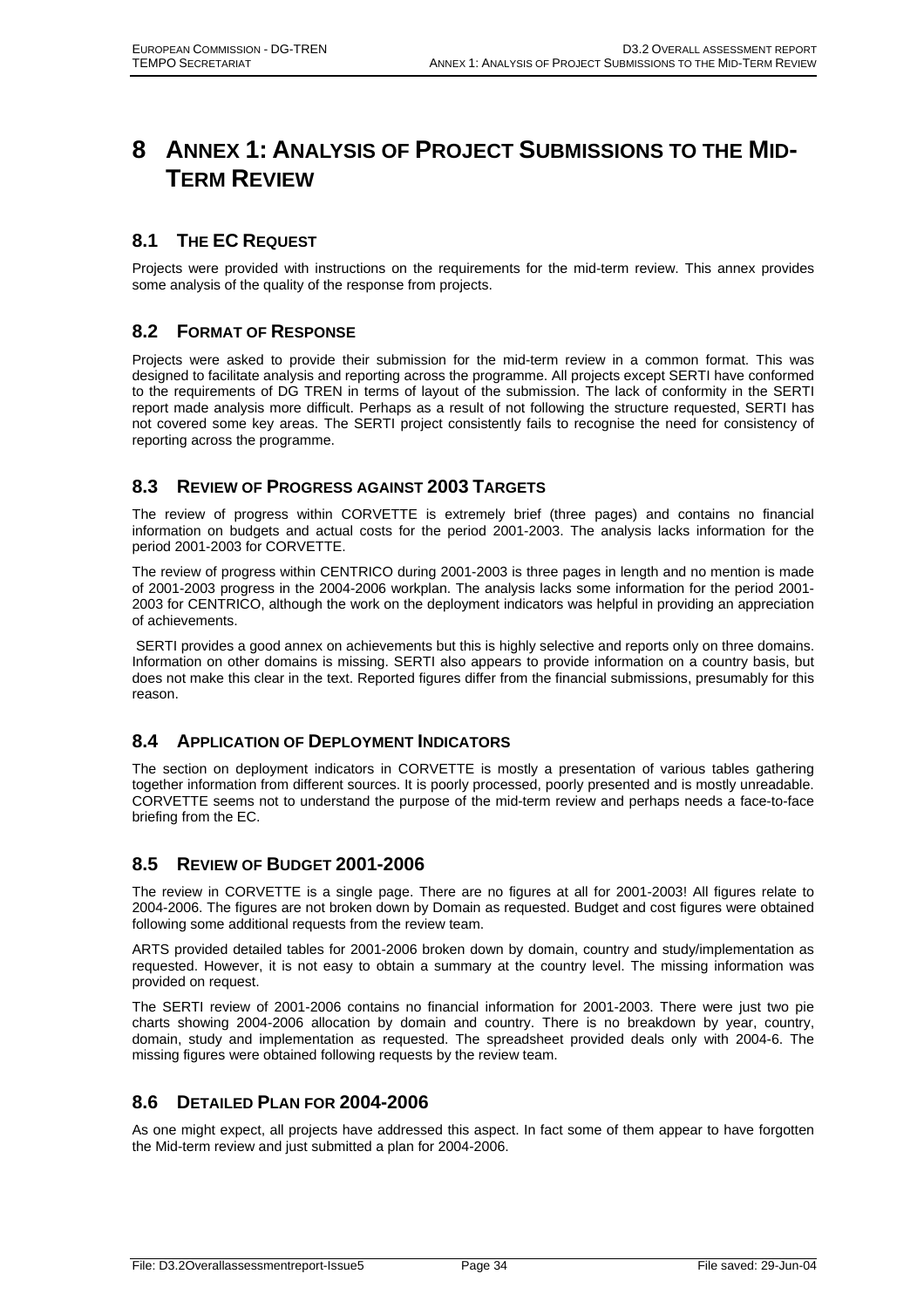# 8 ANNEX 1: ANALYSIS OF PROJECT SUBMISSIONS TO THE MID-TERM REVIEW

## 8.1 THE EC REQUEST

Projects were provided with instructions on the requirements for the mid-term review. This annex provides some analysis of the quality of the response from projects.

## 8.2 FORMAT OF RESPONSE

Projects were asked to provide their submission for the mid-term review in a common format. This was designed to facilitate analysis and reporting across the programme. All projects except SERTI have conformed to the requirements of DG TREN in terms of layout of the submission. The lack of conformity in the SERTI report made analysis more difficult. Perhaps as a result of not following the structure requested, SERTI has not covered some key areas. The SERTI project consistently fails to recognise the need for consistency of reporting across the programme.

## 8.3 REVIEW OF PROGRESS AGAINST 2003 TARGETS

The review of progress within CORVETTE is extremely brief (three pages) and contains no financial information on budgets and actual costs for the period 2001-2003. The analysis lacks information for the period 2001-2003 for CORVETTE.

The review of progress within CENTRICO during 2001-2003 is three pages in length and no mention is made of 2001-2003 progress in the 2004-2006 workplan. The analysis lacks some information for the period 2001-2003 for CENTRICO, although the work on the deployment indicators was helpful in providing an appreciation of achievements.

SERTI provides a good annex on achievements but this is highly selective and reports only on three domains. Information on other domains is missing. SERTI also appears to provide information on a country basis, but does not make this clear in the text. Reported figures differ from the financial submissions, presumably for this reason.

## 8.4 APPLICATION OF DEPLOYMENT INDICATORS

The section on deployment indicators in CORVETTE is mostly a presentation of various tables gathering together information from different sources. It is poorly processed, poorly presented and is mostly unreadable. CORVETTE seems not to understand the purpose of the mid-term review and perhaps needs a face-to-face briefing from the EC.

## 8.5 REVIEW OF BUDGET 2001-2006

The review in CORVETTE is a single page. There are no figures at all for 2001-2003! All figures relate to 2004-2006. The figures are not broken down by Domain as requested. Budget and cost figures were obtained following some additional requests from the review team.

ARTS provided detailed tables for 2001-2006 broken down by domain, country and study/implementation as requested. However, it is not easy to obtain a summary at the country level. The missing information was provided on request.

The SERTI review of 2001-2006 contains no financial information for 2001-2003. There were just two pie charts showing 2004-2006 allocation by domain and country. There is no breakdown by year, country, domain, study and implementation as requested. The spreadsheet provided deals only with 2004-6. The missing figures were obtained following requests by the review team.

## 8.6 DETAILED PLAN FOR 2004-2006

As one might expect, all projects have addressed this aspect. In fact some of them appear to have forgotten the Mid-term review and just submitted a plan for 2004-2006.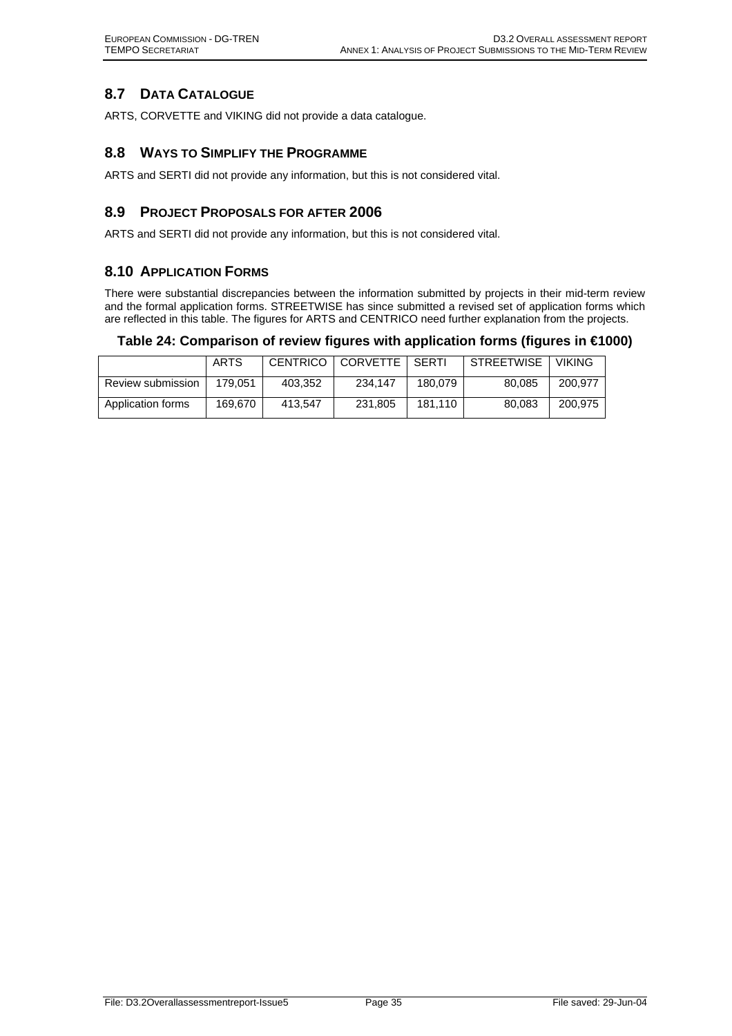## 8.7 DATA CATALOGUE

ARTS, CORVETTE and VIKING did not provide a data catalogue.

## 8.8 WAYS TO SIMPLIFY THE PROGRAMME

ARTS and SERTI did not provide any information, but this is not considered vital.

## 8.9 PROJECT PROPOSALS FOR AFTER 2006

ARTS and SERTI did not provide any information, but this is not considered vital.

## 8.10 APPLICATION FORMS

There were substantial discrepancies between the information submitted by projects in their mid-term review and the formal application forms. STREETWISE has since submitted a revised set of application forms which are reflected in this table. The figures for ARTS and CENTRICO need further explanation from the projects.

**Table 24: Comparison of review figures with application forms (figures in €1000)**

| | ARTS | CENTRICO | CORVETTE | SERTI | STREETWISE | VIKING |
|---|---|---|---|---|---|---|
| Review submission | 179,051 | 403,352 | 234,147 | 180,079 | 80,085 | 200,977 |
| Application forms | 169,670 | 413,547 | 231,805 | 181,110 | 80,083 | 200,975 |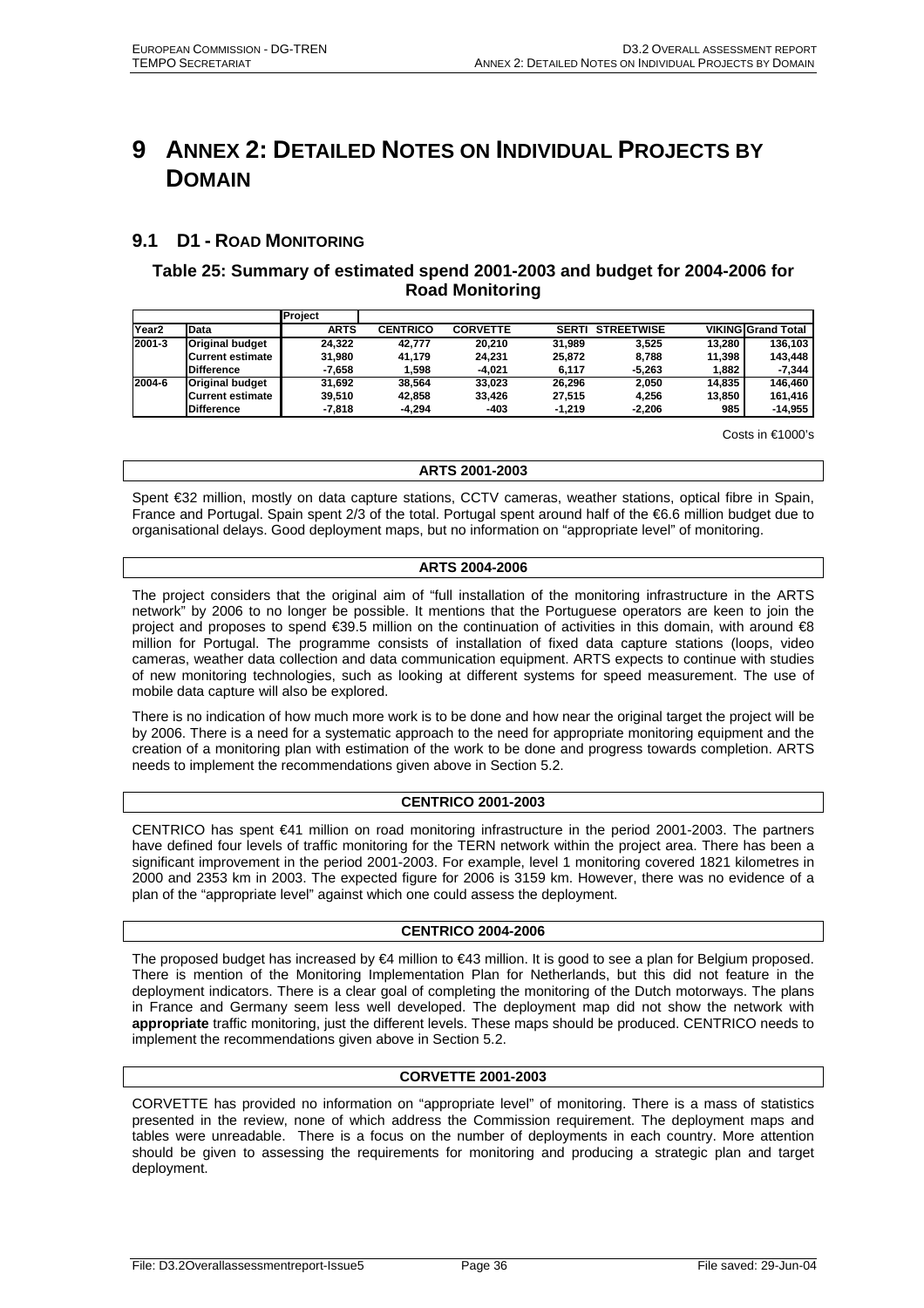# 9 ANNEX 2: DETAILED NOTES ON INDIVIDUAL PROJECTS BY DOMAIN

## 9.1 D1 - ROAD MONITORING

### Table 25: Summary of estimated spend 2001-2003 and budget for 2004-2006 for Road Monitoring

| | | Project | | | | | | |
|---|---|---|---|---|---|---|---|---|
| **Year2** | **Data** | **ARTS** | **CENTRICO** | **CORVETTE** | **SERTI** | **STREETWISE** | **VIKING** | **Grand Total** |
| **2001-3** | **Original budget** | **24,322** | **42,777** | **20,210** | **31,989** | **3,525** | **13,280** | **136,103** |
| | **Current estimate** | **31,980** | **41,179** | **24,231** | **25,872** | **8,788** | **11,398** | **143,448** |
| | **Difference** | **-7,658** | **1,598** | **-4,021** | **6,117** | **-5,263** | **1,882** | **-7,344** |
| **2004-6** | **Original budget** | **31,692** | **38,564** | **33,023** | **26,296** | **2,050** | **14,835** | **146,460** |
| | **Current estimate** | **39,510** | **42,858** | **33,426** | **27,515** | **4,256** | **13,850** | **161,416** |
| | **Difference** | **-7,818** | **-4,294** | **-403** | **-1,219** | **-2,206** | **985** | **-14,955** |

Costs in €1000's

**ARTS 2001-2003**

Spent €32 million, mostly on data capture stations, CCTV cameras, weather stations, optical fibre in Spain, France and Portugal. Spain spent 2/3 of the total. Portugal spent around half of the €6.6 million budget due to organisational delays. Good deployment maps, but no information on "appropriate level" of monitoring.

**ARTS 2004-2006**

The project considers that the original aim of "full installation of the monitoring infrastructure in the ARTS network" by 2006 to no longer be possible. It mentions that the Portuguese operators are keen to join the project and proposes to spend €39.5 million on the continuation of activities in this domain, with around €8 million for Portugal. The programme consists of installation of fixed data capture stations (loops, video cameras, weather data collection and data communication equipment. ARTS expects to continue with studies of new monitoring technologies, such as looking at different systems for speed measurement. The use of mobile data capture will also be explored.

There is no indication of how much more work is to be done and how near the original target the project will be by 2006. There is a need for a systematic approach to the need for appropriate monitoring equipment and the creation of a monitoring plan with estimation of the work to be done and progress towards completion. ARTS needs to implement the recommendations given above in Section 5.2.

**CENTRICO 2001-2003**

CENTRICO has spent €41 million on road monitoring infrastructure in the period 2001-2003. The partners have defined four levels of traffic monitoring for the TERN network within the project area. There has been a significant improvement in the period 2001-2003. For example, level 1 monitoring covered 1821 kilometres in 2000 and 2353 km in 2003. The expected figure for 2006 is 3159 km. However, there was no evidence of a plan of the "appropriate level" against which one could assess the deployment.

**CENTRICO 2004-2006**

The proposed budget has increased by €4 million to €43 million. It is good to see a plan for Belgium proposed. There is mention of the Monitoring Implementation Plan for Netherlands, but this did not feature in the deployment indicators. There is a clear goal of completing the monitoring of the Dutch motorways. The plans in France and Germany seem less well developed. The deployment map did not show the network with **appropriate** traffic monitoring, just the different levels. These maps should be produced. CENTRICO needs to implement the recommendations given above in Section 5.2.

**CORVETTE 2001-2003**

CORVETTE has provided no information on "appropriate level" of monitoring. There is a mass of statistics presented in the review, none of which address the Commission requirement. The deployment maps and tables were unreadable. There is a focus on the number of deployments in each country. More attention should be given to assessing the requirements for monitoring and producing a strategic plan and target deployment.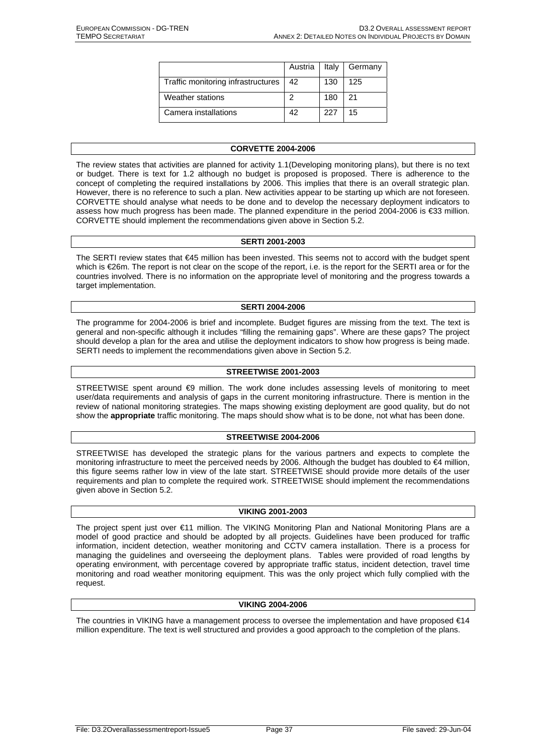| | Austria | Italy | Germany |
|---|---|---|---|
| Traffic monitoring infrastructures | 42 | 130 | 125 |
| Weather stations | 2 | 180 | 21 |
| Camera installations | 42 | 227 | 15 |

### CORVETTE 2004-2006

The review states that activities are planned for activity 1.1(Developing monitoring plans), but there is no text or budget. There is text for 1.2 although no budget is proposed is proposed. There is adherence to the concept of completing the required installations by 2006. This implies that there is an overall strategic plan. However, there is no reference to such a plan. New activities appear to be starting up which are not foreseen. CORVETTE should analyse what needs to be done and to develop the necessary deployment indicators to assess how much progress has been made. The planned expenditure in the period 2004-2006 is €33 million. CORVETTE should implement the recommendations given above in Section 5.2.

### SERTI 2001-2003

The SERTI review states that €45 million has been invested. This seems not to accord with the budget spent which is €26m. The report is not clear on the scope of the report, i.e. is the report for the SERTI area or for the countries involved. There is no information on the appropriate level of monitoring and the progress towards a target implementation.

### SERTI 2004-2006

The programme for 2004-2006 is brief and incomplete. Budget figures are missing from the text. The text is general and non-specific although it includes "filling the remaining gaps". Where are these gaps? The project should develop a plan for the area and utilise the deployment indicators to show how progress is being made. SERTI needs to implement the recommendations given above in Section 5.2.

### STREETWISE 2001-2003

STREETWISE spent around €9 million. The work done includes assessing levels of monitoring to meet user/data requirements and analysis of gaps in the current monitoring infrastructure. There is mention in the review of national monitoring strategies. The maps showing existing deployment are good quality, but do not show the **appropriate** traffic monitoring. The maps should show what is to be done, not what has been done.

### STREETWISE 2004-2006

STREETWISE has developed the strategic plans for the various partners and expects to complete the monitoring infrastructure to meet the perceived needs by 2006. Although the budget has doubled to €4 million, this figure seems rather low in view of the late start. STREETWISE should provide more details of the user requirements and plan to complete the required work. STREETWISE should implement the recommendations given above in Section 5.2.

### VIKING 2001-2003

The project spent just over €11 million. The VIKING Monitoring Plan and National Monitoring Plans are a model of good practice and should be adopted by all projects. Guidelines have been produced for traffic information, incident detection, weather monitoring and CCTV camera installation. There is a process for managing the guidelines and overseeing the deployment plans. Tables were provided of road lengths by operating environment, with percentage covered by appropriate traffic status, incident detection, travel time monitoring and road weather monitoring equipment. This was the only project which fully complied with the request.

### VIKING 2004-2006

The countries in VIKING have a management process to oversee the implementation and have proposed €14 million expenditure. The text is well structured and provides a good approach to the completion of the plans.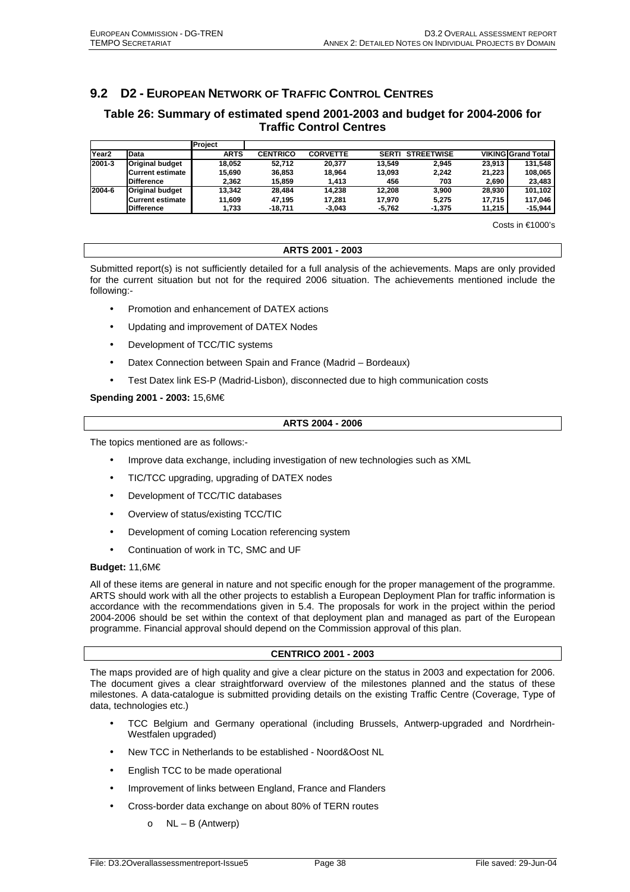## 9.2 D2 - European Network of Traffic Control Centres

### Table 26: Summary of estimated spend 2001-2003 and budget for 2004-2006 for Traffic Control Centres

| | | Project | | | | | | |
|---|---|---|---|---|---|---|---|---|
| Year2 | Data | ARTS | CENTRICO | CORVETTE | SERTI | STREETWISE | VIKING | Grand Total |
| 2001-3 | Original budget | 18,052 | 52,712 | 20,377 | 13,549 | 2,945 | 23,913 | 131,548 |
| | Current estimate | 15,690 | 36,853 | 18,964 | 13,093 | 2,242 | 21,223 | 108,065 |
| | Difference | 2,362 | 15,859 | 1,413 | 456 | 703 | 2,690 | 23,483 |
| 2004-6 | Original budget | 13,342 | 28,484 | 14,238 | 12,208 | 3,900 | 28,930 | 101,102 |
| | Current estimate | 11,609 | 47,195 | 17,281 | 17,970 | 5,275 | 17,715 | 117,046 |
| | Difference | 1,733 | -18,711 | -3,043 | -5,762 | -1,375 | 11,215 | -15,944 |

Costs in €1000's

**ARTS 2001 - 2003**

Submitted report(s) is not sufficiently detailed for a full analysis of the achievements. Maps are only provided for the current situation but not for the required 2006 situation. The achievements mentioned include the following:-

- Promotion and enhancement of DATEX actions
- Updating and improvement of DATEX Nodes
- Development of TCC/TIC systems
- Datex Connection between Spain and France (Madrid – Bordeaux)
- Test Datex link ES-P (Madrid-Lisbon), disconnected due to high communication costs

**Spending 2001 - 2003:** 15,6M€

**ARTS 2004 - 2006**

The topics mentioned are as follows:-

- Improve data exchange, including investigation of new technologies such as XML
- TIC/TCC upgrading, upgrading of DATEX nodes
- Development of TCC/TIC databases
- Overview of status/existing TCC/TIC
- Development of coming Location referencing system
- Continuation of work in TC, SMC and UF

**Budget:** 11,6M€

All of these items are general in nature and not specific enough for the proper management of the programme. ARTS should work with all the other projects to establish a European Deployment Plan for traffic information is accordance with the recommendations given in 5.4. The proposals for work in the project within the period 2004-2006 should be set within the context of that deployment plan and managed as part of the European programme. Financial approval should depend on the Commission approval of this plan.

**CENTRICO 2001 - 2003**

The maps provided are of high quality and give a clear picture on the status in 2003 and expectation for 2006. The document gives a clear straightforward overview of the milestones planned and the status of these milestones. A data-catalogue is submitted providing details on the existing Traffic Centre (Coverage, Type of data, technologies etc.)

- TCC Belgium and Germany operational (including Brussels, Antwerp-upgraded and Nordrhein-Westfalen upgraded)
- New TCC in Netherlands to be established - Noord&Oost NL
- English TCC to be made operational
- Improvement of links between England, France and Flanders
- Cross-border data exchange on about 80% of TERN routes
    - NL – B (Antwerp)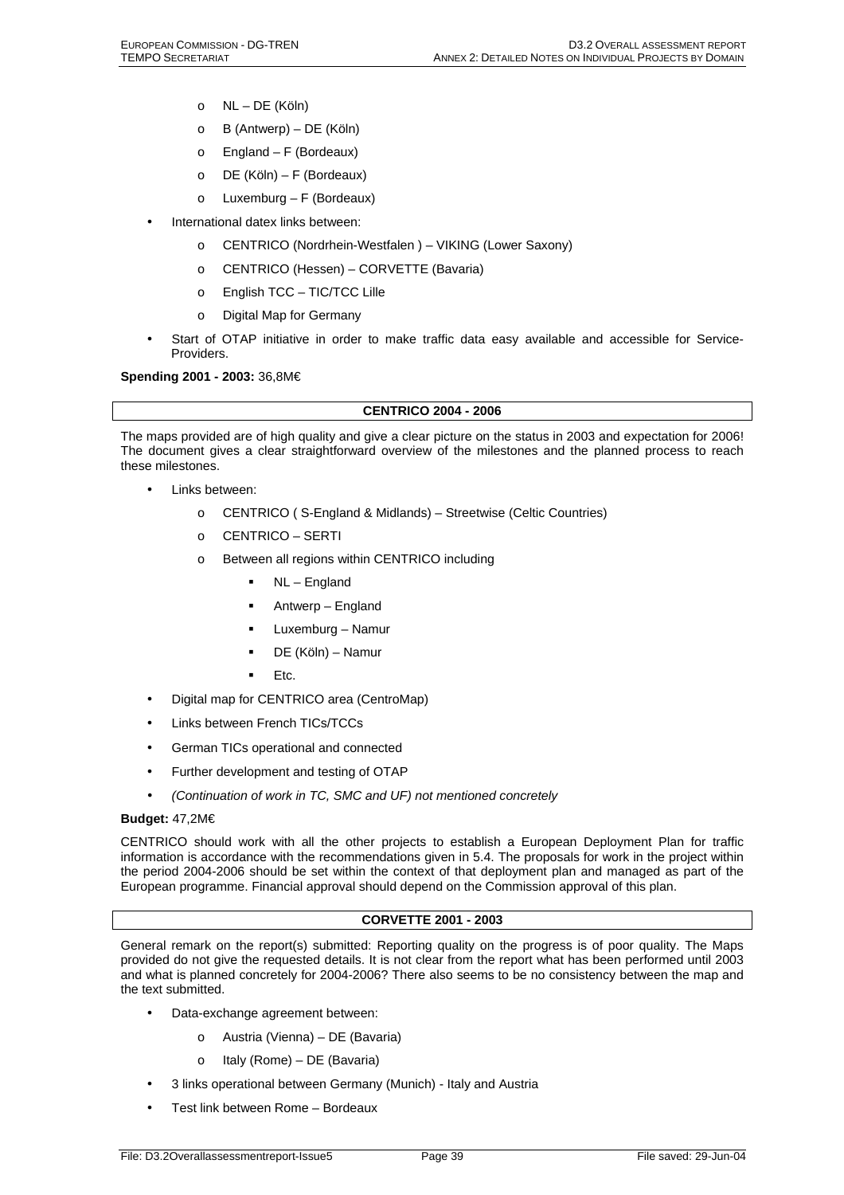- NL – DE (Köln)
  - B (Antwerp) – DE (Köln)
  - England – F (Bordeaux)
  - DE (Köln) – F (Bordeaux)
  - Luxemburg – F (Bordeaux)
- International datex links between:
  - CENTRICO (Nordrhein-Westfalen ) – VIKING (Lower Saxony)
  - CENTRICO (Hessen) – CORVETTE (Bavaria)
  - English TCC – TIC/TCC Lille
  - Digital Map for Germany
- Start of OTAP initiative in order to make traffic data easy available and accessible for Service-Providers.

**Spending 2001 - 2003:** 36,8M€

| **CENTRICO 2004 - 2006** |
|---|

The maps provided are of high quality and give a clear picture on the status in 2003 and expectation for 2006! The document gives a clear straightforward overview of the milestones and the planned process to reach these milestones.

- Links between:
  - CENTRICO ( S-England & Midlands) – Streetwise (Celtic Countries)
  - CENTRICO – SERTI
  - Between all regions within CENTRICO including
    - NL – England
    - Antwerp – England
    - Luxemburg – Namur
    - DE (Köln) – Namur
    - Etc.
- Digital map for CENTRICO area (CentroMap)
- Links between French TICs/TCCs
- German TICs operational and connected
- Further development and testing of OTAP
- *(Continuation of work in TC, SMC and UF) not mentioned concretely*

**Budget:** 47,2M€

CENTRICO should work with all the other projects to establish a European Deployment Plan for traffic information is accordance with the recommendations given in 5.4. The proposals for work in the project within the period 2004-2006 should be set within the context of that deployment plan and managed as part of the European programme. Financial approval should depend on the Commission approval of this plan.

| **CORVETTE 2001 - 2003** |
|---|

General remark on the report(s) submitted: Reporting quality on the progress is of poor quality. The Maps provided do not give the requested details. It is not clear from the report what has been performed until 2003 and what is planned concretely for 2004-2006? There also seems to be no consistency between the map and the text submitted.

- Data-exchange agreement between:
  - Austria (Vienna) – DE (Bavaria)
  - Italy (Rome) – DE (Bavaria)
- 3 links operational between Germany (Munich) - Italy and Austria
- Test link between Rome – Bordeaux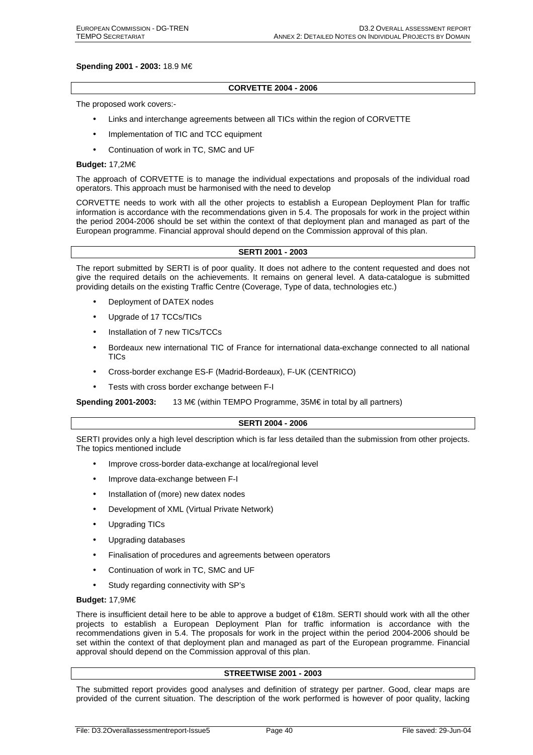**Spending 2001 - 2003:** 18.9 M€

## CORVETTE 2004 - 2006

The proposed work covers:-

- Links and interchange agreements between all TICs within the region of CORVETTE
- Implementation of TIC and TCC equipment
- Continuation of work in TC, SMC and UF

**Budget:** 17,2M€

The approach of CORVETTE is to manage the individual expectations and proposals of the individual road operators. This approach must be harmonised with the need to develop

CORVETTE needs to work with all the other projects to establish a European Deployment Plan for traffic information is accordance with the recommendations given in 5.4. The proposals for work in the project within the period 2004-2006 should be set within the context of that deployment plan and managed as part of the European programme. Financial approval should depend on the Commission approval of this plan.

## SERTI 2001 - 2003

The report submitted by SERTI is of poor quality. It does not adhere to the content requested and does not give the required details on the achievements. It remains on general level. A data-catalogue is submitted providing details on the existing Traffic Centre (Coverage, Type of data, technologies etc.)

- Deployment of DATEX nodes
- Upgrade of 17 TCCs/TICs
- Installation of 7 new TICs/TCCs
- Bordeaux new international TIC of France for international data-exchange connected to all national TICs
- Cross-border exchange ES-F (Madrid-Bordeaux), F-UK (CENTRICO)
- Tests with cross border exchange between F-I

**Spending 2001-2003:** 13 M€ (within TEMPO Programme, 35M€ in total by all partners)

## SERTI 2004 - 2006

SERTI provides only a high level description which is far less detailed than the submission from other projects. The topics mentioned include

- Improve cross-border data-exchange at local/regional level
- Improve data-exchange between F-I
- Installation of (more) new datex nodes
- Development of XML (Virtual Private Network)
- Upgrading TICs
- Upgrading databases
- Finalisation of procedures and agreements between operators
- Continuation of work in TC, SMC and UF
- Study regarding connectivity with SP's

**Budget:** 17,9M€

There is insufficient detail here to be able to approve a budget of €18m. SERTI should work with all the other projects to establish a European Deployment Plan for traffic information is accordance with the recommendations given in 5.4. The proposals for work in the project within the period 2004-2006 should be set within the context of that deployment plan and managed as part of the European programme. Financial approval should depend on the Commission approval of this plan.

## STREETWISE 2001 - 2003

The submitted report provides good analyses and definition of strategy per partner. Good, clear maps are provided of the current situation. The description of the work performed is however of poor quality, lacking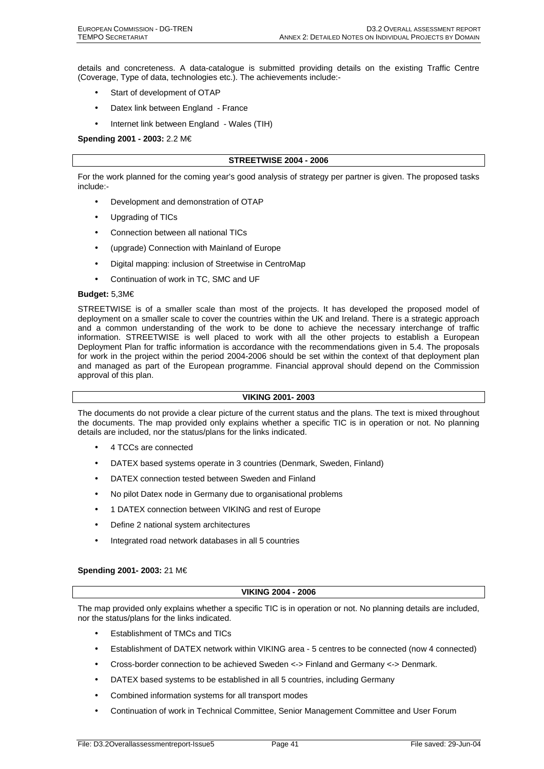details and concreteness. A data-catalogue is submitted providing details on the existing Traffic Centre (Coverage, Type of data, technologies etc.). The achievements include:-

- Start of development of OTAP
- Datex link between England - France
- Internet link between England - Wales (TIH)

**Spending 2001 - 2003:** 2.2 M€

### STREETWISE 2004 - 2006

For the work planned for the coming year's good analysis of strategy per partner is given. The proposed tasks include:-

- Development and demonstration of OTAP
- Upgrading of TICs
- Connection between all national TICs
- (upgrade) Connection with Mainland of Europe
- Digital mapping: inclusion of Streetwise in CentroMap
- Continuation of work in TC, SMC and UF

**Budget:** 5,3M€

STREETWISE is of a smaller scale than most of the projects. It has developed the proposed model of deployment on a smaller scale to cover the countries within the UK and Ireland. There is a strategic approach and a common understanding of the work to be done to achieve the necessary interchange of traffic information. STREETWISE is well placed to work with all the other projects to establish a European Deployment Plan for traffic information is accordance with the recommendations given in 5.4. The proposals for work in the project within the period 2004-2006 should be set within the context of that deployment plan and managed as part of the European programme. Financial approval should depend on the Commission approval of this plan.

### VIKING 2001- 2003

The documents do not provide a clear picture of the current status and the plans. The text is mixed throughout the documents. The map provided only explains whether a specific TIC is in operation or not. No planning details are included, nor the status/plans for the links indicated.

- 4 TCCs are connected
- DATEX based systems operate in 3 countries (Denmark, Sweden, Finland)
- DATEX connection tested between Sweden and Finland
- No pilot Datex node in Germany due to organisational problems
- 1 DATEX connection between VIKING and rest of Europe
- Define 2 national system architectures
- Integrated road network databases in all 5 countries

**Spending 2001- 2003:** 21 M€

### VIKING 2004 - 2006

The map provided only explains whether a specific TIC is in operation or not. No planning details are included, nor the status/plans for the links indicated.

- Establishment of TMCs and TICs
- Establishment of DATEX network within VIKING area - 5 centres to be connected (now 4 connected)
- Cross-border connection to be achieved Sweden <-> Finland and Germany <-> Denmark.
- DATEX based systems to be established in all 5 countries, including Germany
- Combined information systems for all transport modes
- Continuation of work in Technical Committee, Senior Management Committee and User Forum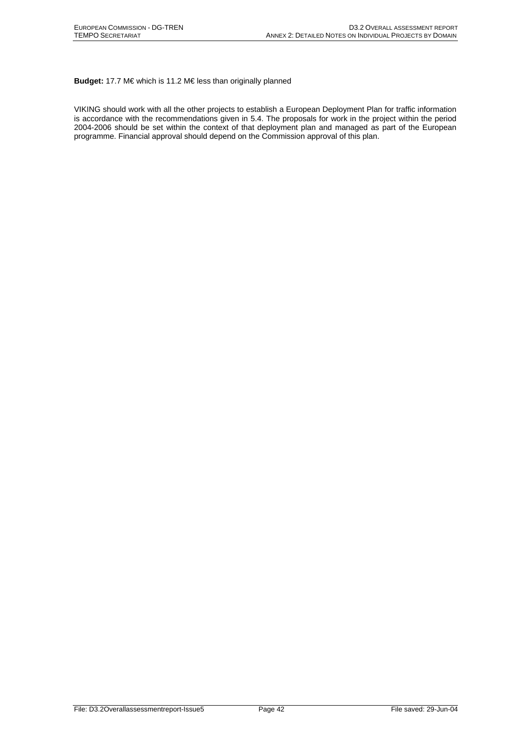**Budget:** 17.7 M€ which is 11.2 M€ less than originally planned

VIKING should work with all the other projects to establish a European Deployment Plan for traffic information is accordance with the recommendations given in 5.4. The proposals for work in the project within the period 2004-2006 should be set within the context of that deployment plan and managed as part of the European programme. Financial approval should depend on the Commission approval of this plan.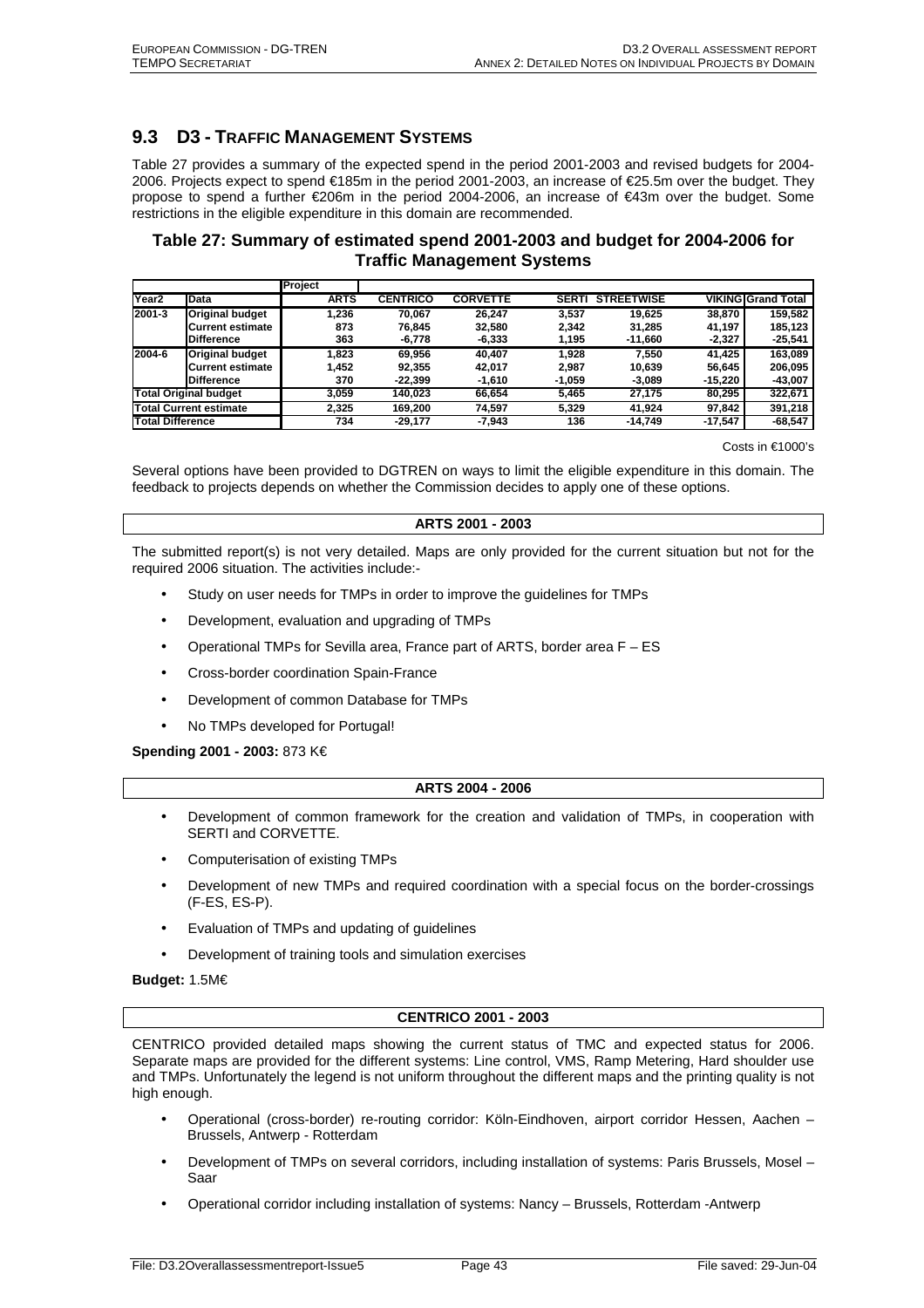## 9.3 D3 - Traffic Management Systems

Table 27 provides a summary of the expected spend in the period 2001-2003 and revised budgets for 2004-2006. Projects expect to spend €185m in the period 2001-2003, an increase of €25.5m over the budget. They propose to spend a further €206m in the period 2004-2006, an increase of €43m over the budget. Some restrictions in the eligible expenditure in this domain are recommended.

### Table 27: Summary of estimated spend 2001-2003 and budget for 2004-2006 for Traffic Management Systems

| | | Project | | | | | | |
|---|---|---|---|---|---|---|---|---|
| Year2 | Data | ARTS | CENTRICO | CORVETTE | SERTI | STREETWISE | VIKING | Grand Total |
| 2001-3 | Original budget | 1,236 | 70,067 | 26,247 | 3,537 | 19,625 | 38,870 | 159,582 |
| | Current estimate | 873 | 76,845 | 32,580 | 2,342 | 31,285 | 41,197 | 185,123 |
| | Difference | 363 | -6,778 | -6,333 | 1,195 | -11,660 | -2,327 | -25,541 |
| 2004-6 | Original budget | 1,823 | 69,956 | 40,407 | 1,928 | 7,550 | 41,425 | 163,089 |
| | Current estimate | 1,452 | 92,355 | 42,017 | 2,987 | 10,639 | 56,645 | 206,095 |
| | Difference | 370 | -22,399 | -1,610 | -1,059 | -3,089 | -15,220 | -43,007 |
| Total Original budget | | 3,059 | 140,023 | 66,654 | 5,465 | 27,175 | 80,295 | 322,671 |
| Total Current estimate | | 2,325 | 169,200 | 74,597 | 5,329 | 41,924 | 97,842 | 391,218 |
| Total Difference | | 734 | -29,177 | -7,943 | 136 | -14,749 | -17,547 | -68,547 |

Costs in €1000's

Several options have been provided to DGTREN on ways to limit the eligible expenditure in this domain. The feedback to projects depends on whether the Commission decides to apply one of these options.

**ARTS 2001 - 2003**

The submitted report(s) is not very detailed. Maps are only provided for the current situation but not for the required 2006 situation. The activities include:-

- Study on user needs for TMPs in order to improve the guidelines for TMPs
- Development, evaluation and upgrading of TMPs
- Operational TMPs for Sevilla area, France part of ARTS, border area F – ES
- Cross-border coordination Spain-France
- Development of common Database for TMPs
- No TMPs developed for Portugal!

**Spending 2001 - 2003:** 873 K€

**ARTS 2004 - 2006**

- Development of common framework for the creation and validation of TMPs, in cooperation with SERTI and CORVETTE.
- Computerisation of existing TMPs
- Development of new TMPs and required coordination with a special focus on the border-crossings (F-ES, ES-P).
- Evaluation of TMPs and updating of guidelines
- Development of training tools and simulation exercises

**Budget:** 1.5M€

**CENTRICO 2001 - 2003**

CENTRICO provided detailed maps showing the current status of TMC and expected status for 2006. Separate maps are provided for the different systems: Line control, VMS, Ramp Metering, Hard shoulder use and TMPs. Unfortunately the legend is not uniform throughout the different maps and the printing quality is not high enough.

- Operational (cross-border) re-routing corridor: Köln-Eindhoven, airport corridor Hessen, Aachen – Brussels, Antwerp - Rotterdam
- Development of TMPs on several corridors, including installation of systems: Paris Brussels, Mosel – Saar
- Operational corridor including installation of systems: Nancy – Brussels, Rotterdam -Antwerp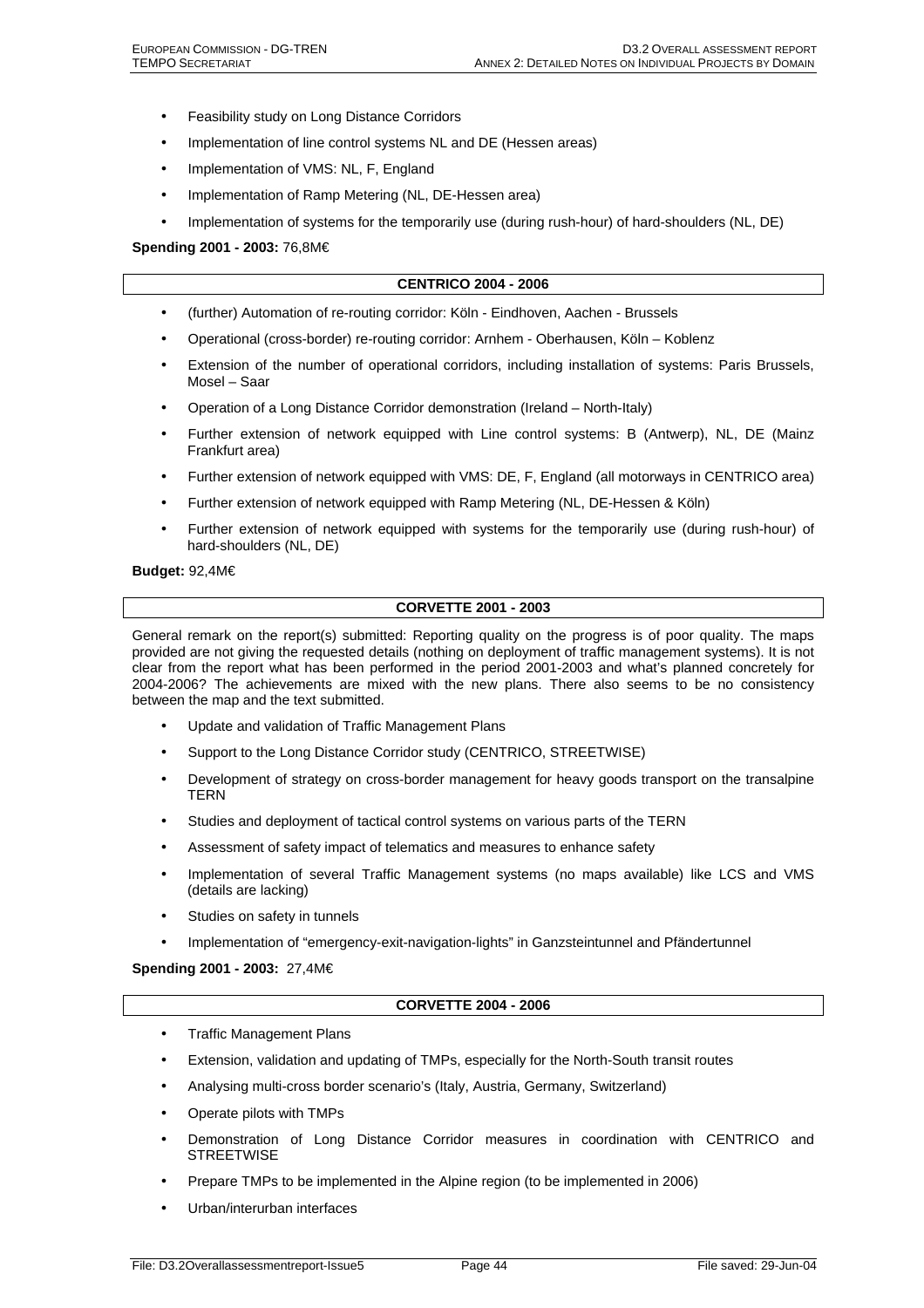- Feasibility study on Long Distance Corridors
- Implementation of line control systems NL and DE (Hessen areas)
- Implementation of VMS: NL, F, England
- Implementation of Ramp Metering (NL, DE-Hessen area)
- Implementation of systems for the temporarily use (during rush-hour) of hard-shoulders (NL, DE)

**Spending 2001 - 2003:** 76,8M€

### CENTRICO 2004 - 2006

- (further) Automation of re-routing corridor: Köln - Eindhoven, Aachen - Brussels
- Operational (cross-border) re-routing corridor: Arnhem - Oberhausen, Köln – Koblenz
- Extension of the number of operational corridors, including installation of systems: Paris Brussels, Mosel – Saar
- Operation of a Long Distance Corridor demonstration (Ireland – North-Italy)
- Further extension of network equipped with Line control systems: B (Antwerp), NL, DE (Mainz Frankfurt area)
- Further extension of network equipped with VMS: DE, F, England (all motorways in CENTRICO area)
- Further extension of network equipped with Ramp Metering (NL, DE-Hessen & Köln)
- Further extension of network equipped with systems for the temporarily use (during rush-hour) of hard-shoulders (NL, DE)

**Budget:** 92,4M€

### CORVETTE 2001 - 2003

General remark on the report(s) submitted: Reporting quality on the progress is of poor quality. The maps provided are not giving the requested details (nothing on deployment of traffic management systems). It is not clear from the report what has been performed in the period 2001-2003 and what's planned concretely for 2004-2006? The achievements are mixed with the new plans. There also seems to be no consistency between the map and the text submitted.

- Update and validation of Traffic Management Plans
- Support to the Long Distance Corridor study (CENTRICO, STREETWISE)
- Development of strategy on cross-border management for heavy goods transport on the transalpine TERN
- Studies and deployment of tactical control systems on various parts of the TERN
- Assessment of safety impact of telematics and measures to enhance safety
- Implementation of several Traffic Management systems (no maps available) like LCS and VMS (details are lacking)
- Studies on safety in tunnels
- Implementation of "emergency-exit-navigation-lights" in Ganzsteintunnel and Pfändertunnel

**Spending 2001 - 2003:** 27,4M€

### CORVETTE 2004 - 2006

- Traffic Management Plans
- Extension, validation and updating of TMPs, especially for the North-South transit routes
- Analysing multi-cross border scenario's (Italy, Austria, Germany, Switzerland)
- Operate pilots with TMPs
- Demonstration of Long Distance Corridor measures in coordination with CENTRICO and STREETWISE
- Prepare TMPs to be implemented in the Alpine region (to be implemented in 2006)
- Urban/interurban interfaces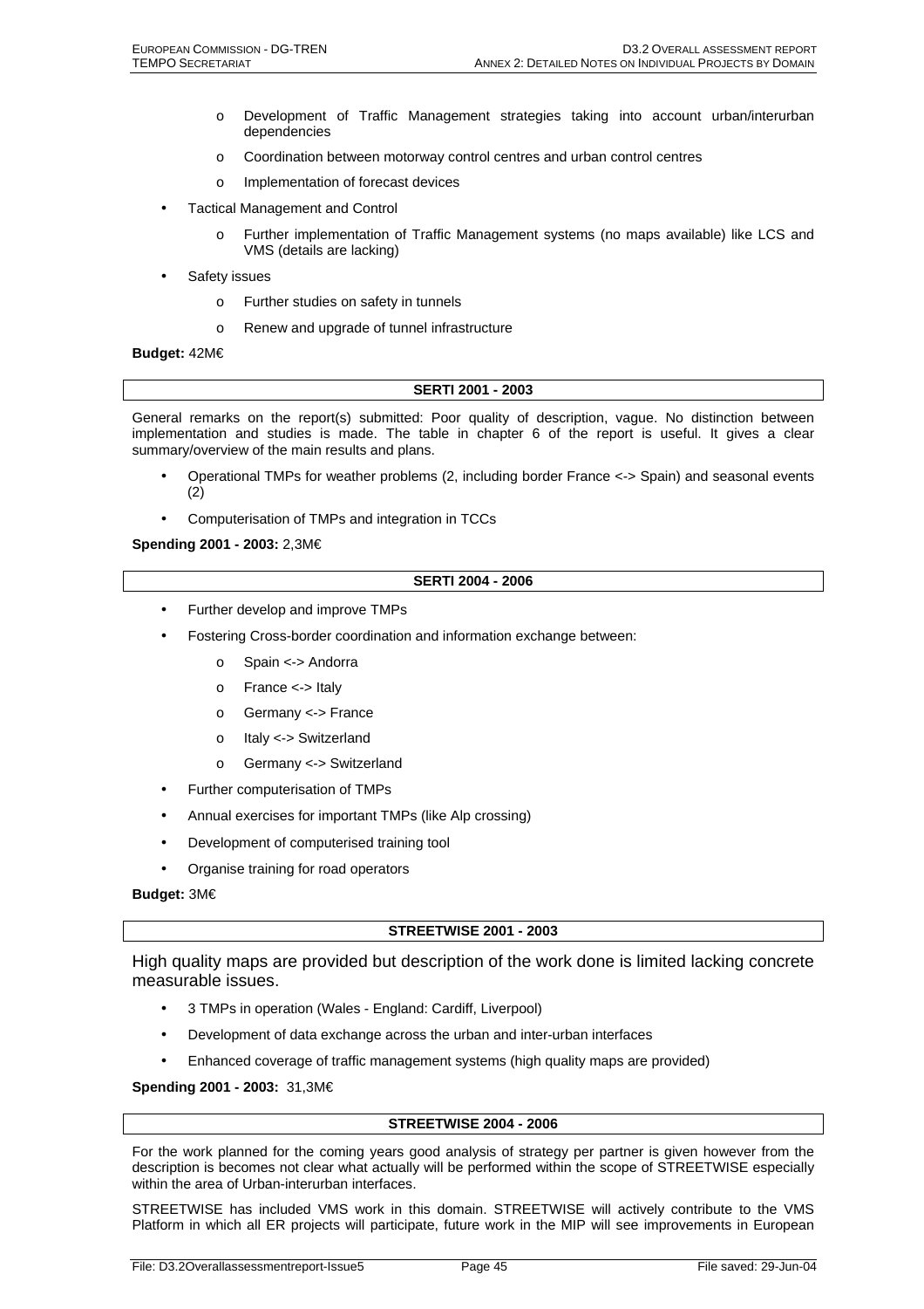- Development of Traffic Management strategies taking into account urban/interurban dependencies
  - Coordination between motorway control centres and urban control centres
  - Implementation of forecast devices
- Tactical Management and Control
  - Further implementation of Traffic Management systems (no maps available) like LCS and VMS (details are lacking)
- Safety issues
  - Further studies on safety in tunnels
  - Renew and upgrade of tunnel infrastructure

**Budget:** 42M€

| SERTI 2001 - 2003 |
|---|

General remarks on the report(s) submitted: Poor quality of description, vague. No distinction between implementation and studies is made. The table in chapter 6 of the report is useful. It gives a clear summary/overview of the main results and plans.

- Operational TMPs for weather problems (2, including border France <-> Spain) and seasonal events (2)
- Computerisation of TMPs and integration in TCCs

**Spending 2001 - 2003:** 2,3M€

| SERTI 2004 - 2006 |
|---|

- Further develop and improve TMPs
- Fostering Cross-border coordination and information exchange between:
  - Spain <-> Andorra
  - France <-> Italy
  - Germany <-> France
  - Italy <-> Switzerland
  - Germany <-> Switzerland
- Further computerisation of TMPs
- Annual exercises for important TMPs (like Alp crossing)
- Development of computerised training tool
- Organise training for road operators

**Budget:** 3M€

| STREETWISE 2001 - 2003 |
|---|

High quality maps are provided but description of the work done is limited lacking concrete measurable issues.

- 3 TMPs in operation (Wales - England: Cardiff, Liverpool)
- Development of data exchange across the urban and inter-urban interfaces
- Enhanced coverage of traffic management systems (high quality maps are provided)

**Spending 2001 - 2003:** 31,3M€

| STREETWISE 2004 - 2006 |
|---|

For the work planned for the coming years good analysis of strategy per partner is given however from the description is becomes not clear what actually will be performed within the scope of STREETWISE especially within the area of Urban-interurban interfaces.

STREETWISE has included VMS work in this domain. STREETWISE will actively contribute to the VMS Platform in which all ER projects will participate, future work in the MIP will see improvements in European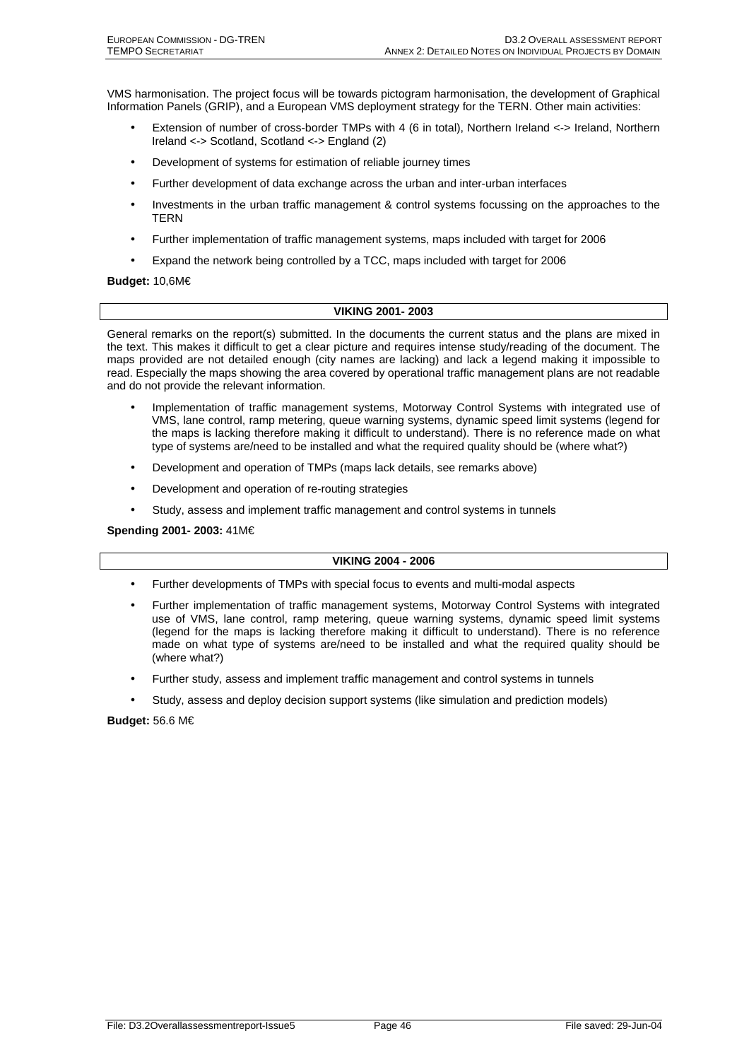VMS harmonisation. The project focus will be towards pictogram harmonisation, the development of Graphical Information Panels (GRIP), and a European VMS deployment strategy for the TERN. Other main activities:

- Extension of number of cross-border TMPs with 4 (6 in total), Northern Ireland <-> Ireland, Northern Ireland <-> Scotland, Scotland <-> England (2)
- Development of systems for estimation of reliable journey times
- Further development of data exchange across the urban and inter-urban interfaces
- Investments in the urban traffic management & control systems focussing on the approaches to the TERN
- Further implementation of traffic management systems, maps included with target for 2006
- Expand the network being controlled by a TCC, maps included with target for 2006

**Budget:** 10,6M€

### VIKING 2001- 2003

General remarks on the report(s) submitted. In the documents the current status and the plans are mixed in the text. This makes it difficult to get a clear picture and requires intense study/reading of the document. The maps provided are not detailed enough (city names are lacking) and lack a legend making it impossible to read. Especially the maps showing the area covered by operational traffic management plans are not readable and do not provide the relevant information.

- Implementation of traffic management systems, Motorway Control Systems with integrated use of VMS, lane control, ramp metering, queue warning systems, dynamic speed limit systems (legend for the maps is lacking therefore making it difficult to understand). There is no reference made on what type of systems are/need to be installed and what the required quality should be (where what?)
- Development and operation of TMPs (maps lack details, see remarks above)
- Development and operation of re-routing strategies
- Study, assess and implement traffic management and control systems in tunnels

**Spending 2001- 2003:** 41M€

### VIKING 2004 - 2006

- Further developments of TMPs with special focus to events and multi-modal aspects
- Further implementation of traffic management systems, Motorway Control Systems with integrated use of VMS, lane control, ramp metering, queue warning systems, dynamic speed limit systems (legend for the maps is lacking therefore making it difficult to understand). There is no reference made on what type of systems are/need to be installed and what the required quality should be (where what?)
- Further study, assess and implement traffic management and control systems in tunnels
- Study, assess and deploy decision support systems (like simulation and prediction models)

**Budget:** 56.6 M€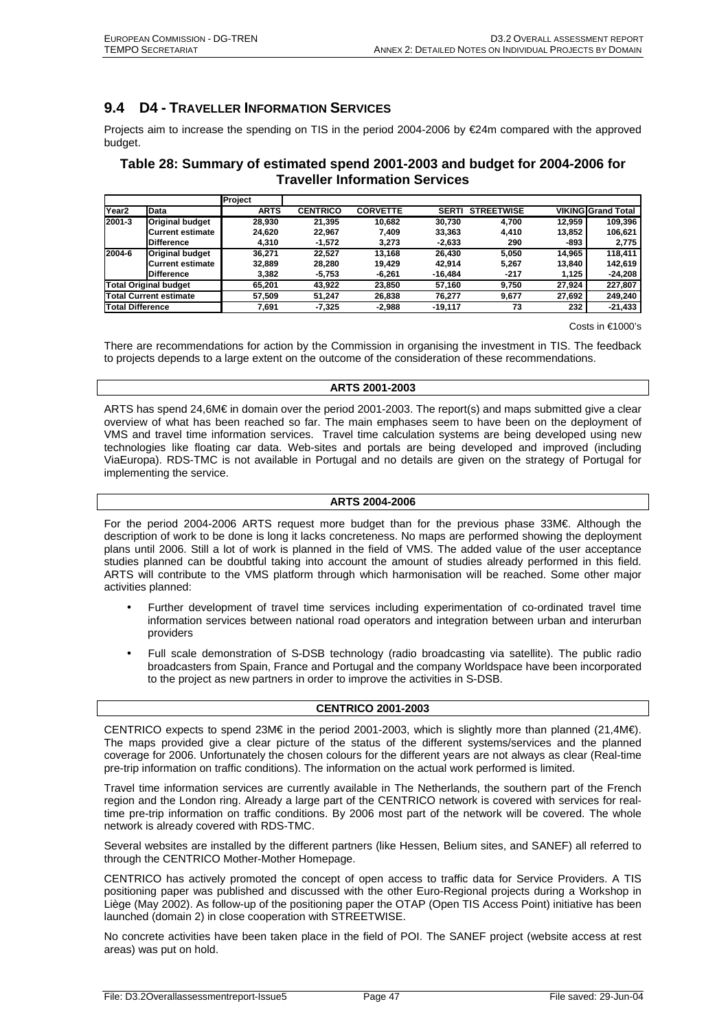## 9.4 D4 - TRAVELLER INFORMATION SERVICES

Projects aim to increase the spending on TIS in the period 2004-2006 by €24m compared with the approved budget.

### Table 28: Summary of estimated spend 2001-2003 and budget for 2004-2006 for Traveller Information Services

| | | Project | | | | | | |
|---|---|---|---|---|---|---|---|---|
| Year2 | Data | ARTS | CENTRICO | CORVETTE | SERTI | STREETWISE | VIKING | Grand Total |
| 2001-3 | Original budget | 28,930 | 21,395 | 10,682 | 30,730 | 4,700 | 12,959 | 109,396 |
| | Current estimate | 24,620 | 22,967 | 7,409 | 33,363 | 4,410 | 13,852 | 106,621 |
| | Difference | 4,310 | -1,572 | 3,273 | -2,633 | 290 | -893 | 2,775 |
| 2004-6 | Original budget | 36,271 | 22,527 | 13,168 | 26,430 | 5,050 | 14,965 | 118,411 |
| | Current estimate | 32,889 | 28,280 | 19,429 | 42,914 | 5,267 | 13,840 | 142,619 |
| | Difference | 3,382 | -5,753 | -6,261 | -16,484 | -217 | 1,125 | -24,208 |
| Total Original budget | | 65,201 | 43,922 | 23,850 | 57,160 | 9,750 | 27,924 | 227,807 |
| Total Current estimate | | 57,509 | 51,247 | 26,838 | 76,277 | 9,677 | 27,692 | 249,240 |
| Total Difference | | 7,691 | -7,325 | -2,988 | -19,117 | 73 | 232 | -21,433 |

Costs in €1000's

There are recommendations for action by the Commission in organising the investment in TIS. The feedback to projects depends to a large extent on the outcome of the consideration of these recommendations.

**ARTS 2001-2003**

ARTS has spend 24,6M€ in domain over the period 2001-2003. The report(s) and maps submitted give a clear overview of what has been reached so far. The main emphases seem to have been on the deployment of VMS and travel time information services. Travel time calculation systems are being developed using new technologies like floating car data. Web-sites and portals are being developed and improved (including ViaEuropa). RDS-TMC is not available in Portugal and no details are given on the strategy of Portugal for implementing the service.

**ARTS 2004-2006**

For the period 2004-2006 ARTS request more budget than for the previous phase 33M€. Although the description of work to be done is long it lacks concreteness. No maps are performed showing the deployment plans until 2006. Still a lot of work is planned in the field of VMS. The added value of the user acceptance studies planned can be doubtful taking into account the amount of studies already performed in this field. ARTS will contribute to the VMS platform through which harmonisation will be reached. Some other major activities planned:

- Further development of travel time services including experimentation of co-ordinated travel time information services between national road operators and integration between urban and interurban providers
- Full scale demonstration of S-DSB technology (radio broadcasting via satellite). The public radio broadcasters from Spain, France and Portugal and the company Worldspace have been incorporated to the project as new partners in order to improve the activities in S-DSB.

**CENTRICO 2001-2003**

CENTRICO expects to spend 23M€ in the period 2001-2003, which is slightly more than planned (21,4M€). The maps provided give a clear picture of the status of the different systems/services and the planned coverage for 2006. Unfortunately the chosen colours for the different years are not always as clear (Real-time pre-trip information on traffic conditions). The information on the actual work performed is limited.

Travel time information services are currently available in The Netherlands, the southern part of the French region and the London ring. Already a large part of the CENTRICO network is covered with services for real-time pre-trip information on traffic conditions. By 2006 most part of the network will be covered. The whole network is already covered with RDS-TMC.

Several websites are installed by the different partners (like Hessen, Belium sites, and SANEF) all referred to through the CENTRICO Mother-Mother Homepage.

CENTRICO has actively promoted the concept of open access to traffic data for Service Providers. A TIS positioning paper was published and discussed with the other Euro-Regional projects during a Workshop in Liège (May 2002). As follow-up of the positioning paper the OTAP (Open TIS Access Point) initiative has been launched (domain 2) in close cooperation with STREETWISE.

No concrete activities have been taken place in the field of POI. The SANEF project (website access at rest areas) was put on hold.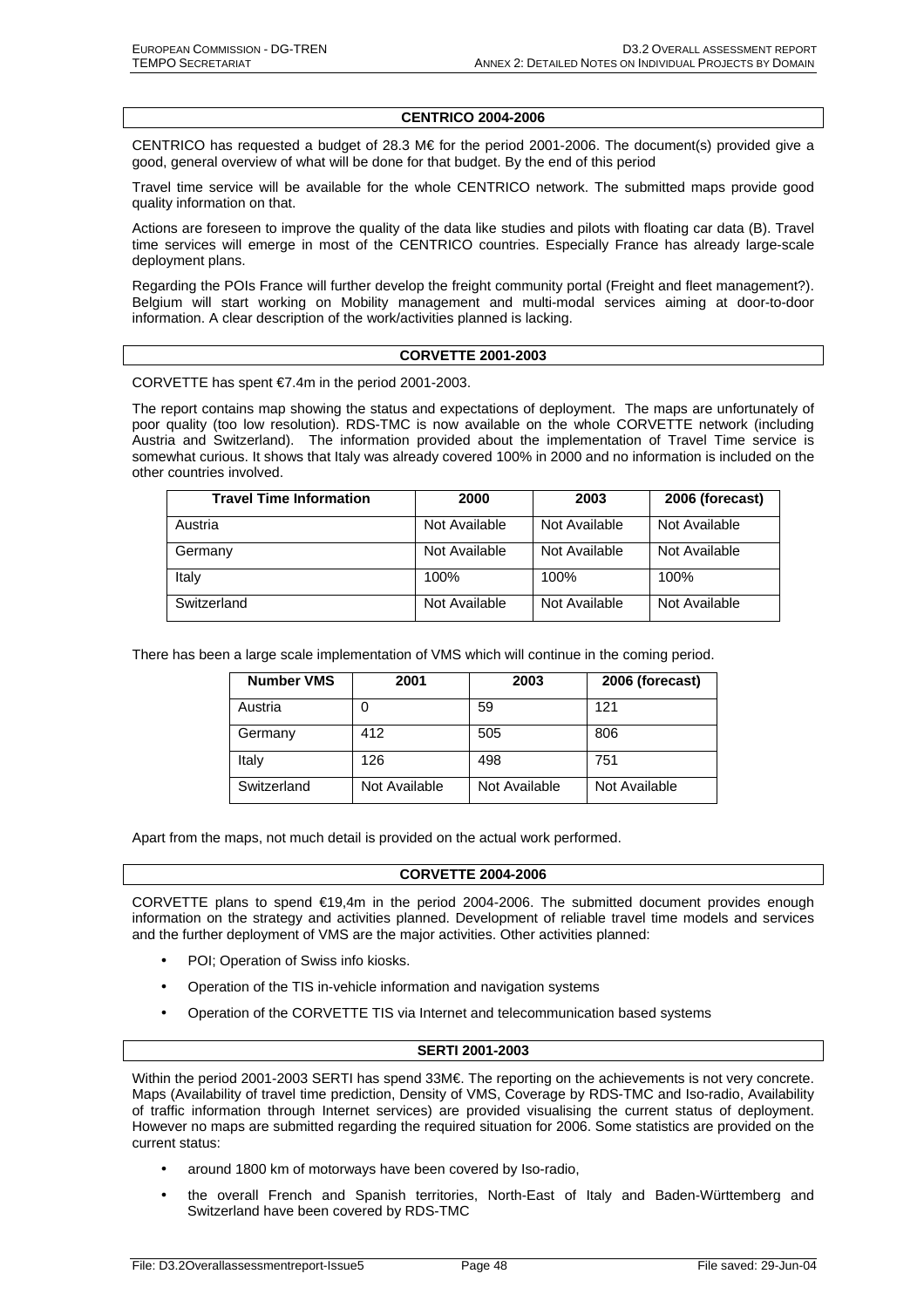## CENTRICO 2004-2006

CENTRICO has requested a budget of 28.3 M€ for the period 2001-2006. The document(s) provided give a good, general overview of what will be done for that budget. By the end of this period

Travel time service will be available for the whole CENTRICO network. The submitted maps provide good quality information on that.

Actions are foreseen to improve the quality of the data like studies and pilots with floating car data (B). Travel time services will emerge in most of the CENTRICO countries. Especially France has already large-scale deployment plans.

Regarding the POIs France will further develop the freight community portal (Freight and fleet management?). Belgium will start working on Mobility management and multi-modal services aiming at door-to-door information. A clear description of the work/activities planned is lacking.

## CORVETTE 2001-2003

CORVETTE has spent €7.4m in the period 2001-2003.

The report contains map showing the status and expectations of deployment. The maps are unfortunately of poor quality (too low resolution). RDS-TMC is now available on the whole CORVETTE network (including Austria and Switzerland). The information provided about the implementation of Travel Time service is somewhat curious. It shows that Italy was already covered 100% in 2000 and no information is included on the other countries involved.

| Travel Time Information | 2000 | 2003 | 2006 (forecast) |
|---|---|---|---|
| Austria | Not Available | Not Available | Not Available |
| Germany | Not Available | Not Available | Not Available |
| Italy | 100% | 100% | 100% |
| Switzerland | Not Available | Not Available | Not Available |

There has been a large scale implementation of VMS which will continue in the coming period.

| Number VMS | 2001 | 2003 | 2006 (forecast) |
|---|---|---|---|
| Austria | 0 | 59 | 121 |
| Germany | 412 | 505 | 806 |
| Italy | 126 | 498 | 751 |
| Switzerland | Not Available | Not Available | Not Available |

Apart from the maps, not much detail is provided on the actual work performed.

## CORVETTE 2004-2006

CORVETTE plans to spend €19,4m in the period 2004-2006. The submitted document provides enough information on the strategy and activities planned. Development of reliable travel time models and services and the further deployment of VMS are the major activities. Other activities planned:

- POI; Operation of Swiss info kiosks.
- Operation of the TIS in-vehicle information and navigation systems
- Operation of the CORVETTE TIS via Internet and telecommunication based systems

## SERTI 2001-2003

Within the period 2001-2003 SERTI has spend 33M€. The reporting on the achievements is not very concrete. Maps (Availability of travel time prediction, Density of VMS, Coverage by RDS-TMC and Iso-radio, Availability of traffic information through Internet services) are provided visualising the current status of deployment. However no maps are submitted regarding the required situation for 2006. Some statistics are provided on the current status:

- around 1800 km of motorways have been covered by Iso-radio,
- the overall French and Spanish territories, North-East of Italy and Baden-Württemberg and Switzerland have been covered by RDS-TMC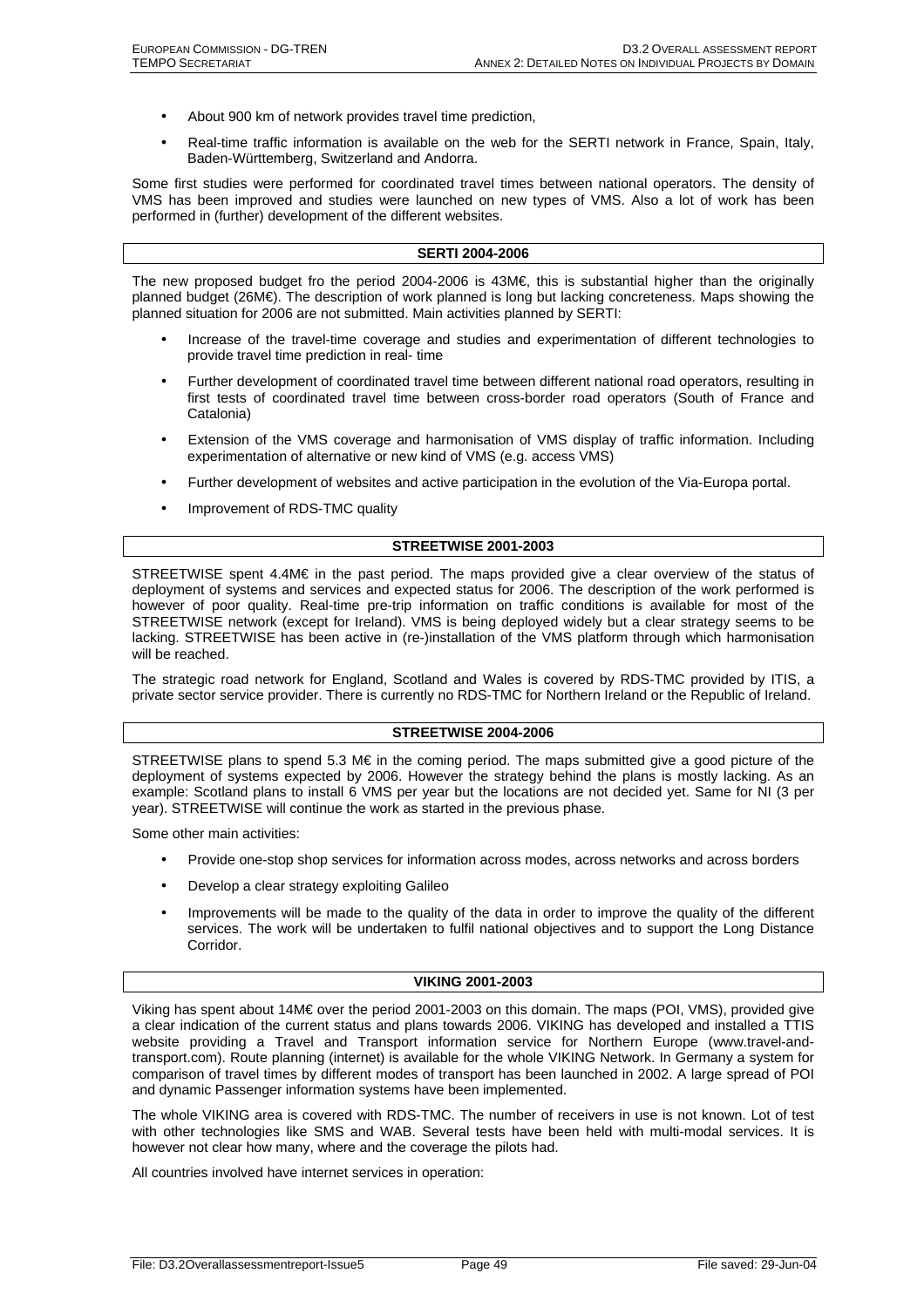- About 900 km of network provides travel time prediction,
- Real-time traffic information is available on the web for the SERTI network in France, Spain, Italy, Baden-Württemberg, Switzerland and Andorra.

Some first studies were performed for coordinated travel times between national operators. The density of VMS has been improved and studies were launched on new types of VMS. Also a lot of work has been performed in (further) development of the different websites.

**SERTI 2004-2006**

The new proposed budget fro the period 2004-2006 is 43M€, this is substantial higher than the originally planned budget (26M€). The description of work planned is long but lacking concreteness. Maps showing the planned situation for 2006 are not submitted. Main activities planned by SERTI:

- Increase of the travel-time coverage and studies and experimentation of different technologies to provide travel time prediction in real- time
- Further development of coordinated travel time between different national road operators, resulting in first tests of coordinated travel time between cross-border road operators (South of France and Catalonia)
- Extension of the VMS coverage and harmonisation of VMS display of traffic information. Including experimentation of alternative or new kind of VMS (e.g. access VMS)
- Further development of websites and active participation in the evolution of the Via-Europa portal.
- Improvement of RDS-TMC quality

**STREETWISE 2001-2003**

STREETWISE spent 4.4M€ in the past period. The maps provided give a clear overview of the status of deployment of systems and services and expected status for 2006. The description of the work performed is however of poor quality. Real-time pre-trip information on traffic conditions is available for most of the STREETWISE network (except for Ireland). VMS is being deployed widely but a clear strategy seems to be lacking. STREETWISE has been active in (re-)installation of the VMS platform through which harmonisation will be reached.

The strategic road network for England, Scotland and Wales is covered by RDS-TMC provided by ITIS, a private sector service provider. There is currently no RDS-TMC for Northern Ireland or the Republic of Ireland.

**STREETWISE 2004-2006**

STREETWISE plans to spend 5.3 M€ in the coming period. The maps submitted give a good picture of the deployment of systems expected by 2006. However the strategy behind the plans is mostly lacking. As an example: Scotland plans to install 6 VMS per year but the locations are not decided yet. Same for NI (3 per year). STREETWISE will continue the work as started in the previous phase.

Some other main activities:

- Provide one-stop shop services for information across modes, across networks and across borders
- Develop a clear strategy exploiting Galileo
- Improvements will be made to the quality of the data in order to improve the quality of the different services. The work will be undertaken to fulfil national objectives and to support the Long Distance Corridor.

**VIKING 2001-2003**

Viking has spent about 14M€ over the period 2001-2003 on this domain. The maps (POI, VMS), provided give a clear indication of the current status and plans towards 2006. VIKING has developed and installed a TTIS website providing a Travel and Transport information service for Northern Europe (www.travel-and-transport.com). Route planning (internet) is available for the whole VIKING Network. In Germany a system for comparison of travel times by different modes of transport has been launched in 2002. A large spread of POI and dynamic Passenger information systems have been implemented.

The whole VIKING area is covered with RDS-TMC. The number of receivers in use is not known. Lot of test with other technologies like SMS and WAB. Several tests have been held with multi-modal services. It is however not clear how many, where and the coverage the pilots had.

All countries involved have internet services in operation: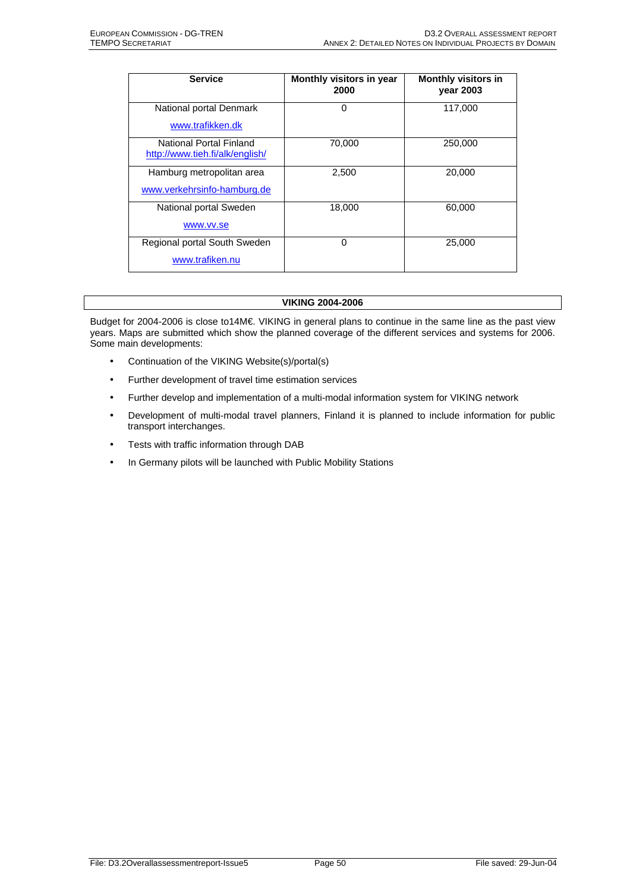| Service | Monthly visitors in year 2000 | Monthly visitors in year 2003 |
|---|---|---|
| National portal Denmark www.trafikken.dk | 0 | 117,000 |
| National Portal Finland http://www.tieh.fi/alk/english/ | 70,000 | 250,000 |
| Hamburg metropolitan area www.verkehrsinfo-hamburg.de | 2,500 | 20,000 |
| National portal Sweden www.vv.se | 18,000 | 60,000 |
| Regional portal South Sweden www.trafiken.nu | 0 | 25,000 |

**VIKING 2004-2006**

Budget for 2004-2006 is close to14M€. VIKING in general plans to continue in the same line as the past view years. Maps are submitted which show the planned coverage of the different services and systems for 2006. Some main developments:

- Continuation of the VIKING Website(s)/portal(s)
- Further development of travel time estimation services
- Further develop and implementation of a multi-modal information system for VIKING network
- Development of multi-modal travel planners, Finland it is planned to include information for public transport interchanges.
- Tests with traffic information through DAB
- In Germany pilots will be launched with Public Mobility Stations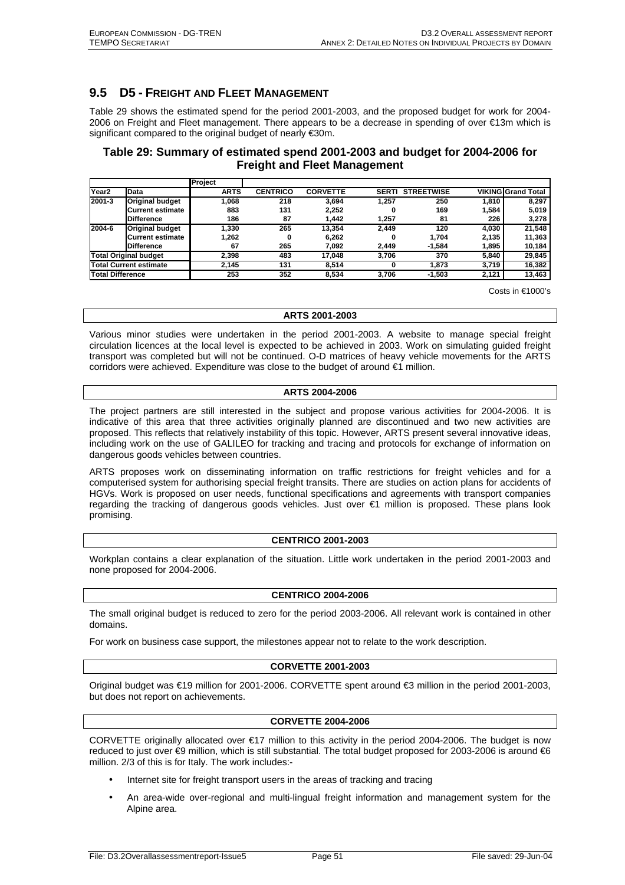## 9.5 D5 - Freight and Fleet Management

Table 29 shows the estimated spend for the period 2001-2003, and the proposed budget for work for 2004-2006 on Freight and Fleet management. There appears to be a decrease in spending of over €13m which is significant compared to the original budget of nearly €30m.

### Table 29: Summary of estimated spend 2001-2003 and budget for 2004-2006 for Freight and Fleet Management

| | | Project | | | | | | |
|---|---|---|---|---|---|---|---|---|
| Year2 | Data | ARTS | CENTRICO | CORVETTE | SERTI | STREETWISE | VIKING | Grand Total |
| 2001-3 | Original budget | 1,068 | 218 | 3,694 | 1,257 | 250 | 1,810 | 8,297 |
| | Current estimate | 883 | 131 | 2,252 | 0 | 169 | 1,584 | 5,019 |
| | Difference | 186 | 87 | 1,442 | 1,257 | 81 | 226 | 3,278 |
| 2004-6 | Original budget | 1,330 | 265 | 13,354 | 2,449 | 120 | 4,030 | 21,548 |
| | Current estimate | 1,262 | 0 | 6,262 | 0 | 1,704 | 2,135 | 11,363 |
| | Difference | 67 | 265 | 7,092 | 2,449 | -1,584 | 1,895 | 10,184 |
| Total Original budget | | 2,398 | 483 | 17,048 | 3,706 | 370 | 5,840 | 29,845 |
| Total Current estimate | | 2,145 | 131 | 8,514 | 0 | 1,873 | 3,719 | 16,382 |
| Total Difference | | 253 | 352 | 8,534 | 3,706 | -1,503 | 2,121 | 13,463 |

Costs in €1000's

**ARTS 2001-2003**

Various minor studies were undertaken in the period 2001-2003. A website to manage special freight circulation licences at the local level is expected to be achieved in 2003. Work on simulating guided freight transport was completed but will not be continued. O-D matrices of heavy vehicle movements for the ARTS corridors were achieved. Expenditure was close to the budget of around €1 million.

**ARTS 2004-2006**

The project partners are still interested in the subject and propose various activities for 2004-2006. It is indicative of this area that three activities originally planned are discontinued and two new activities are proposed. This reflects that relatively instability of this topic. However, ARTS present several innovative ideas, including work on the use of GALILEO for tracking and tracing and protocols for exchange of information on dangerous goods vehicles between countries.

ARTS proposes work on disseminating information on traffic restrictions for freight vehicles and for a computerised system for authorising special freight transits. There are studies on action plans for accidents of HGVs. Work is proposed on user needs, functional specifications and agreements with transport companies regarding the tracking of dangerous goods vehicles. Just over €1 million is proposed. These plans look promising.

**CENTRICO 2001-2003**

Workplan contains a clear explanation of the situation. Little work undertaken in the period 2001-2003 and none proposed for 2004-2006.

**CENTRICO 2004-2006**

The small original budget is reduced to zero for the period 2003-2006. All relevant work is contained in other domains.

For work on business case support, the milestones appear not to relate to the work description.

**CORVETTE 2001-2003**

Original budget was €19 million for 2001-2006. CORVETTE spent around €3 million in the period 2001-2003, but does not report on achievements.

**CORVETTE 2004-2006**

CORVETTE originally allocated over €17 million to this activity in the period 2004-2006. The budget is now reduced to just over €9 million, which is still substantial. The total budget proposed for 2003-2006 is around €6 million. 2/3 of this is for Italy. The work includes:-

- Internet site for freight transport users in the areas of tracking and tracing
- An area-wide over-regional and multi-lingual freight information and management system for the Alpine area.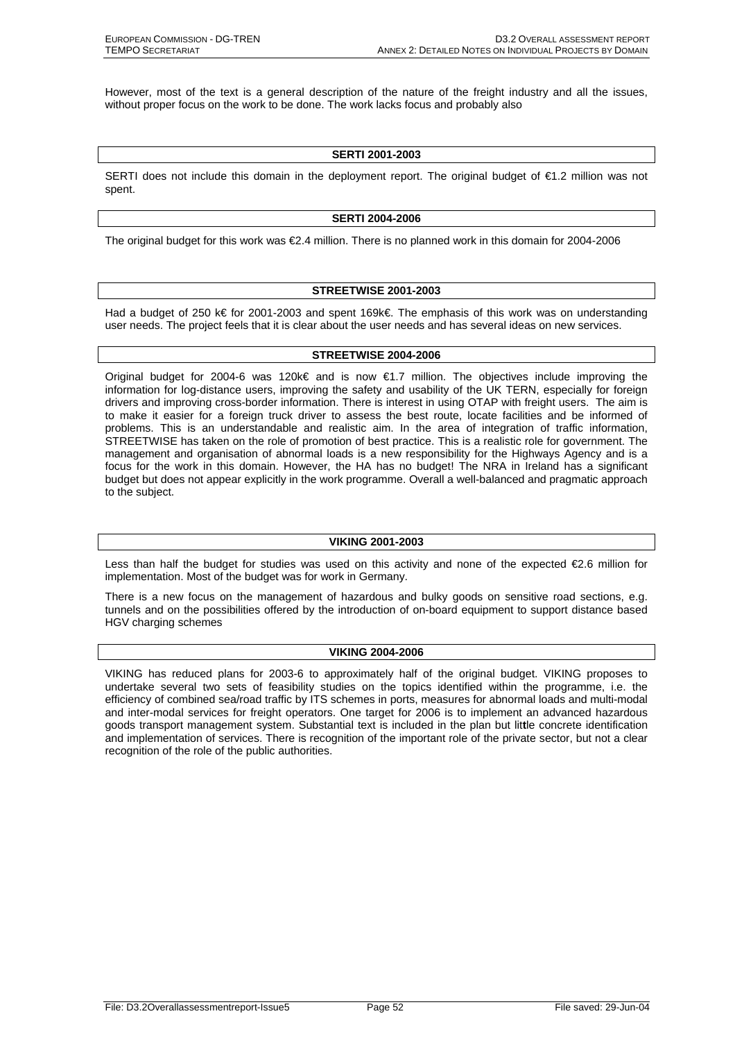However, most of the text is a general description of the nature of the freight industry and all the issues, without proper focus on the work to be done. The work lacks focus and probably also

### SERTI 2001-2003

SERTI does not include this domain in the deployment report. The original budget of €1.2 million was not spent.

### SERTI 2004-2006

The original budget for this work was €2.4 million. There is no planned work in this domain for 2004-2006

### STREETWISE 2001-2003

Had a budget of 250 k€ for 2001-2003 and spent 169k€. The emphasis of this work was on understanding user needs. The project feels that it is clear about the user needs and has several ideas on new services.

### STREETWISE 2004-2006

Original budget for 2004-6 was 120k€ and is now €1.7 million. The objectives include improving the information for log-distance users, improving the safety and usability of the UK TERN, especially for foreign drivers and improving cross-border information. There is interest in using OTAP with freight users. The aim is to make it easier for a foreign truck driver to assess the best route, locate facilities and be informed of problems. This is an understandable and realistic aim. In the area of integration of traffic information, STREETWISE has taken on the role of promotion of best practice. This is a realistic role for government. The management and organisation of abnormal loads is a new responsibility for the Highways Agency and is a focus for the work in this domain. However, the HA has no budget! The NRA in Ireland has a significant budget but does not appear explicitly in the work programme. Overall a well-balanced and pragmatic approach to the subject.

### VIKING 2001-2003

Less than half the budget for studies was used on this activity and none of the expected €2.6 million for implementation. Most of the budget was for work in Germany.

There is a new focus on the management of hazardous and bulky goods on sensitive road sections, e.g. tunnels and on the possibilities offered by the introduction of on-board equipment to support distance based HGV charging schemes

### VIKING 2004-2006

VIKING has reduced plans for 2003-6 to approximately half of the original budget. VIKING proposes to undertake several two sets of feasibility studies on the topics identified within the programme, i.e. the efficiency of combined sea/road traffic by ITS schemes in ports, measures for abnormal loads and multi-modal and inter-modal services for freight operators. One target for 2006 is to implement an advanced hazardous goods transport management system. Substantial text is included in the plan but little concrete identification and implementation of services. There is recognition of the important role of the private sector, but not a clear recognition of the role of the public authorities.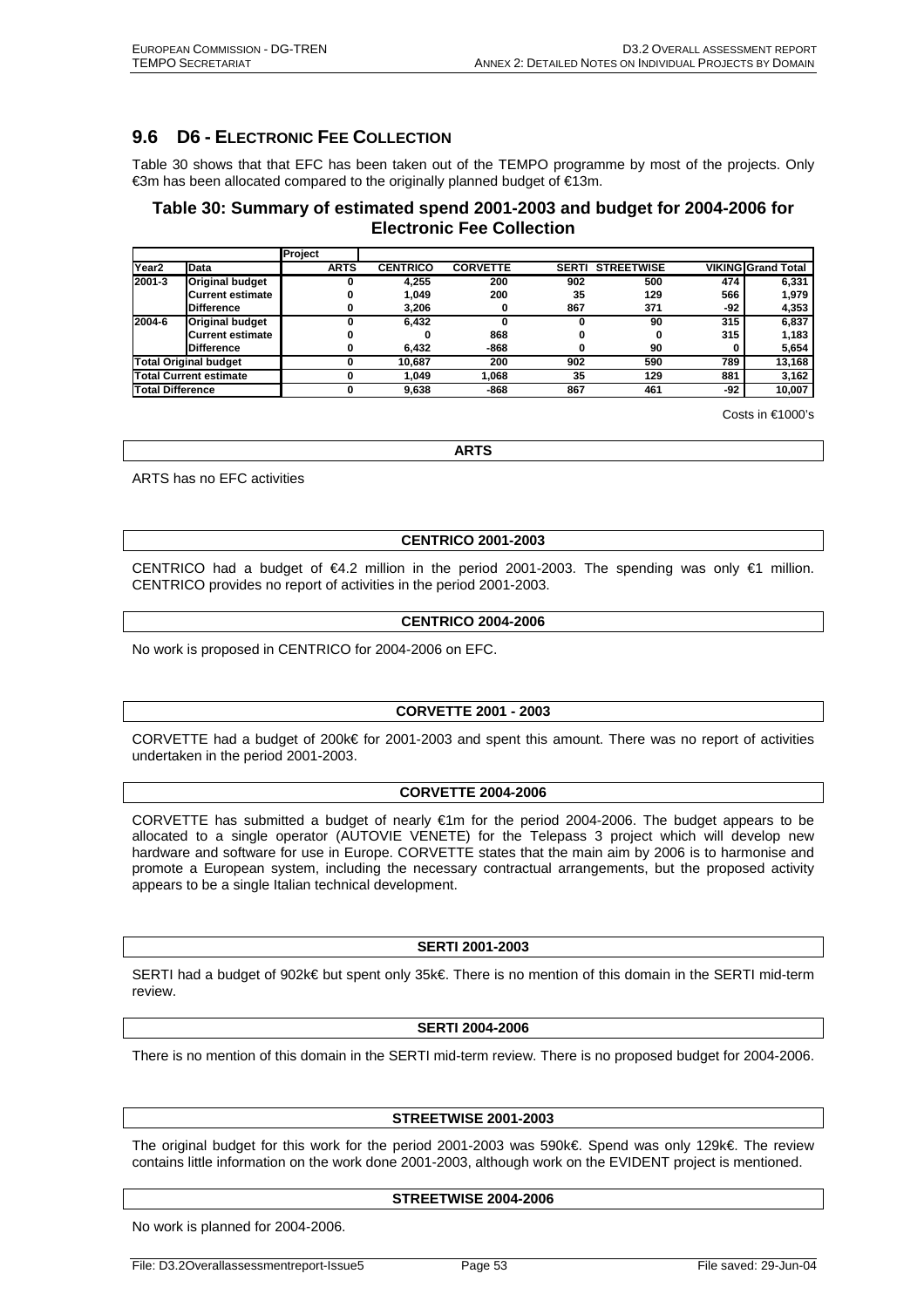## 9.6 D6 - ELECTRONIC FEE COLLECTION

Table 30 shows that that EFC has been taken out of the TEMPO programme by most of the projects. Only €3m has been allocated compared to the originally planned budget of €13m.

### Table 30: Summary of estimated spend 2001-2003 and budget for 2004-2006 for Electronic Fee Collection

| | | Project | | | | | | |
|---|---|---|---|---|---|---|---|---|
| Year2 | Data | ARTS | CENTRICO | CORVETTE | SERTI | STREETWISE | VIKING | Grand Total |
| 2001-3 | Original budget | 0 | 4,255 | 200 | 902 | 500 | 474 | 6,331 |
| | Current estimate | 0 | 1,049 | 200 | 35 | 129 | 566 | 1,979 |
| | Difference | 0 | 3,206 | 0 | 867 | 371 | -92 | 4,353 |
| 2004-6 | Original budget | 0 | 6,432 | 0 | 0 | 90 | 315 | 6,837 |
| | Current estimate | 0 | 0 | 868 | 0 | 0 | 315 | 1,183 |
| | Difference | 0 | 6,432 | -868 | 0 | 90 | 0 | 5,654 |
| Total Original budget | | 0 | 10,687 | 200 | 902 | 590 | 789 | 13,168 |
| Total Current estimate | | 0 | 1,049 | 1,068 | 35 | 129 | 881 | 3,162 |
| Total Difference | | 0 | 9,638 | -868 | 867 | 461 | -92 | 10,007 |

Costs in €1000's

**ARTS**

ARTS has no EFC activities

**CENTRICO 2001-2003**

CENTRICO had a budget of €4.2 million in the period 2001-2003. The spending was only €1 million. CENTRICO provides no report of activities in the period 2001-2003.

**CENTRICO 2004-2006**

No work is proposed in CENTRICO for 2004-2006 on EFC.

**CORVETTE 2001 - 2003**

CORVETTE had a budget of 200k€ for 2001-2003 and spent this amount. There was no report of activities undertaken in the period 2001-2003.

**CORVETTE 2004-2006**

CORVETTE has submitted a budget of nearly €1m for the period 2004-2006. The budget appears to be allocated to a single operator (AUTOVIE VENETE) for the Telepass 3 project which will develop new hardware and software for use in Europe. CORVETTE states that the main aim by 2006 is to harmonise and promote a European system, including the necessary contractual arrangements, but the proposed activity appears to be a single Italian technical development.

**SERTI 2001-2003**

SERTI had a budget of 902k€ but spent only 35k€. There is no mention of this domain in the SERTI mid-term review.

**SERTI 2004-2006**

There is no mention of this domain in the SERTI mid-term review. There is no proposed budget for 2004-2006.

**STREETWISE 2001-2003**

The original budget for this work for the period 2001-2003 was 590k€. Spend was only 129k€. The review contains little information on the work done 2001-2003, although work on the EVIDENT project is mentioned.

**STREETWISE 2004-2006**

No work is planned for 2004-2006.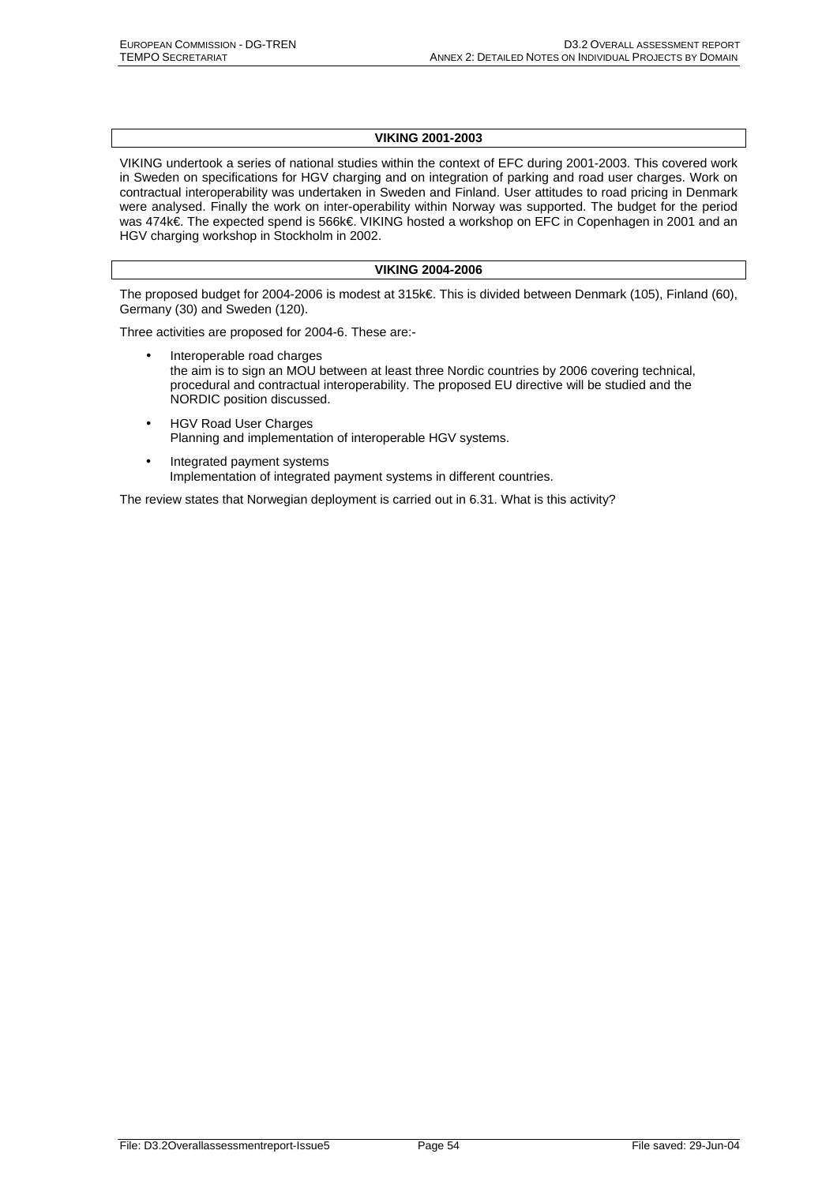## VIKING 2001-2003

VIKING undertook a series of national studies within the context of EFC during 2001-2003. This covered work in Sweden on specifications for HGV charging and on integration of parking and road user charges. Work on contractual interoperability was undertaken in Sweden and Finland. User attitudes to road pricing in Denmark were analysed. Finally the work on inter-operability within Norway was supported. The budget for the period was 474k€. The expected spend is 566k€. VIKING hosted a workshop on EFC in Copenhagen in 2001 and an HGV charging workshop in Stockholm in 2002.

## VIKING 2004-2006

The proposed budget for 2004-2006 is modest at 315k€. This is divided between Denmark (105), Finland (60), Germany (30) and Sweden (120).

Three activities are proposed for 2004-6. These are:-

- Interoperable road charges
  the aim is to sign an MOU between at least three Nordic countries by 2006 covering technical, procedural and contractual interoperability. The proposed EU directive will be studied and the NORDIC position discussed.
- HGV Road User Charges
  Planning and implementation of interoperable HGV systems.
- Integrated payment systems
  Implementation of integrated payment systems in different countries.

The review states that Norwegian deployment is carried out in 6.31. What is this activity?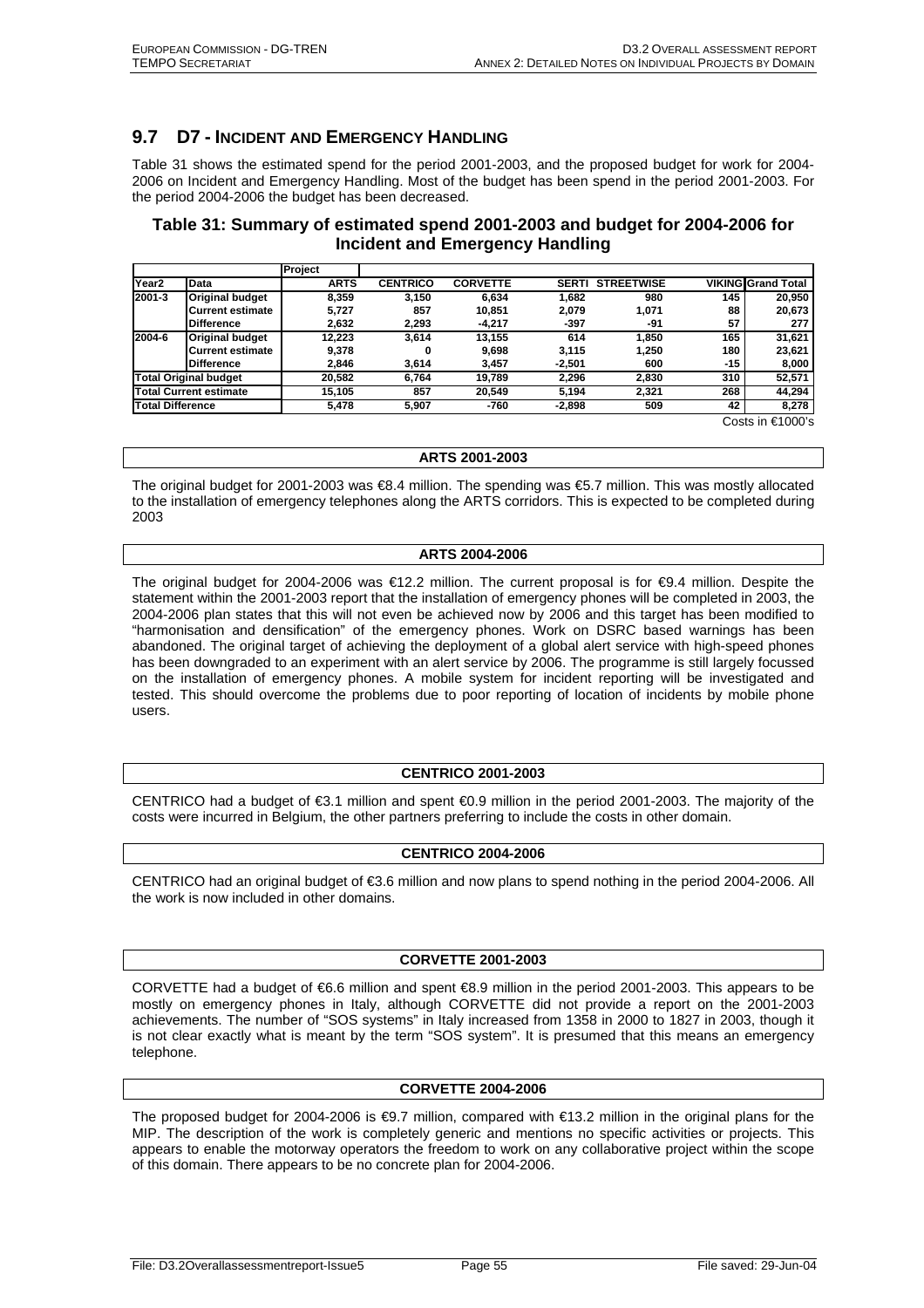## 9.7 D7 - Incident and Emergency Handling

Table 31 shows the estimated spend for the period 2001-2003, and the proposed budget for work for 2004-2006 on Incident and Emergency Handling. Most of the budget has been spend in the period 2001-2003. For the period 2004-2006 the budget has been decreased.

### Table 31: Summary of estimated spend 2001-2003 and budget for 2004-2006 for Incident and Emergency Handling

| | | Project | | | | | | |
|---|---|---|---|---|---|---|---|---|
| **Year2** | **Data** | **ARTS** | **CENTRICO** | **CORVETTE** | **SERTI** | **STREETWISE** | **VIKING** | **Grand Total** |
| **2001-3** | **Original budget** | 8,359 | 3,150 | 6,634 | 1,682 | 980 | 145 | 20,950 |
| | **Current estimate** | 5,727 | 857 | 10,851 | 2,079 | 1,071 | 88 | 20,673 |
| | **Difference** | 2,632 | 2,293 | -4,217 | -397 | -91 | 57 | 277 |
| **2004-6** | **Original budget** | 12,223 | 3,614 | 13,155 | 614 | 1,850 | 165 | 31,621 |
| | **Current estimate** | 9,378 | 0 | 9,698 | 3,115 | 1,250 | 180 | 23,621 |
| | **Difference** | 2,846 | 3,614 | 3,457 | -2,501 | 600 | -15 | 8,000 |
| **Total Original budget** | | 20,582 | 6,764 | 19,789 | 2,296 | 2,830 | 310 | 52,571 |
| **Total Current estimate** | | 15,105 | 857 | 20,549 | 5,194 | 2,321 | 268 | 44,294 |
| **Total Difference** | | 5,478 | 5,907 | -760 | -2,898 | 509 | 42 | 8,278 |

Costs in €1000's

**ARTS 2001-2003**

The original budget for 2001-2003 was €8.4 million. The spending was €5.7 million. This was mostly allocated to the installation of emergency telephones along the ARTS corridors. This is expected to be completed during 2003

**ARTS 2004-2006**

The original budget for 2004-2006 was €12.2 million. The current proposal is for €9.4 million. Despite the statement within the 2001-2003 report that the installation of emergency phones will be completed in 2003, the 2004-2006 plan states that this will not even be achieved now by 2006 and this target has been modified to "harmonisation and densification" of the emergency phones. Work on DSRC based warnings has been abandoned. The original target of achieving the deployment of a global alert service with high-speed phones has been downgraded to an experiment with an alert service by 2006. The programme is still largely focussed on the installation of emergency phones. A mobile system for incident reporting will be investigated and tested. This should overcome the problems due to poor reporting of location of incidents by mobile phone users.

**CENTRICO 2001-2003**

CENTRICO had a budget of €3.1 million and spent €0.9 million in the period 2001-2003. The majority of the costs were incurred in Belgium, the other partners preferring to include the costs in other domain.

**CENTRICO 2004-2006**

CENTRICO had an original budget of €3.6 million and now plans to spend nothing in the period 2004-2006. All the work is now included in other domains.

**CORVETTE 2001-2003**

CORVETTE had a budget of €6.6 million and spent €8.9 million in the period 2001-2003. This appears to be mostly on emergency phones in Italy, although CORVETTE did not provide a report on the 2001-2003 achievements. The number of "SOS systems" in Italy increased from 1358 in 2000 to 1827 in 2003, though it is not clear exactly what is meant by the term "SOS system". It is presumed that this means an emergency telephone.

**CORVETTE 2004-2006**

The proposed budget for 2004-2006 is €9.7 million, compared with €13.2 million in the original plans for the MIP. The description of the work is completely generic and mentions no specific activities or projects. This appears to enable the motorway operators the freedom to work on any collaborative project within the scope of this domain. There appears to be no concrete plan for 2004-2006.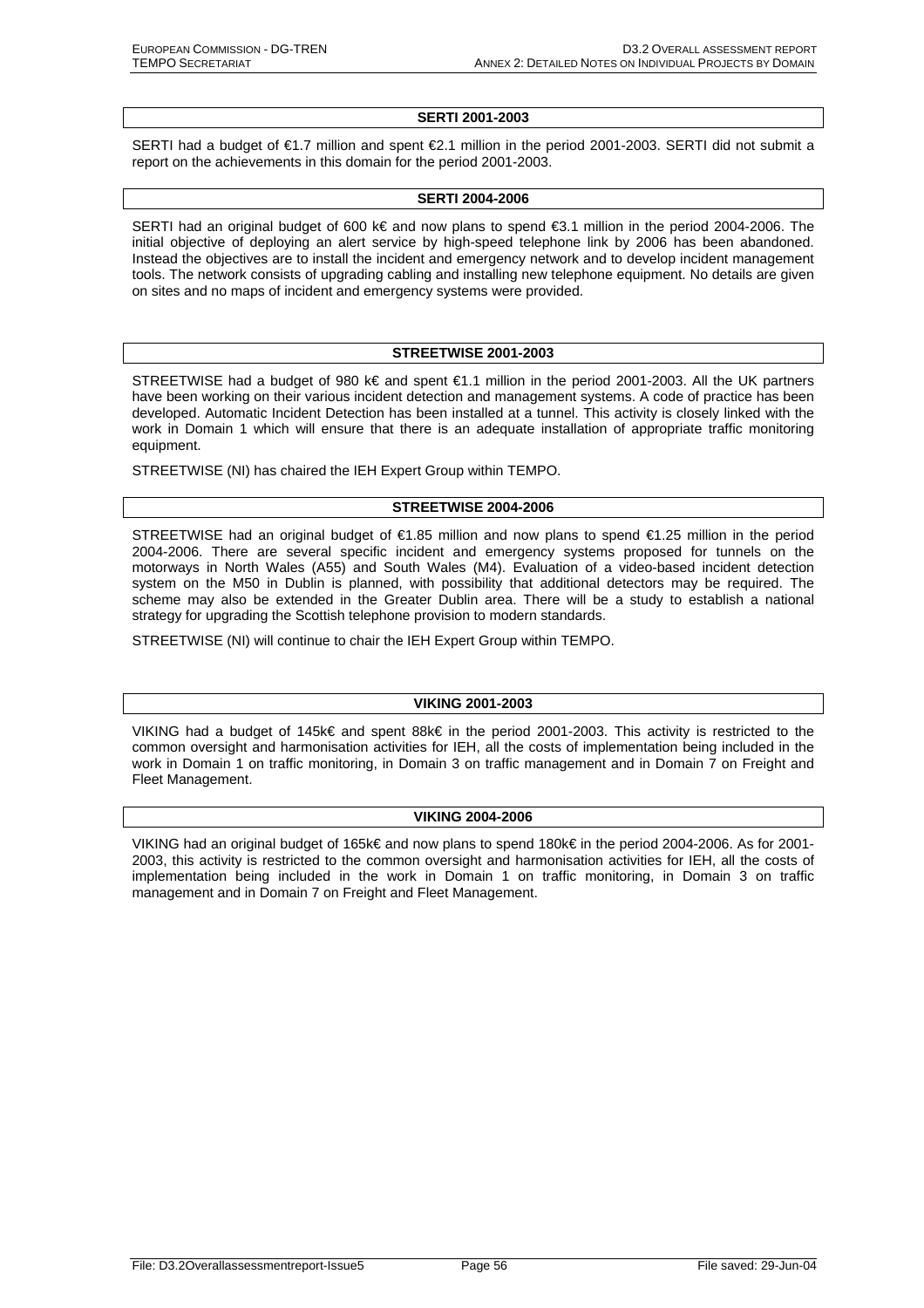### SERTI 2001-2003

SERTI had a budget of €1.7 million and spent €2.1 million in the period 2001-2003. SERTI did not submit a report on the achievements in this domain for the period 2001-2003.

### SERTI 2004-2006

SERTI had an original budget of 600 k€ and now plans to spend €3.1 million in the period 2004-2006. The initial objective of deploying an alert service by high-speed telephone link by 2006 has been abandoned. Instead the objectives are to install the incident and emergency network and to develop incident management tools. The network consists of upgrading cabling and installing new telephone equipment. No details are given on sites and no maps of incident and emergency systems were provided.

### STREETWISE 2001-2003

STREETWISE had a budget of 980 k€ and spent €1.1 million in the period 2001-2003. All the UK partners have been working on their various incident detection and management systems. A code of practice has been developed. Automatic Incident Detection has been installed at a tunnel. This activity is closely linked with the work in Domain 1 which will ensure that there is an adequate installation of appropriate traffic monitoring equipment.

STREETWISE (NI) has chaired the IEH Expert Group within TEMPO.

### STREETWISE 2004-2006

STREETWISE had an original budget of €1.85 million and now plans to spend €1.25 million in the period 2004-2006. There are several specific incident and emergency systems proposed for tunnels on the motorways in North Wales (A55) and South Wales (M4). Evaluation of a video-based incident detection system on the M50 in Dublin is planned, with possibility that additional detectors may be required. The scheme may also be extended in the Greater Dublin area. There will be a study to establish a national strategy for upgrading the Scottish telephone provision to modern standards.

STREETWISE (NI) will continue to chair the IEH Expert Group within TEMPO.

### VIKING 2001-2003

VIKING had a budget of 145k€ and spent 88k€ in the period 2001-2003. This activity is restricted to the common oversight and harmonisation activities for IEH, all the costs of implementation being included in the work in Domain 1 on traffic monitoring, in Domain 3 on traffic management and in Domain 7 on Freight and Fleet Management.

### VIKING 2004-2006

VIKING had an original budget of 165k€ and now plans to spend 180k€ in the period 2004-2006. As for 2001-2003, this activity is restricted to the common oversight and harmonisation activities for IEH, all the costs of implementation being included in the work in Domain 1 on traffic monitoring, in Domain 3 on traffic management and in Domain 7 on Freight and Fleet Management.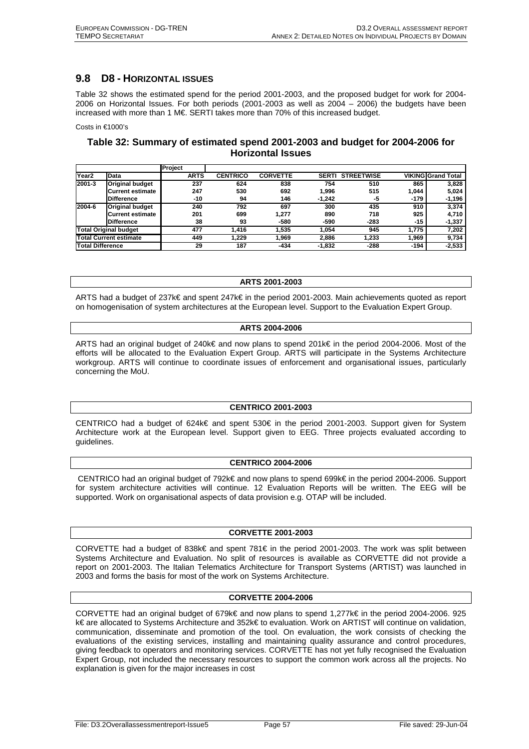## 9.8 D8 - HORIZONTAL ISSUES

Table 32 shows the estimated spend for the period 2001-2003, and the proposed budget for work for 2004-2006 on Horizontal Issues. For both periods (2001-2003 as well as 2004 – 2006) the budgets have been increased with more than 1 M€. SERTI takes more than 70% of this increased budget.

Costs in €1000's

### Table 32: Summary of estimated spend 2001-2003 and budget for 2004-2006 for Horizontal Issues

| | | Project | | | | | | |
|---|---|---|---|---|---|---|---|---|
| **Year2** | **Data** | **ARTS** | **CENTRICO** | **CORVETTE** | **SERTI** | **STREETWISE** | **VIKING** | **Grand Total** |
| **2001-3** | **Original budget** | 237 | 624 | 838 | 754 | 510 | 865 | 3,828 |
| | **Current estimate** | 247 | 530 | 692 | 1,996 | 515 | 1,044 | 5,024 |
| | **Difference** | -10 | 94 | 146 | -1,242 | -5 | -179 | -1,196 |
| **2004-6** | **Original budget** | 240 | 792 | 697 | 300 | 435 | 910 | 3,374 |
| | **Current estimate** | 201 | 699 | 1,277 | 890 | 718 | 925 | 4,710 |
| | **Difference** | 38 | 93 | -580 | -590 | -283 | -15 | -1,337 |
| **Total Original budget** | | 477 | 1,416 | 1,535 | 1,054 | 945 | 1,775 | 7,202 |
| **Total Current estimate** | | 449 | 1,229 | 1,969 | 2,886 | 1,233 | 1,969 | 9,734 |
| **Total Difference** | | 29 | 187 | -434 | -1,832 | -288 | -194 | -2,533 |

**ARTS 2001-2003**

ARTS had a budget of 237k€ and spent 247k€ in the period 2001-2003. Main achievements quoted as report on homogenisation of system architectures at the European level. Support to the Evaluation Expert Group.

**ARTS 2004-2006**

ARTS had an original budget of 240k€ and now plans to spend 201k€ in the period 2004-2006. Most of the efforts will be allocated to the Evaluation Expert Group. ARTS will participate in the Systems Architecture workgroup. ARTS will continue to coordinate issues of enforcement and organisational issues, particularly concerning the MoU.

**CENTRICO 2001-2003**

CENTRICO had a budget of 624k€ and spent 530€ in the period 2001-2003. Support given for System Architecture work at the European level. Support given to EEG. Three projects evaluated according to guidelines.

**CENTRICO 2004-2006**

CENTRICO had an original budget of 792k€ and now plans to spend 699k€ in the period 2004-2006. Support for system architecture activities will continue. 12 Evaluation Reports will be written. The EEG will be supported. Work on organisational aspects of data provision e.g. OTAP will be included.

**CORVETTE 2001-2003**

CORVETTE had a budget of 838k€ and spent 781€ in the period 2001-2003. The work was split between Systems Architecture and Evaluation. No split of resources is available as CORVETTE did not provide a report on 2001-2003. The Italian Telematics Architecture for Transport Systems (ARTIST) was launched in 2003 and forms the basis for most of the work on Systems Architecture.

**CORVETTE 2004-2006**

CORVETTE had an original budget of 679k€ and now plans to spend 1,277k€ in the period 2004-2006. 925 k€ are allocated to Systems Architecture and 352k€ to evaluation. Work on ARTIST will continue on validation, communication, disseminate and promotion of the tool. On evaluation, the work consists of checking the evaluations of the existing services, installing and maintaining quality assurance and control procedures, giving feedback to operators and monitoring services. CORVETTE has not yet fully recognised the Evaluation Expert Group, not included the necessary resources to support the common work across all the projects. No explanation is given for the major increases in cost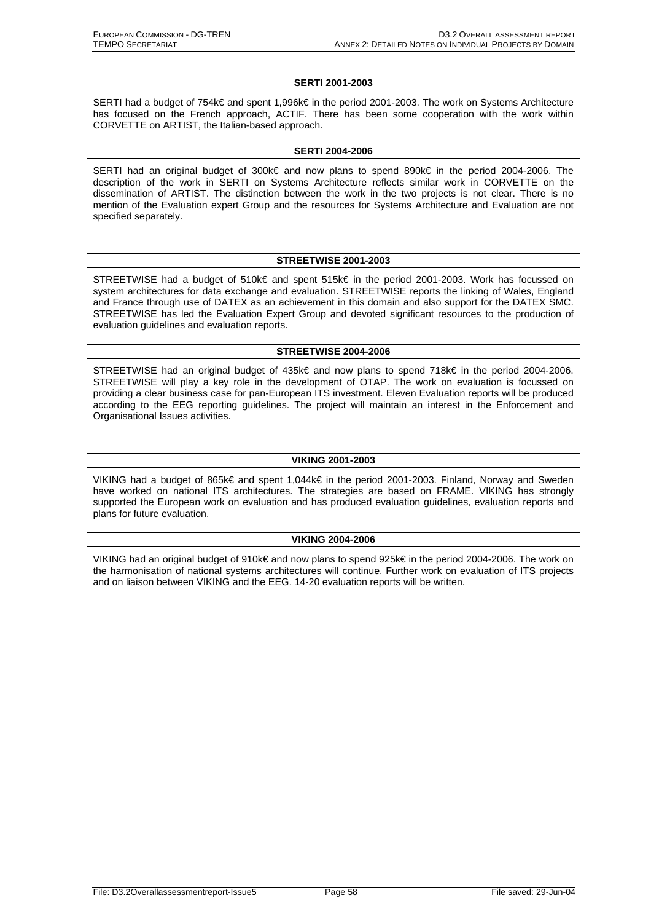### SERTI 2001-2003

SERTI had a budget of 754k€ and spent 1,996k€ in the period 2001-2003. The work on Systems Architecture has focused on the French approach, ACTIF. There has been some cooperation with the work within CORVETTE on ARTIST, the Italian-based approach.

### SERTI 2004-2006

SERTI had an original budget of 300k€ and now plans to spend 890k€ in the period 2004-2006. The description of the work in SERTI on Systems Architecture reflects similar work in CORVETTE on the dissemination of ARTIST. The distinction between the work in the two projects is not clear. There is no mention of the Evaluation expert Group and the resources for Systems Architecture and Evaluation are not specified separately.

### STREETWISE 2001-2003

STREETWISE had a budget of 510k€ and spent 515k€ in the period 2001-2003. Work has focussed on system architectures for data exchange and evaluation. STREETWISE reports the linking of Wales, England and France through use of DATEX as an achievement in this domain and also support for the DATEX SMC. STREETWISE has led the Evaluation Expert Group and devoted significant resources to the production of evaluation guidelines and evaluation reports.

### STREETWISE 2004-2006

STREETWISE had an original budget of 435k€ and now plans to spend 718k€ in the period 2004-2006. STREETWISE will play a key role in the development of OTAP. The work on evaluation is focussed on providing a clear business case for pan-European ITS investment. Eleven Evaluation reports will be produced according to the EEG reporting guidelines. The project will maintain an interest in the Enforcement and Organisational Issues activities.

### VIKING 2001-2003

VIKING had a budget of 865k€ and spent 1,044k€ in the period 2001-2003. Finland, Norway and Sweden have worked on national ITS architectures. The strategies are based on FRAME. VIKING has strongly supported the European work on evaluation and has produced evaluation guidelines, evaluation reports and plans for future evaluation.

### VIKING 2004-2006

VIKING had an original budget of 910k€ and now plans to spend 925k€ in the period 2004-2006. The work on the harmonisation of national systems architectures will continue. Further work on evaluation of ITS projects and on liaison between VIKING and the EEG. 14-20 evaluation reports will be written.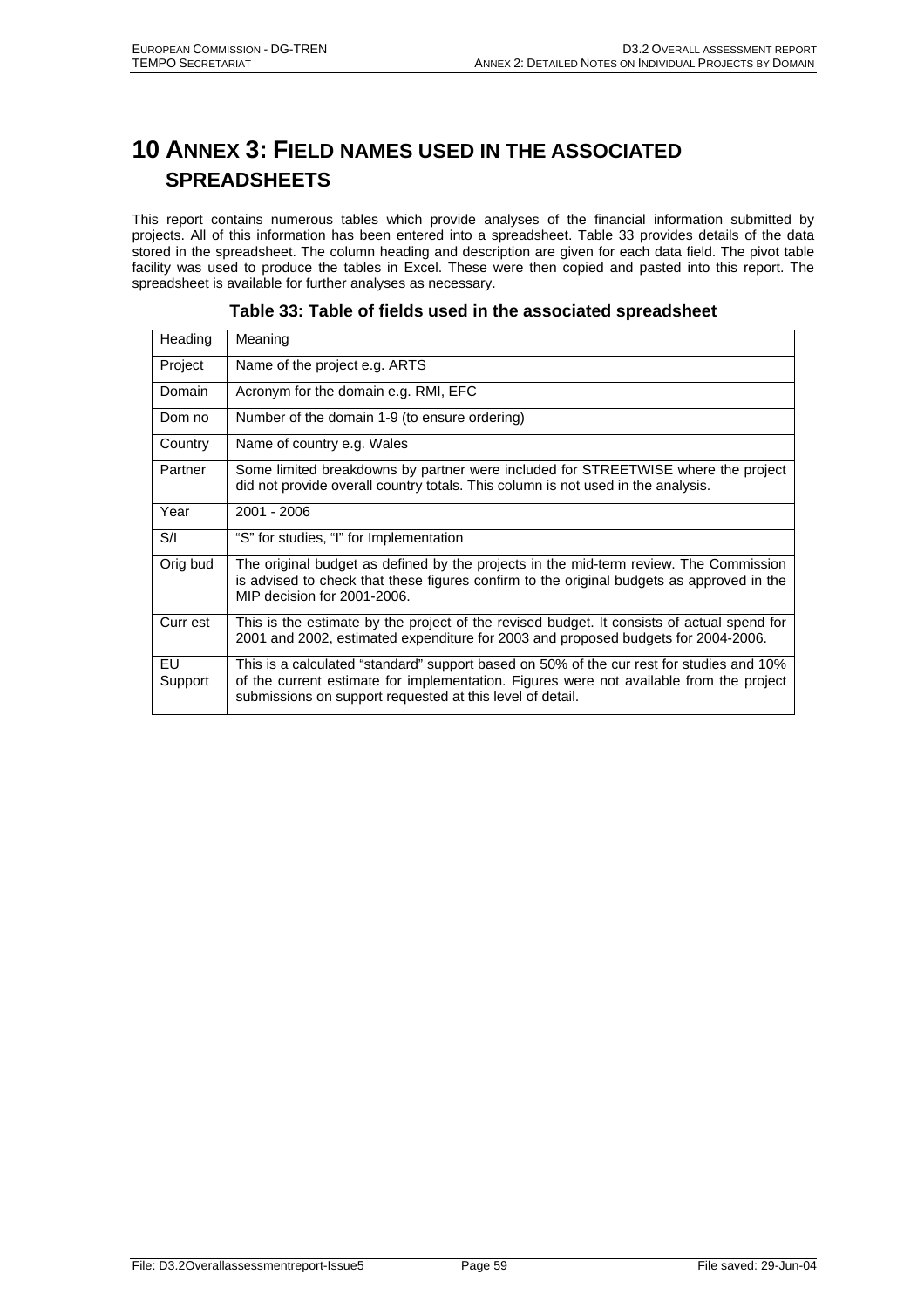# 10 ANNEX 3: FIELD NAMES USED IN THE ASSOCIATED SPREADSHEETS

This report contains numerous tables which provide analyses of the financial information submitted by projects. All of this information has been entered into a spreadsheet. Table 33 provides details of the data stored in the spreadsheet. The column heading and description are given for each data field. The pivot table facility was used to produce the tables in Excel. These were then copied and pasted into this report. The spreadsheet is available for further analyses as necessary.

**Table 33: Table of fields used in the associated spreadsheet**

| Heading | Meaning |
|---|---|
| Project | Name of the project e.g. ARTS |
| Domain | Acronym for the domain e.g. RMI, EFC |
| Dom no | Number of the domain 1-9 (to ensure ordering) |
| Country | Name of country e.g. Wales |
| Partner | Some limited breakdowns by partner were included for STREETWISE where the project did not provide overall country totals. This column is not used in the analysis. |
| Year | 2001 - 2006 |
| S/I | "S" for studies, "I" for Implementation |
| Orig bud | The original budget as defined by the projects in the mid-term review. The Commission is advised to check that these figures confirm to the original budgets as approved in the MIP decision for 2001-2006. |
| Curr est | This is the estimate by the project of the revised budget. It consists of actual spend for 2001 and 2002, estimated expenditure for 2003 and proposed budgets for 2004-2006. |
| EU Support | This is a calculated "standard" support based on 50% of the cur rest for studies and 10% of the current estimate for implementation. Figures were not available from the project submissions on support requested at this level of detail. |